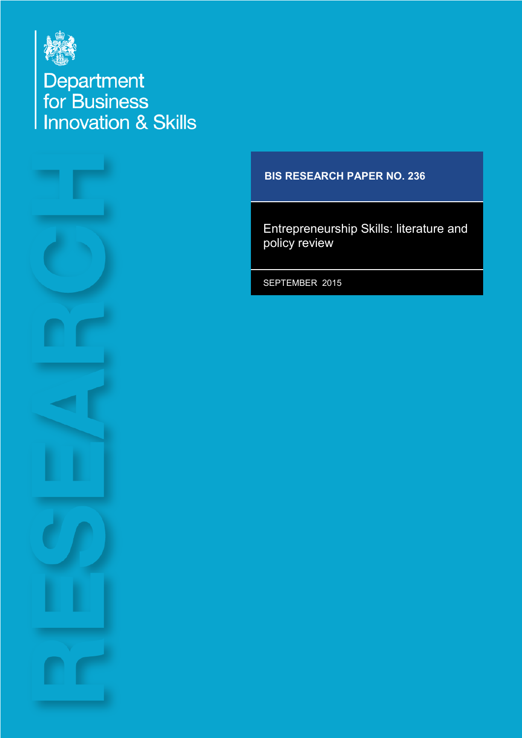Department for Business Innovation & Skills

RESEARCH

**BIS RESEARCH PAPER NO. 236**

# Entrepreneurship Skills: literature and policy review

SEPTEMBER 2015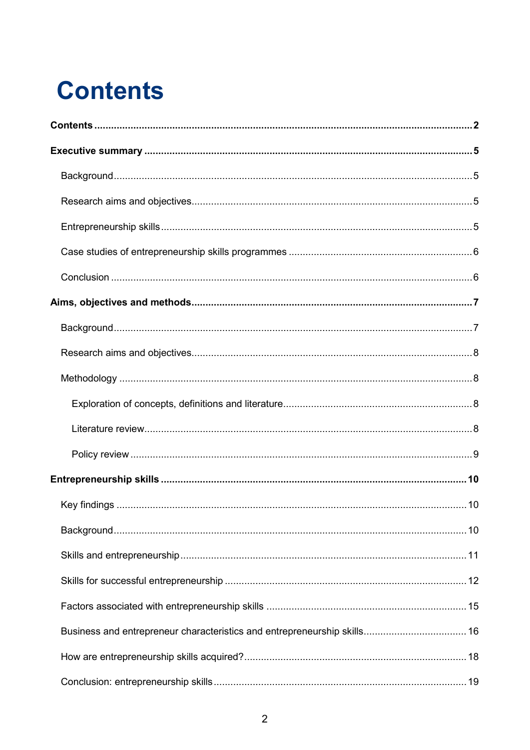# Contents

**Contents** 2

**Executive summary** 5

- Background 5
- Research aims and objectives 5
- Entrepreneurship skills 5
- Case studies of entrepreneurship skills programmes 6
- Conclusion 6

**Aims, objectives and methods** 7

- Background 7
- Research aims and objectives 8
- Methodology 8
  - Exploration of concepts, definitions and literature 8
  - Literature review 8
  - Policy review 9

**Entrepreneurship skills** 10

- Key findings 10
- Background 10
- Skills and entrepreneurship 11
- Skills for successful entrepreneurship 12
- Factors associated with entrepreneurship skills 15
- Business and entrepreneur characteristics and entrepreneurship skills 16
- How are entrepreneurship skills acquired? 18
- Conclusion: entrepreneurship skills 19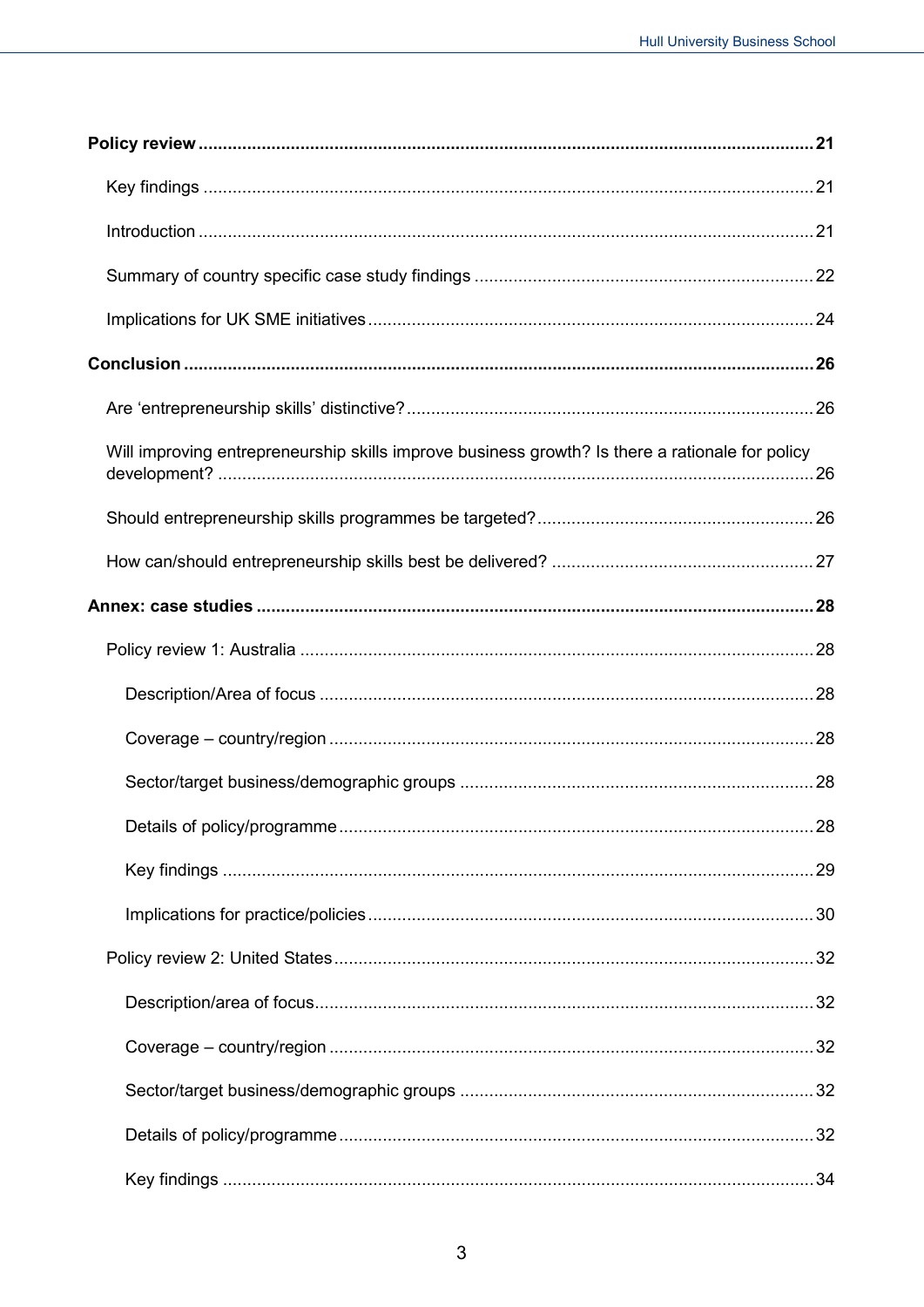**Policy review .......................................................................................................... 21**

Key findings .......................................................................................................... 21

Introduction .......................................................................................................... 21

Summary of country specific case study findings ........................................................ 22

Implications for UK SME initiatives ............................................................................ 24

**Conclusion .......................................................................................................... 26**

Are ‘entrepreneurship skills’ distinctive? ..................................................................... 26

Will improving entrepreneurship skills improve business growth? Is there a rationale for policy development? .......................................................................................................... 26

Should entrepreneurship skills programmes be targeted? ............................................ 26

How can/should entrepreneurship skills best be delivered? ........................................ 27

**Annex: case studies .......................................................................................................... 28**

Policy review 1: Australia .......................................................................................................... 28

Description/Area of focus .......................................................................................................... 28

Coverage – country/region .......................................................................................................... 28

Sector/target business/demographic groups .......................................................................... 28

Details of policy/programme .......................................................................................................... 28

Key findings .......................................................................................................... 29

Implications for practice/policies .......................................................................................................... 30

Policy review 2: United States .......................................................................................................... 32

Description/area of focus .......................................................................................................... 32

Coverage – country/region .......................................................................................................... 32

Sector/target business/demographic groups .......................................................................... 32

Details of policy/programme .......................................................................................................... 32

Key findings .......................................................................................................... 34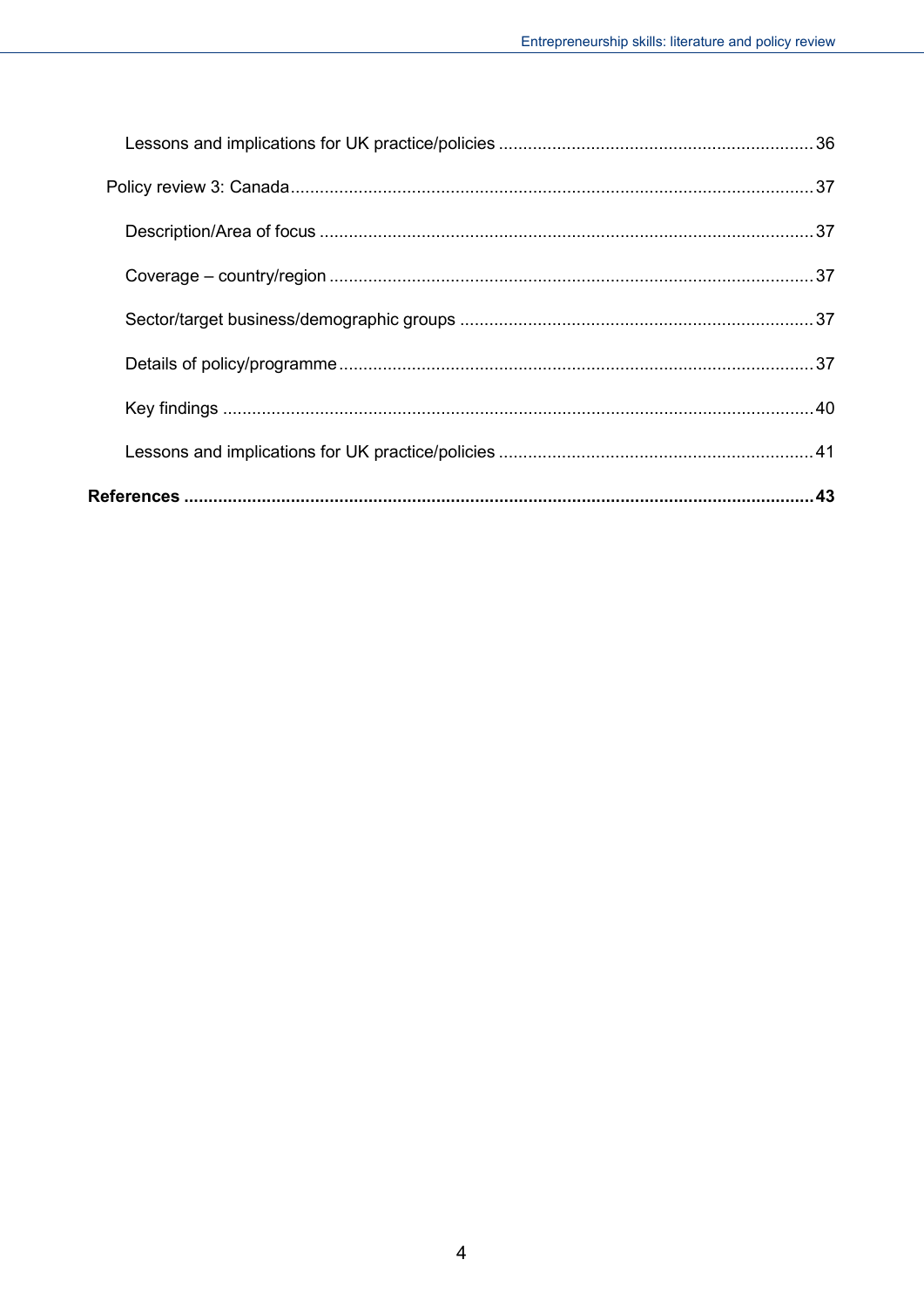- Lessons and implications for UK practice/policies ... 36
- Policy review 3: Canada ... 37
  - Description/Area of focus ... 37
  - Coverage – country/region ... 37
  - Sector/target business/demographic groups ... 37
  - Details of policy/programme ... 37
  - Key findings ... 40
  - Lessons and implications for UK practice/policies ... 41

**References ... 43**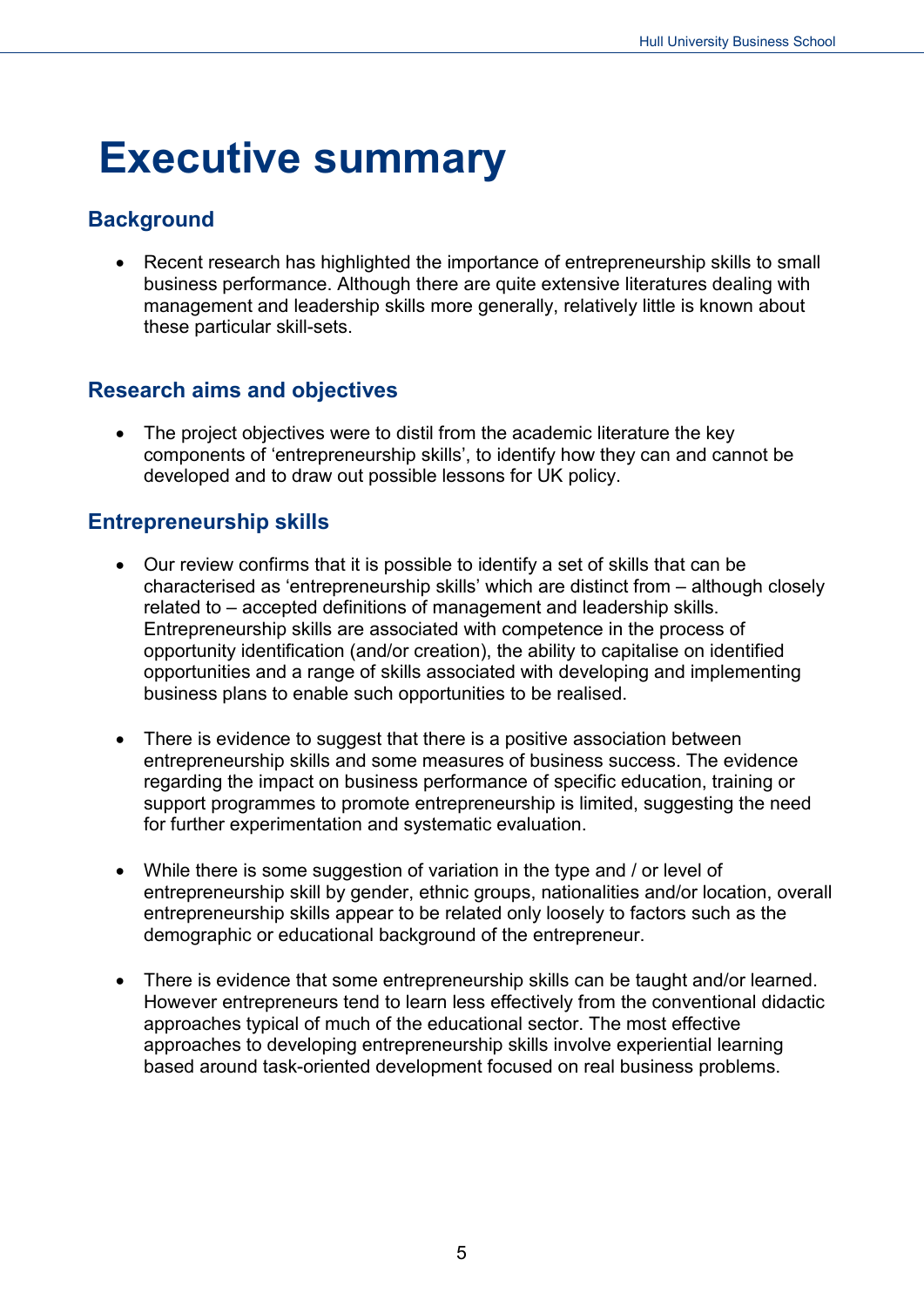# Executive summary

## Background

- Recent research has highlighted the importance of entrepreneurship skills to small business performance. Although there are quite extensive literatures dealing with management and leadership skills more generally, relatively little is known about these particular skill-sets.

## Research aims and objectives

- The project objectives were to distil from the academic literature the key components of 'entrepreneurship skills', to identify how they can and cannot be developed and to draw out possible lessons for UK policy.

## Entrepreneurship skills

- Our review confirms that it is possible to identify a set of skills that can be characterised as 'entrepreneurship skills' which are distinct from – although closely related to – accepted definitions of management and leadership skills. Entrepreneurship skills are associated with competence in the process of opportunity identification (and/or creation), the ability to capitalise on identified opportunities and a range of skills associated with developing and implementing business plans to enable such opportunities to be realised.

- There is evidence to suggest that there is a positive association between entrepreneurship skills and some measures of business success. The evidence regarding the impact on business performance of specific education, training or support programmes to promote entrepreneurship is limited, suggesting the need for further experimentation and systematic evaluation.

- While there is some suggestion of variation in the type and / or level of entrepreneurship skill by gender, ethnic groups, nationalities and/or location, overall entrepreneurship skills appear to be related only loosely to factors such as the demographic or educational background of the entrepreneur.

- There is evidence that some entrepreneurship skills can be taught and/or learned. However entrepreneurs tend to learn less effectively from the conventional didactic approaches typical of much of the educational sector. The most effective approaches to developing entrepreneurship skills involve experiential learning based around task-oriented development focused on real business problems.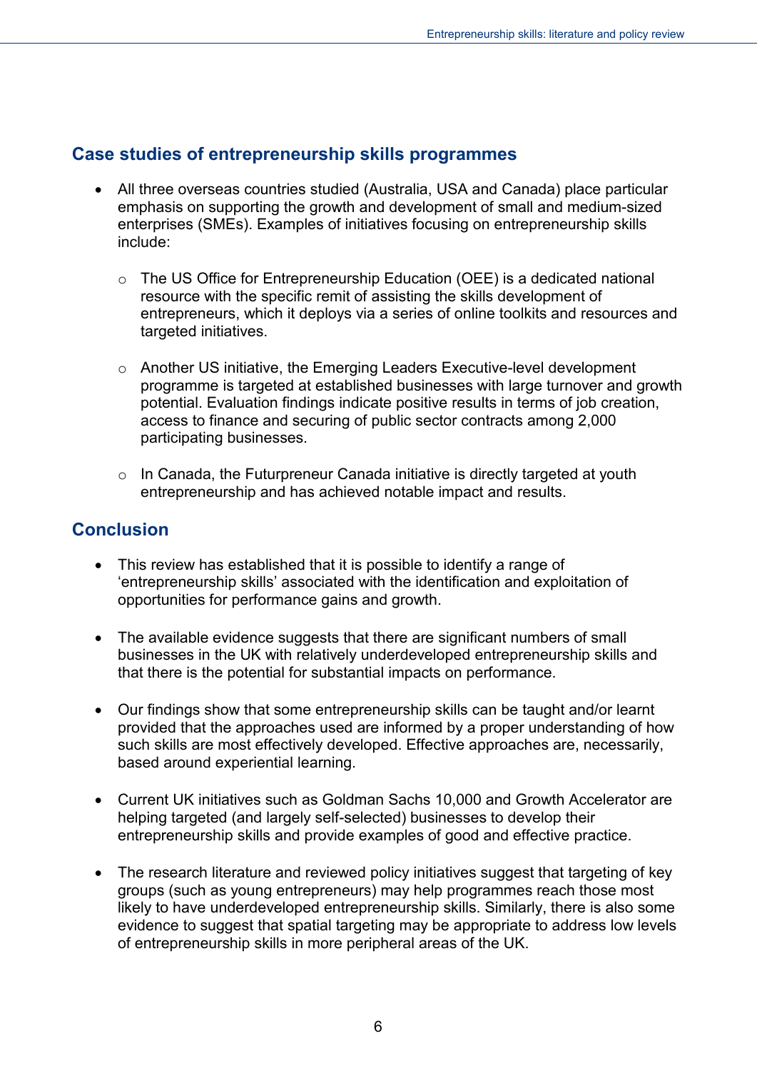## Case studies of entrepreneurship skills programmes

- All three overseas countries studied (Australia, USA and Canada) place particular emphasis on supporting the growth and development of small and medium-sized enterprises (SMEs). Examples of initiatives focusing on entrepreneurship skills include:
  - The US Office for Entrepreneurship Education (OEE) is a dedicated national resource with the specific remit of assisting the skills development of entrepreneurs, which it deploys via a series of online toolkits and resources and targeted initiatives.
  - Another US initiative, the Emerging Leaders Executive-level development programme is targeted at established businesses with large turnover and growth potential. Evaluation findings indicate positive results in terms of job creation, access to finance and securing of public sector contracts among 2,000 participating businesses.
  - In Canada, the Futurpreneur Canada initiative is directly targeted at youth entrepreneurship and has achieved notable impact and results.

## Conclusion

- This review has established that it is possible to identify a range of 'entrepreneurship skills' associated with the identification and exploitation of opportunities for performance gains and growth.
- The available evidence suggests that there are significant numbers of small businesses in the UK with relatively underdeveloped entrepreneurship skills and that there is the potential for substantial impacts on performance.
- Our findings show that some entrepreneurship skills can be taught and/or learnt provided that the approaches used are informed by a proper understanding of how such skills are most effectively developed. Effective approaches are, necessarily, based around experiential learning.
- Current UK initiatives such as Goldman Sachs 10,000 and Growth Accelerator are helping targeted (and largely self-selected) businesses to develop their entrepreneurship skills and provide examples of good and effective practice.
- The research literature and reviewed policy initiatives suggest that targeting of key groups (such as young entrepreneurs) may help programmes reach those most likely to have underdeveloped entrepreneurship skills. Similarly, there is also some evidence to suggest that spatial targeting may be appropriate to address low levels of entrepreneurship skills in more peripheral areas of the UK.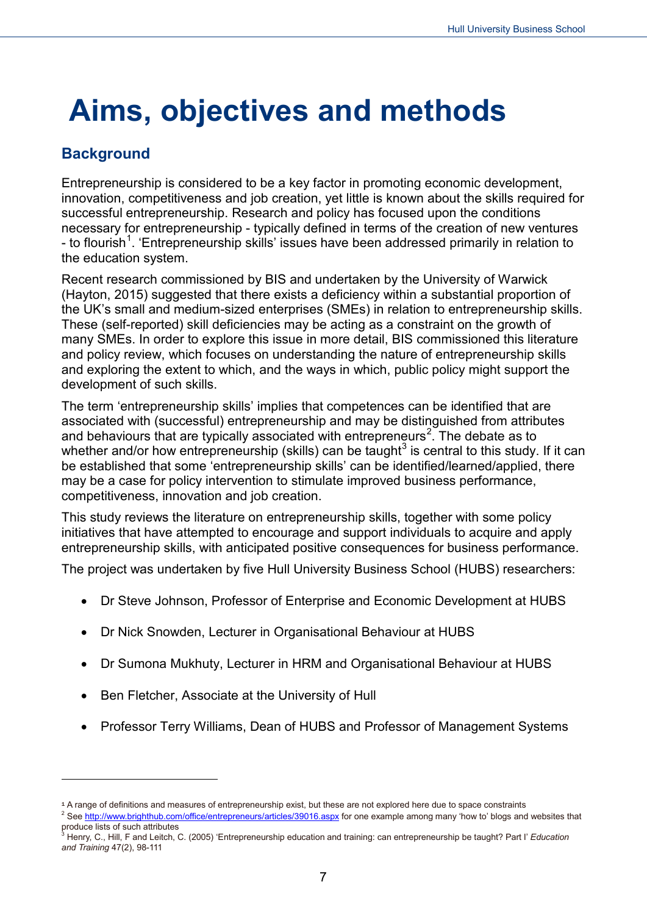# Aims, objectives and methods

## Background

Entrepreneurship is considered to be a key factor in promoting economic development, innovation, competitiveness and job creation, yet little is known about the skills required for successful entrepreneurship. Research and policy has focused upon the conditions necessary for entrepreneurship - typically defined in terms of the creation of new ventures - to flourish[1]. 'Entrepreneurship skills' issues have been addressed primarily in relation to the education system.

Recent research commissioned by BIS and undertaken by the University of Warwick (Hayton, 2015) suggested that there exists a deficiency within a substantial proportion of the UK's small and medium-sized enterprises (SMEs) in relation to entrepreneurship skills. These (self-reported) skill deficiencies may be acting as a constraint on the growth of many SMEs. In order to explore this issue in more detail, BIS commissioned this literature and policy review, which focuses on understanding the nature of entrepreneurship skills and exploring the extent to which, and the ways in which, public policy might support the development of such skills.

The term 'entrepreneurship skills' implies that competences can be identified that are associated with (successful) entrepreneurship and may be distinguished from attributes and behaviours that are typically associated with entrepreneurs[2]. The debate as to whether and/or how entrepreneurship (skills) can be taught[3] is central to this study. If it can be established that some 'entrepreneurship skills' can be identified/learned/applied, there may be a case for policy intervention to stimulate improved business performance, competitiveness, innovation and job creation.

This study reviews the literature on entrepreneurship skills, together with some policy initiatives that have attempted to encourage and support individuals to acquire and apply entrepreneurship skills, with anticipated positive consequences for business performance.

The project was undertaken by five Hull University Business School (HUBS) researchers:

- Dr Steve Johnson, Professor of Enterprise and Economic Development at HUBS
- Dr Nick Snowden, Lecturer in Organisational Behaviour at HUBS
- Dr Sumona Mukhuty, Lecturer in HRM and Organisational Behaviour at HUBS
- Ben Fletcher, Associate at the University of Hull
- Professor Terry Williams, Dean of HUBS and Professor of Management Systems

---

[1] A range of definitions and measures of entrepreneurship exist, but these are not explored here due to space constraints

[2] See http://www.brighthub.com/office/entrepreneurs/articles/39016.aspx for one example among many 'how to' blogs and websites that produce lists of such attributes

[3] Henry, C., Hill, F and Leitch, C. (2005) 'Entrepreneurship education and training: can entrepreneurship be taught? Part I' *Education and Training* 47(2), 98-111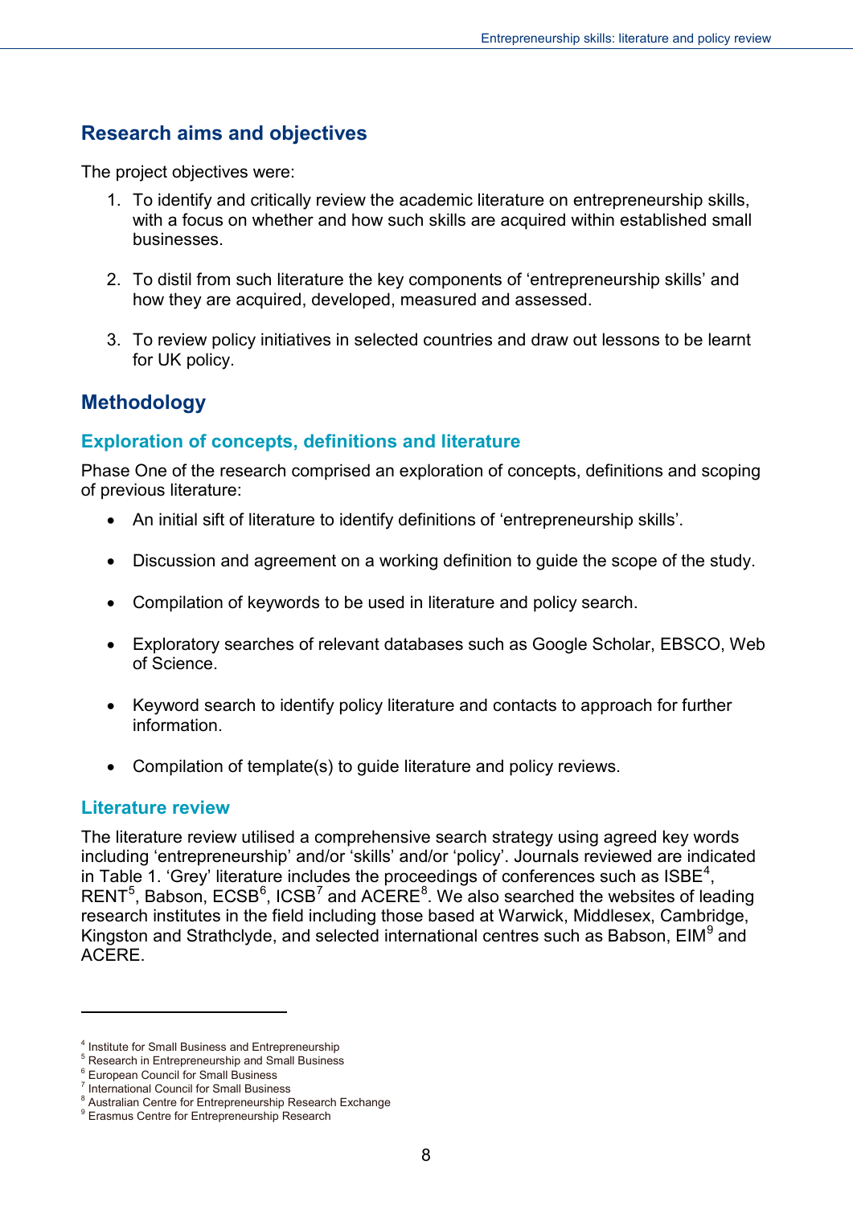## Research aims and objectives

The project objectives were:

1. To identify and critically review the academic literature on entrepreneurship skills, with a focus on whether and how such skills are acquired within established small businesses.

2. To distil from such literature the key components of 'entrepreneurship skills' and how they are acquired, developed, measured and assessed.

3. To review policy initiatives in selected countries and draw out lessons to be learnt for UK policy.

## Methodology

### Exploration of concepts, definitions and literature

Phase One of the research comprised an exploration of concepts, definitions and scoping of previous literature:

- An initial sift of literature to identify definitions of 'entrepreneurship skills'.

- Discussion and agreement on a working definition to guide the scope of the study.

- Compilation of keywords to be used in literature and policy search.

- Exploratory searches of relevant databases such as Google Scholar, EBSCO, Web of Science.

- Keyword search to identify policy literature and contacts to approach for further information.

- Compilation of template(s) to guide literature and policy reviews.

### Literature review

The literature review utilised a comprehensive search strategy using agreed key words including 'entrepreneurship' and/or 'skills' and/or 'policy'. Journals reviewed are indicated in Table 1. 'Grey' literature includes the proceedings of conferences such as ISBE[4], RENT[5], Babson, ECSB[6], ICSB[7] and ACERE[8]. We also searched the websites of leading research institutes in the field including those based at Warwick, Middlesex, Cambridge, Kingston and Strathclyde, and selected international centres such as Babson, EIM[9] and ACERE.

---

[4] Institute for Small Business and Entrepreneurship

[5] Research in Entrepreneurship and Small Business

[6] European Council for Small Business

[7] International Council for Small Business

[8] Australian Centre for Entrepreneurship Research Exchange

[9] Erasmus Centre for Entrepreneurship Research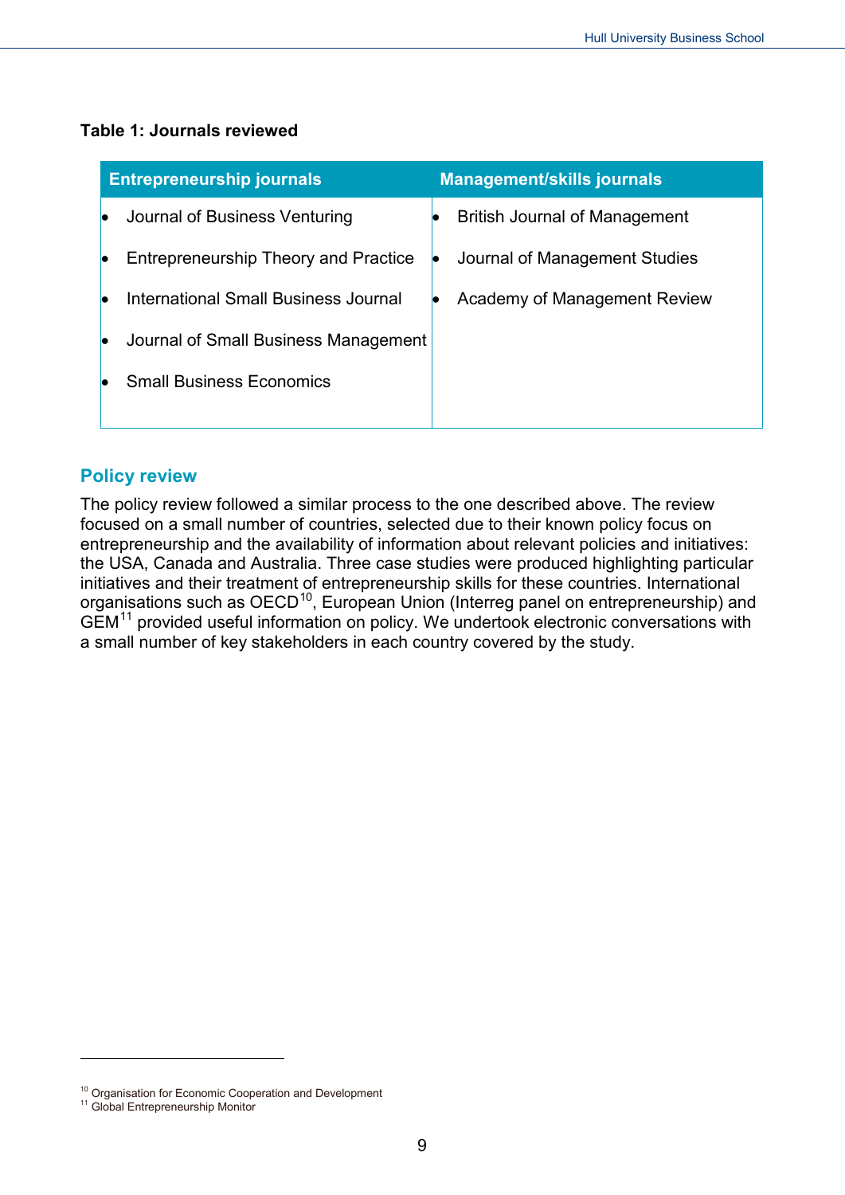**Table 1: Journals reviewed**

| Entrepreneurship journals | Management/skills journals |
|---|---|
| • Journal of Business Venturing | • British Journal of Management |
| • Entrepreneurship Theory and Practice | • Journal of Management Studies |
| • International Small Business Journal | • Academy of Management Review |
| • Journal of Small Business Management | |
| • Small Business Economics | |

## Policy review

The policy review followed a similar process to the one described above. The review focused on a small number of countries, selected due to their known policy focus on entrepreneurship and the availability of information about relevant policies and initiatives: the USA, Canada and Australia. Three case studies were produced highlighting particular initiatives and their treatment of entrepreneurship skills for these countries. International organisations such as OECD[10], European Union (Interreg panel on entrepreneurship) and GEM[11] provided useful information on policy. We undertook electronic conversations with a small number of key stakeholders in each country covered by the study.

---

[10] Organisation for Economic Cooperation and Development
[11] Global Entrepreneurship Monitor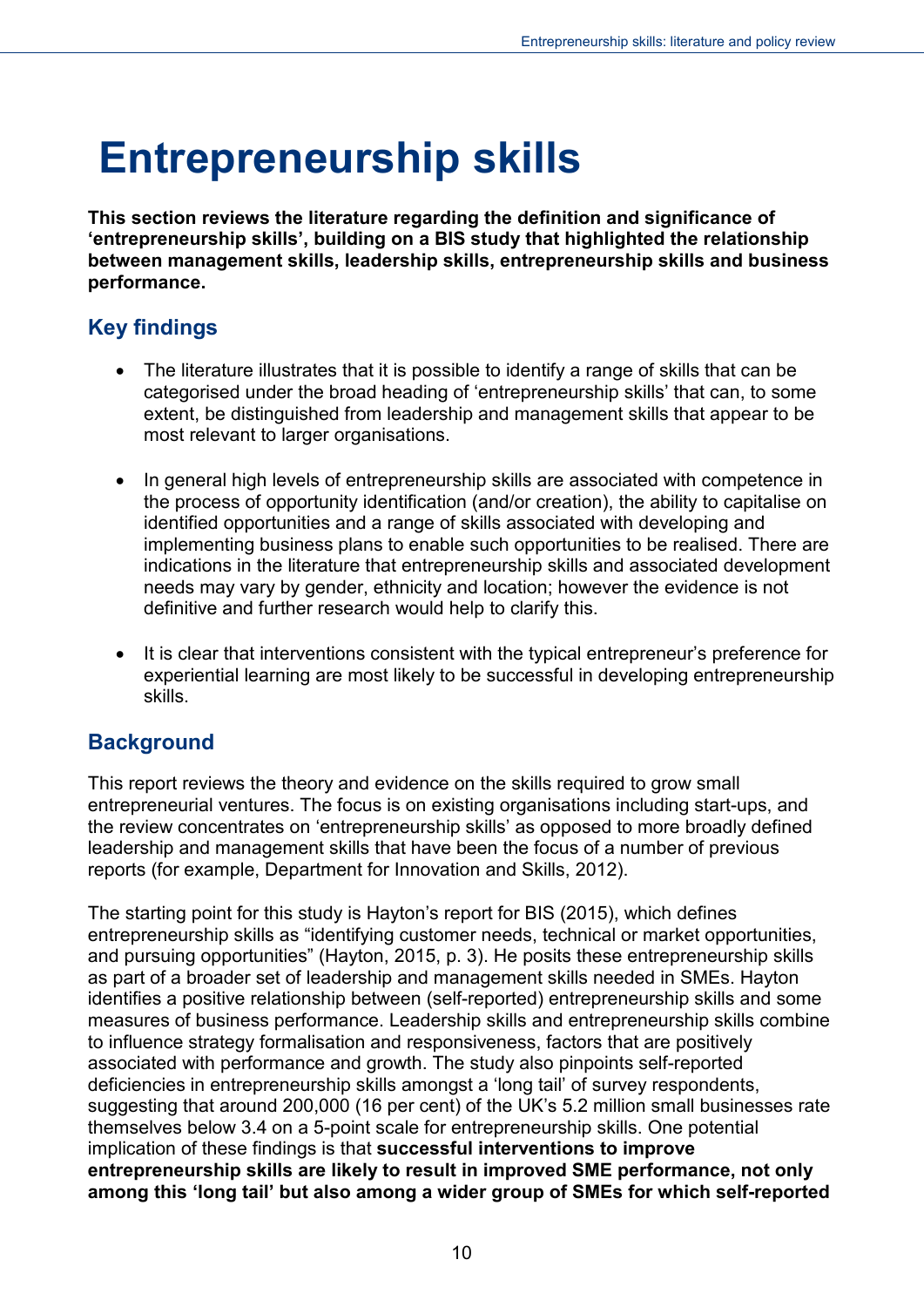# Entrepreneurship skills

**This section reviews the literature regarding the definition and significance of ‘entrepreneurship skills’, building on a BIS study that highlighted the relationship between management skills, leadership skills, entrepreneurship skills and business performance.**

## Key findings

- The literature illustrates that it is possible to identify a range of skills that can be categorised under the broad heading of ‘entrepreneurship skills’ that can, to some extent, be distinguished from leadership and management skills that appear to be most relevant to larger organisations.
- In general high levels of entrepreneurship skills are associated with competence in the process of opportunity identification (and/or creation), the ability to capitalise on identified opportunities and a range of skills associated with developing and implementing business plans to enable such opportunities to be realised. There are indications in the literature that entrepreneurship skills and associated development needs may vary by gender, ethnicity and location; however the evidence is not definitive and further research would help to clarify this.
- It is clear that interventions consistent with the typical entrepreneur’s preference for experiential learning are most likely to be successful in developing entrepreneurship skills.

## Background

This report reviews the theory and evidence on the skills required to grow small entrepreneurial ventures. The focus is on existing organisations including start-ups, and the review concentrates on ‘entrepreneurship skills’ as opposed to more broadly defined leadership and management skills that have been the focus of a number of previous reports (for example, Department for Innovation and Skills, 2012).

The starting point for this study is Hayton’s report for BIS (2015), which defines entrepreneurship skills as “identifying customer needs, technical or market opportunities, and pursuing opportunities” (Hayton, 2015, p. 3). He posits these entrepreneurship skills as part of a broader set of leadership and management skills needed in SMEs. Hayton identifies a positive relationship between (self-reported) entrepreneurship skills and some measures of business performance. Leadership skills and entrepreneurship skills combine to influence strategy formalisation and responsiveness, factors that are positively associated with performance and growth. The study also pinpoints self-reported deficiencies in entrepreneurship skills amongst a ‘long tail’ of survey respondents, suggesting that around 200,000 (16 per cent) of the UK’s 5.2 million small businesses rate themselves below 3.4 on a 5-point scale for entrepreneurship skills. One potential implication of these findings is that **successful interventions to improve entrepreneurship skills are likely to result in improved SME performance, not only among this ‘long tail’ but also among a wider group of SMEs for which self-reported**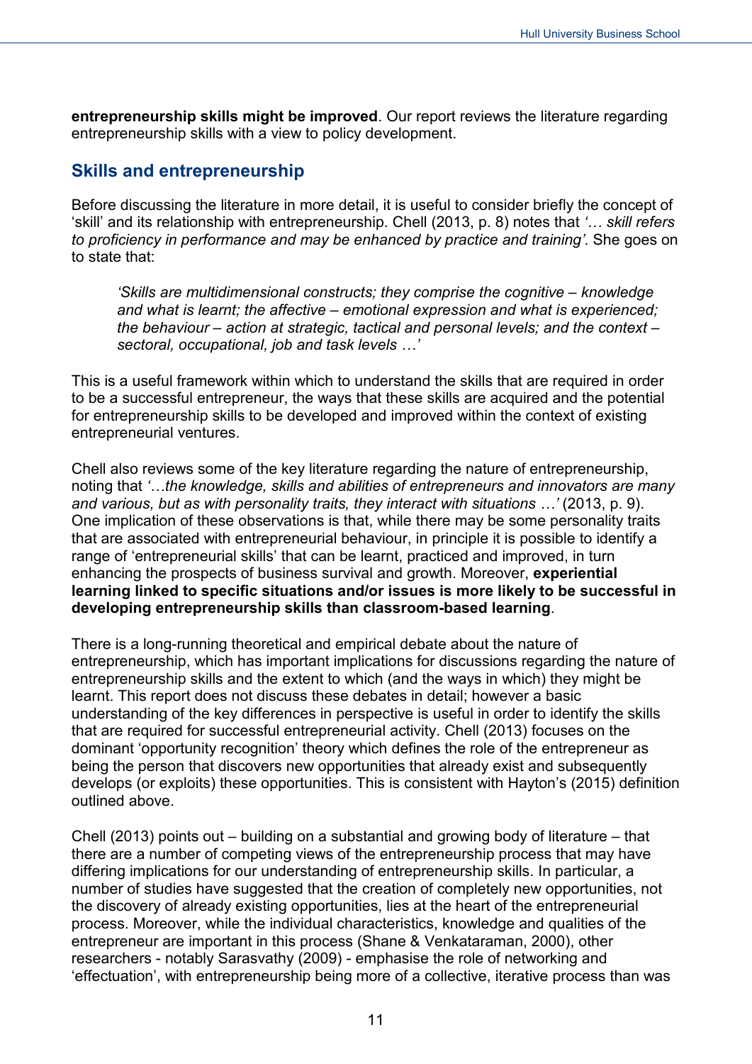**entrepreneurship skills might be improved**. Our report reviews the literature regarding entrepreneurship skills with a view to policy development.

## Skills and entrepreneurship

Before discussing the literature in more detail, it is useful to consider briefly the concept of 'skill' and its relationship with entrepreneurship. Chell (2013, p. 8) notes that *'… skill refers to proficiency in performance and may be enhanced by practice and training'*. She goes on to state that:

> *'Skills are multidimensional constructs; they comprise the cognitive – knowledge and what is learnt; the affective – emotional expression and what is experienced; the behaviour – action at strategic, tactical and personal levels; and the context – sectoral, occupational, job and task levels …'*

This is a useful framework within which to understand the skills that are required in order to be a successful entrepreneur, the ways that these skills are acquired and the potential for entrepreneurship skills to be developed and improved within the context of existing entrepreneurial ventures.

Chell also reviews some of the key literature regarding the nature of entrepreneurship, noting that *'…the knowledge, skills and abilities of entrepreneurs and innovators are many and various, but as with personality traits, they interact with situations …'* (2013, p. 9). One implication of these observations is that, while there may be some personality traits that are associated with entrepreneurial behaviour, in principle it is possible to identify a range of 'entrepreneurial skills' that can be learnt, practiced and improved, in turn enhancing the prospects of business survival and growth. Moreover, **experiential learning linked to specific situations and/or issues is more likely to be successful in developing entrepreneurship skills than classroom-based learning**.

There is a long-running theoretical and empirical debate about the nature of entrepreneurship, which has important implications for discussions regarding the nature of entrepreneurship skills and the extent to which (and the ways in which) they might be learnt. This report does not discuss these debates in detail; however a basic understanding of the key differences in perspective is useful in order to identify the skills that are required for successful entrepreneurial activity. Chell (2013) focuses on the dominant 'opportunity recognition' theory which defines the role of the entrepreneur as being the person that discovers new opportunities that already exist and subsequently develops (or exploits) these opportunities. This is consistent with Hayton's (2015) definition outlined above.

Chell (2013) points out – building on a substantial and growing body of literature – that there are a number of competing views of the entrepreneurship process that may have differing implications for our understanding of entrepreneurship skills. In particular, a number of studies have suggested that the creation of completely new opportunities, not the discovery of already existing opportunities, lies at the heart of the entrepreneurial process. Moreover, while the individual characteristics, knowledge and qualities of the entrepreneur are important in this process (Shane & Venkataraman, 2000), other researchers - notably Sarasvathy (2009) - emphasise the role of networking and 'effectuation', with entrepreneurship being more of a collective, iterative process than was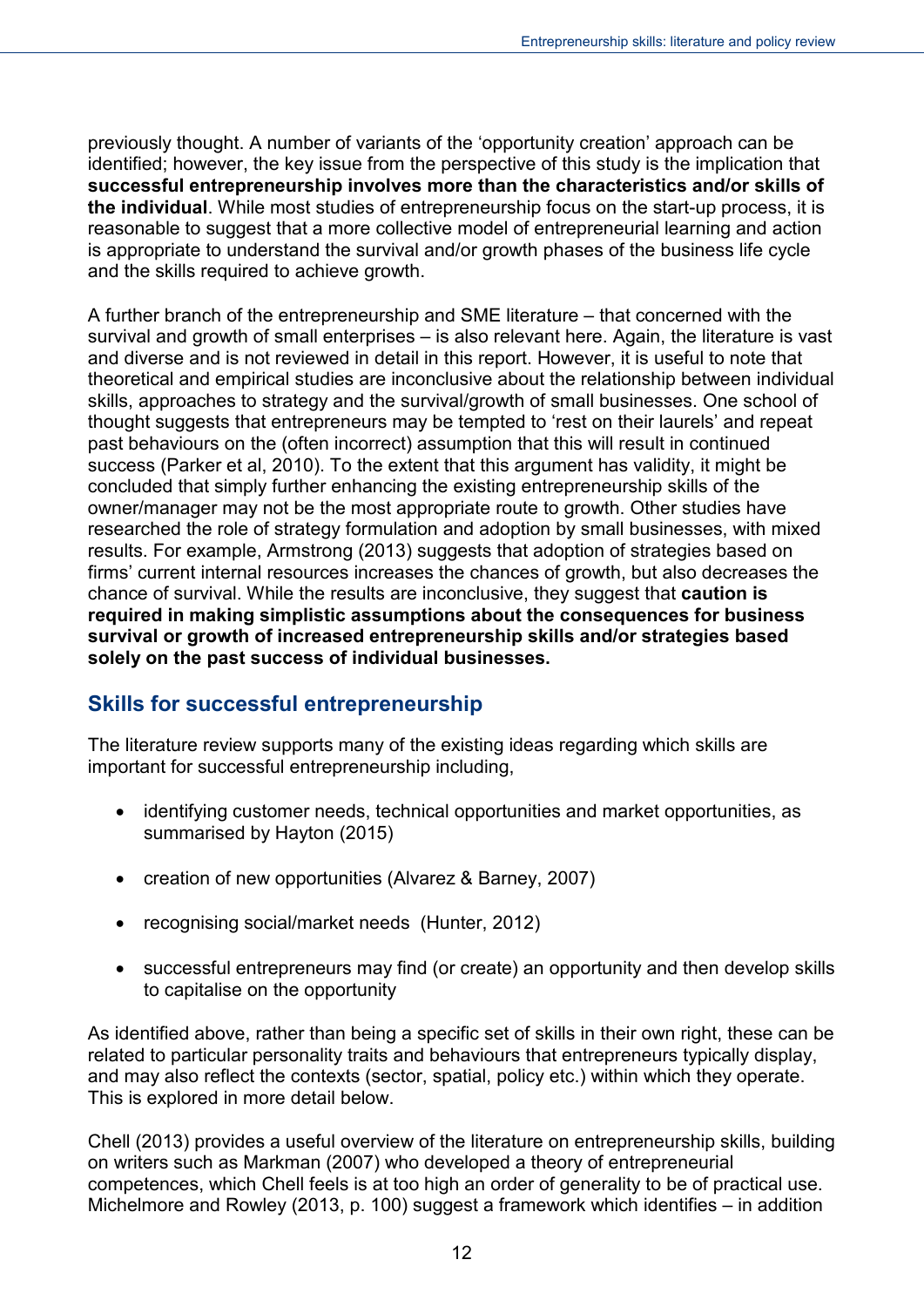previously thought. A number of variants of the 'opportunity creation' approach can be identified; however, the key issue from the perspective of this study is the implication that **successful entrepreneurship involves more than the characteristics and/or skills of the individual**. While most studies of entrepreneurship focus on the start-up process, it is reasonable to suggest that a more collective model of entrepreneurial learning and action is appropriate to understand the survival and/or growth phases of the business life cycle and the skills required to achieve growth.

A further branch of the entrepreneurship and SME literature – that concerned with the survival and growth of small enterprises – is also relevant here. Again, the literature is vast and diverse and is not reviewed in detail in this report. However, it is useful to note that theoretical and empirical studies are inconclusive about the relationship between individual skills, approaches to strategy and the survival/growth of small businesses. One school of thought suggests that entrepreneurs may be tempted to 'rest on their laurels' and repeat past behaviours on the (often incorrect) assumption that this will result in continued success (Parker et al, 2010). To the extent that this argument has validity, it might be concluded that simply further enhancing the existing entrepreneurship skills of the owner/manager may not be the most appropriate route to growth. Other studies have researched the role of strategy formulation and adoption by small businesses, with mixed results. For example, Armstrong (2013) suggests that adoption of strategies based on firms' current internal resources increases the chances of growth, but also decreases the chance of survival. While the results are inconclusive, they suggest that **caution is required in making simplistic assumptions about the consequences for business survival or growth of increased entrepreneurship skills and/or strategies based solely on the past success of individual businesses.**

## Skills for successful entrepreneurship

The literature review supports many of the existing ideas regarding which skills are important for successful entrepreneurship including,

- identifying customer needs, technical opportunities and market opportunities, as summarised by Hayton (2015)
- creation of new opportunities (Alvarez & Barney, 2007)
- recognising social/market needs (Hunter, 2012)
- successful entrepreneurs may find (or create) an opportunity and then develop skills to capitalise on the opportunity

As identified above, rather than being a specific set of skills in their own right, these can be related to particular personality traits and behaviours that entrepreneurs typically display, and may also reflect the contexts (sector, spatial, policy etc.) within which they operate. This is explored in more detail below.

Chell (2013) provides a useful overview of the literature on entrepreneurship skills, building on writers such as Markman (2007) who developed a theory of entrepreneurial competences, which Chell feels is at too high an order of generality to be of practical use. Michelmore and Rowley (2013, p. 100) suggest a framework which identifies – in addition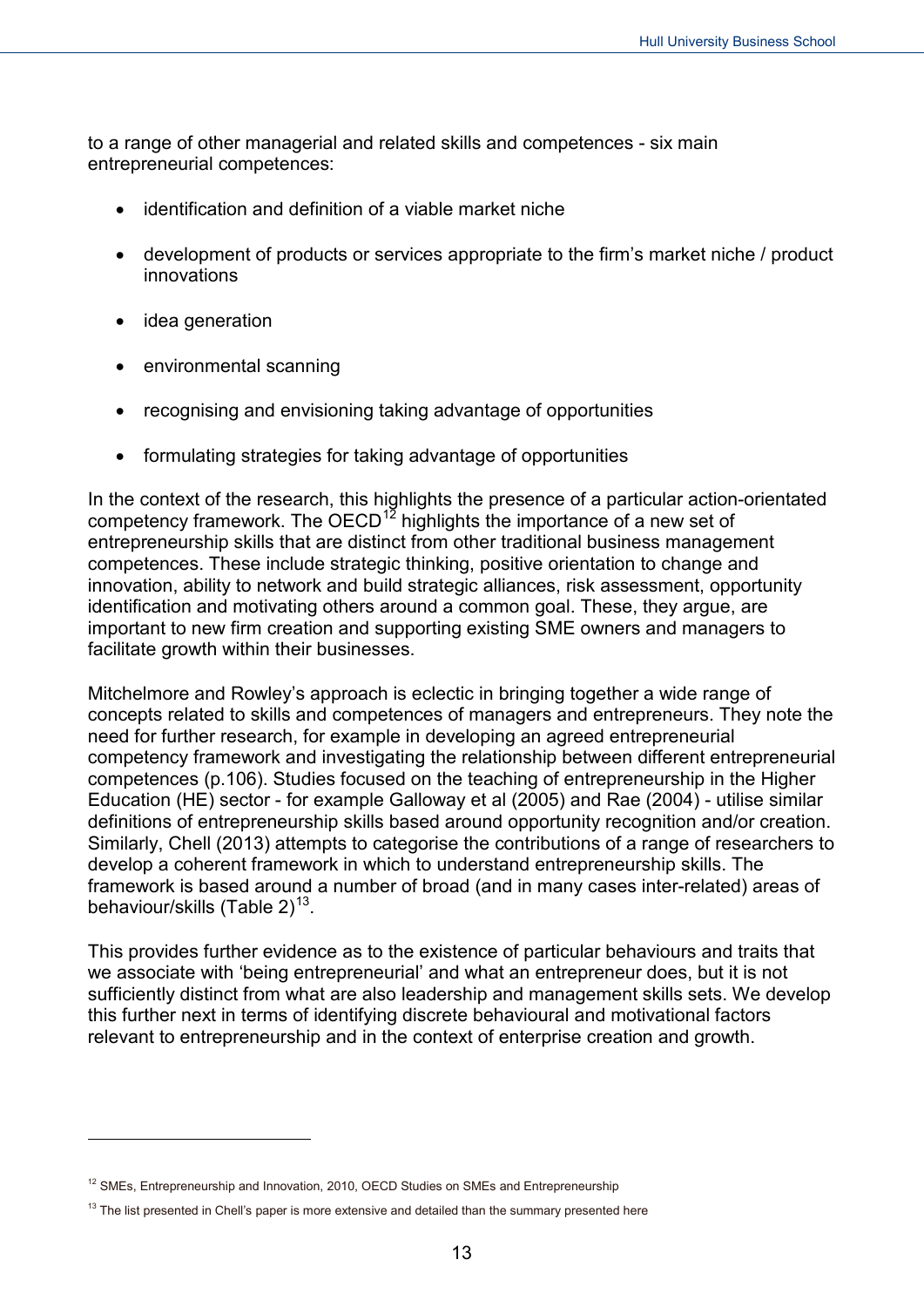to a range of other managerial and related skills and competences - six main entrepreneurial competences:

- identification and definition of a viable market niche
- development of products or services appropriate to the firm's market niche / product innovations
- idea generation
- environmental scanning
- recognising and envisioning taking advantage of opportunities
- formulating strategies for taking advantage of opportunities

In the context of the research, this highlights the presence of a particular action-orientated competency framework. The OECD[12] highlights the importance of a new set of entrepreneurship skills that are distinct from other traditional business management competences. These include strategic thinking, positive orientation to change and innovation, ability to network and build strategic alliances, risk assessment, opportunity identification and motivating others around a common goal. These, they argue, are important to new firm creation and supporting existing SME owners and managers to facilitate growth within their businesses.

Mitchelmore and Rowley's approach is eclectic in bringing together a wide range of concepts related to skills and competences of managers and entrepreneurs. They note the need for further research, for example in developing an agreed entrepreneurial competency framework and investigating the relationship between different entrepreneurial competences (p.106). Studies focused on the teaching of entrepreneurship in the Higher Education (HE) sector - for example Galloway et al (2005) and Rae (2004) - utilise similar definitions of entrepreneurship skills based around opportunity recognition and/or creation. Similarly, Chell (2013) attempts to categorise the contributions of a range of researchers to develop a coherent framework in which to understand entrepreneurship skills. The framework is based around a number of broad (and in many cases inter-related) areas of behaviour/skills (Table 2)[13].

This provides further evidence as to the existence of particular behaviours and traits that we associate with 'being entrepreneurial' and what an entrepreneur does, but it is not sufficiently distinct from what are also leadership and management skills sets. We develop this further next in terms of identifying discrete behavioural and motivational factors relevant to entrepreneurship and in the context of enterprise creation and growth.

---

[12] SMEs, Entrepreneurship and Innovation, 2010, OECD Studies on SMEs and Entrepreneurship

[13] The list presented in Chell's paper is more extensive and detailed than the summary presented here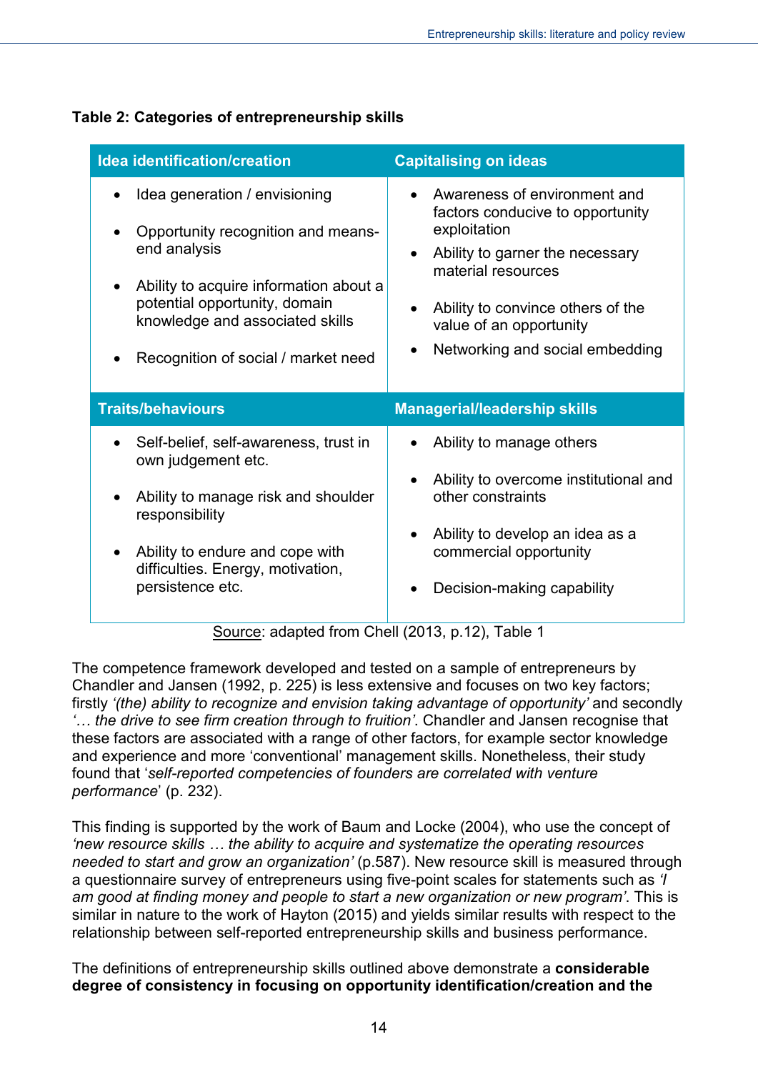**Table 2: Categories of entrepreneurship skills**

| Idea identification/creation | Capitalising on ideas |
|---|---|
| • Idea generation / envisioning<br>• Opportunity recognition and means-end analysis<br>• Ability to acquire information about a potential opportunity, domain knowledge and associated skills<br>• Recognition of social / market need | • Awareness of environment and factors conducive to opportunity exploitation<br>• Ability to garner the necessary material resources<br>• Ability to convince others of the value of an opportunity<br>• Networking and social embedding |
| **Traits/behaviours** | **Managerial/leadership skills** |
| • Self-belief, self-awareness, trust in own judgement etc.<br>• Ability to manage risk and shoulder responsibility<br>• Ability to endure and cope with difficulties. Energy, motivation, persistence etc. | • Ability to manage others<br>• Ability to overcome institutional and other constraints<br>• Ability to develop an idea as a commercial opportunity<br>• Decision-making capability |

Source: adapted from Chell (2013, p.12), Table 1

The competence framework developed and tested on a sample of entrepreneurs by Chandler and Jansen (1992, p. 225) is less extensive and focuses on two key factors; firstly *'(the) ability to recognize and envision taking advantage of opportunity'* and secondly *'… the drive to see firm creation through to fruition'*. Chandler and Jansen recognise that these factors are associated with a range of other factors, for example sector knowledge and experience and more 'conventional' management skills. Nonetheless, their study found that '*self-reported competencies of founders are correlated with venture performance*' (p. 232).

This finding is supported by the work of Baum and Locke (2004), who use the concept of *'new resource skills … the ability to acquire and systematize the operating resources needed to start and grow an organization'* (p.587). New resource skill is measured through a questionnaire survey of entrepreneurs using five-point scales for statements such as *'I am good at finding money and people to start a new organization or new program'*. This is similar in nature to the work of Hayton (2015) and yields similar results with respect to the relationship between self-reported entrepreneurship skills and business performance.

The definitions of entrepreneurship skills outlined above demonstrate a **considerable degree of consistency in focusing on opportunity identification/creation and the**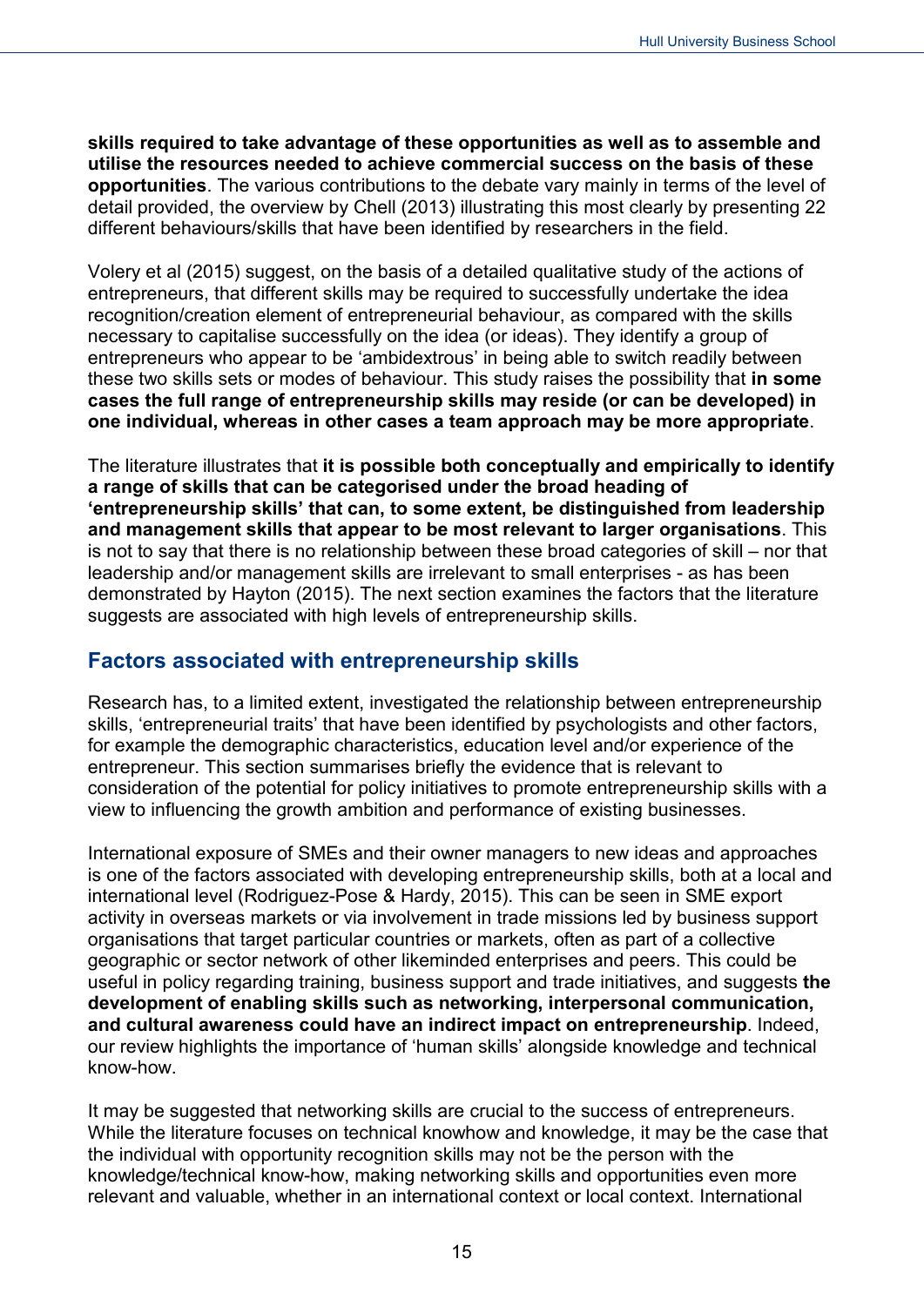**skills required to take advantage of these opportunities as well as to assemble and utilise the resources needed to achieve commercial success on the basis of these opportunities**. The various contributions to the debate vary mainly in terms of the level of detail provided, the overview by Chell (2013) illustrating this most clearly by presenting 22 different behaviours/skills that have been identified by researchers in the field.

Volery et al (2015) suggest, on the basis of a detailed qualitative study of the actions of entrepreneurs, that different skills may be required to successfully undertake the idea recognition/creation element of entrepreneurial behaviour, as compared with the skills necessary to capitalise successfully on the idea (or ideas). They identify a group of entrepreneurs who appear to be 'ambidextrous' in being able to switch readily between these two skills sets or modes of behaviour. This study raises the possibility that **in some cases the full range of entrepreneurship skills may reside (or can be developed) in one individual, whereas in other cases a team approach may be more appropriate**.

The literature illustrates that **it is possible both conceptually and empirically to identify a range of skills that can be categorised under the broad heading of 'entrepreneurship skills' that can, to some extent, be distinguished from leadership and management skills that appear to be most relevant to larger organisations**. This is not to say that there is no relationship between these broad categories of skill – nor that leadership and/or management skills are irrelevant to small enterprises - as has been demonstrated by Hayton (2015). The next section examines the factors that the literature suggests are associated with high levels of entrepreneurship skills.

## Factors associated with entrepreneurship skills

Research has, to a limited extent, investigated the relationship between entrepreneurship skills, 'entrepreneurial traits' that have been identified by psychologists and other factors, for example the demographic characteristics, education level and/or experience of the entrepreneur. This section summarises briefly the evidence that is relevant to consideration of the potential for policy initiatives to promote entrepreneurship skills with a view to influencing the growth ambition and performance of existing businesses.

International exposure of SMEs and their owner managers to new ideas and approaches is one of the factors associated with developing entrepreneurship skills, both at a local and international level (Rodriguez-Pose & Hardy, 2015). This can be seen in SME export activity in overseas markets or via involvement in trade missions led by business support organisations that target particular countries or markets, often as part of a collective geographic or sector network of other likeminded enterprises and peers. This could be useful in policy regarding training, business support and trade initiatives, and suggests **the development of enabling skills such as networking, interpersonal communication, and cultural awareness could have an indirect impact on entrepreneurship**. Indeed, our review highlights the importance of 'human skills' alongside knowledge and technical know-how.

It may be suggested that networking skills are crucial to the success of entrepreneurs. While the literature focuses on technical knowhow and knowledge, it may be the case that the individual with opportunity recognition skills may not be the person with the knowledge/technical know-how, making networking skills and opportunities even more relevant and valuable, whether in an international context or local context. International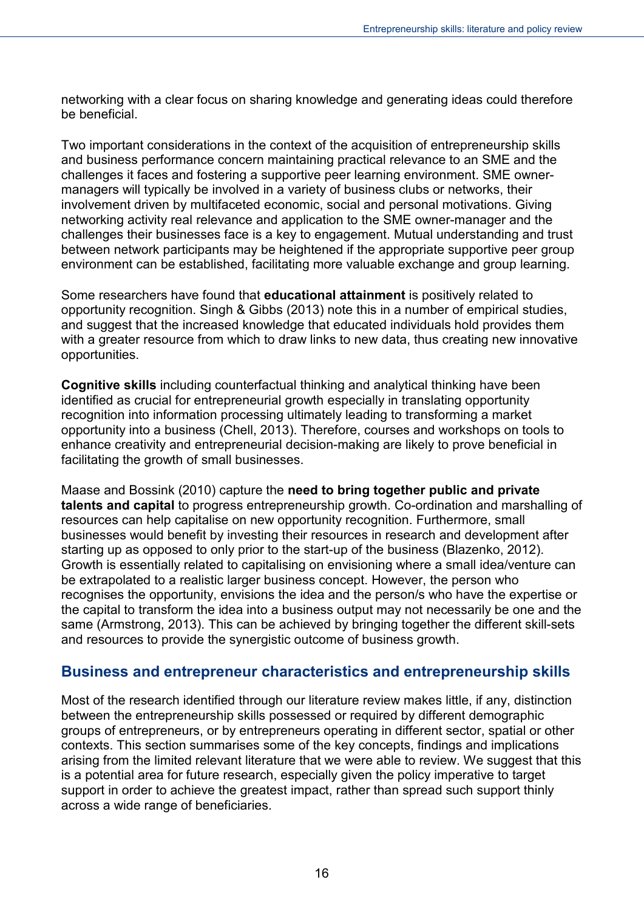networking with a clear focus on sharing knowledge and generating ideas could therefore be beneficial.

Two important considerations in the context of the acquisition of entrepreneurship skills and business performance concern maintaining practical relevance to an SME and the challenges it faces and fostering a supportive peer learning environment. SME owner-managers will typically be involved in a variety of business clubs or networks, their involvement driven by multifaceted economic, social and personal motivations. Giving networking activity real relevance and application to the SME owner-manager and the challenges their businesses face is a key to engagement. Mutual understanding and trust between network participants may be heightened if the appropriate supportive peer group environment can be established, facilitating more valuable exchange and group learning.

Some researchers have found that **educational attainment** is positively related to opportunity recognition. Singh & Gibbs (2013) note this in a number of empirical studies, and suggest that the increased knowledge that educated individuals hold provides them with a greater resource from which to draw links to new data, thus creating new innovative opportunities.

**Cognitive skills** including counterfactual thinking and analytical thinking have been identified as crucial for entrepreneurial growth especially in translating opportunity recognition into information processing ultimately leading to transforming a market opportunity into a business (Chell, 2013). Therefore, courses and workshops on tools to enhance creativity and entrepreneurial decision-making are likely to prove beneficial in facilitating the growth of small businesses.

Maase and Bossink (2010) capture the **need to bring together public and private talents and capital** to progress entrepreneurship growth. Co-ordination and marshalling of resources can help capitalise on new opportunity recognition. Furthermore, small businesses would benefit by investing their resources in research and development after starting up as opposed to only prior to the start-up of the business (Blazenko, 2012). Growth is essentially related to capitalising on envisioning where a small idea/venture can be extrapolated to a realistic larger business concept. However, the person who recognises the opportunity, envisions the idea and the person/s who have the expertise or the capital to transform the idea into a business output may not necessarily be one and the same (Armstrong, 2013). This can be achieved by bringing together the different skill-sets and resources to provide the synergistic outcome of business growth.

## Business and entrepreneur characteristics and entrepreneurship skills

Most of the research identified through our literature review makes little, if any, distinction between the entrepreneurship skills possessed or required by different demographic groups of entrepreneurs, or by entrepreneurs operating in different sector, spatial or other contexts. This section summarises some of the key concepts, findings and implications arising from the limited relevant literature that we were able to review. We suggest that this is a potential area for future research, especially given the policy imperative to target support in order to achieve the greatest impact, rather than spread such support thinly across a wide range of beneficiaries.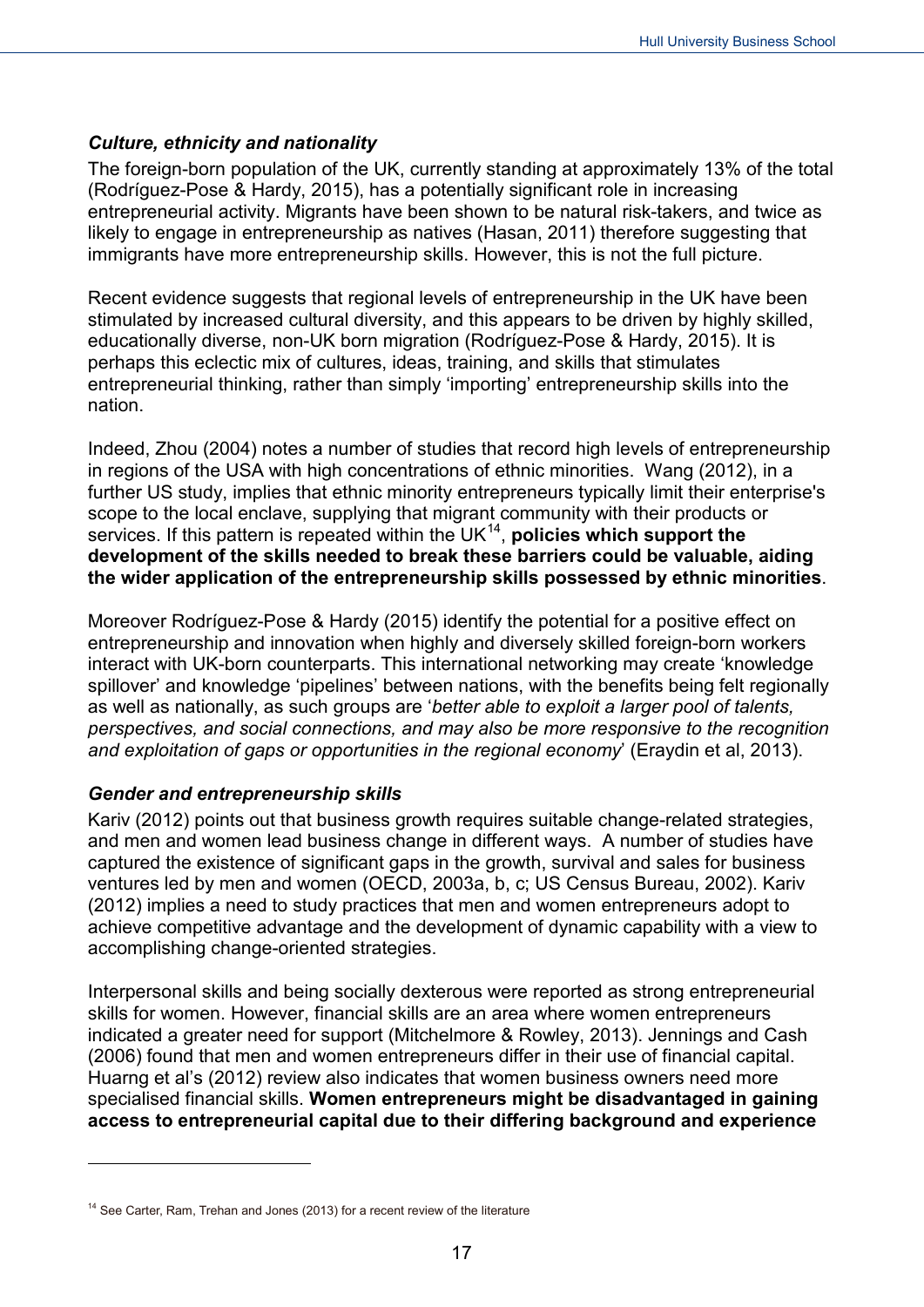### *Culture, ethnicity and nationality*

The foreign-born population of the UK, currently standing at approximately 13% of the total (Rodríguez-Pose & Hardy, 2015), has a potentially significant role in increasing entrepreneurial activity. Migrants have been shown to be natural risk-takers, and twice as likely to engage in entrepreneurship as natives (Hasan, 2011) therefore suggesting that immigrants have more entrepreneurship skills. However, this is not the full picture.

Recent evidence suggests that regional levels of entrepreneurship in the UK have been stimulated by increased cultural diversity, and this appears to be driven by highly skilled, educationally diverse, non-UK born migration (Rodríguez-Pose & Hardy, 2015). It is perhaps this eclectic mix of cultures, ideas, training, and skills that stimulates entrepreneurial thinking, rather than simply 'importing' entrepreneurship skills into the nation.

Indeed, Zhou (2004) notes a number of studies that record high levels of entrepreneurship in regions of the USA with high concentrations of ethnic minorities. Wang (2012), in a further US study, implies that ethnic minority entrepreneurs typically limit their enterprise's scope to the local enclave, supplying that migrant community with their products or services. If this pattern is repeated within the UK[14], **policies which support the development of the skills needed to break these barriers could be valuable, aiding the wider application of the entrepreneurship skills possessed by ethnic minorities**.

Moreover Rodríguez-Pose & Hardy (2015) identify the potential for a positive effect on entrepreneurship and innovation when highly and diversely skilled foreign-born workers interact with UK-born counterparts. This international networking may create 'knowledge spillover' and knowledge 'pipelines' between nations, with the benefits being felt regionally as well as nationally, as such groups are '*better able to exploit a larger pool of talents, perspectives, and social connections, and may also be more responsive to the recognition and exploitation of gaps or opportunities in the regional economy*' (Eraydin et al, 2013).

### *Gender and entrepreneurship skills*

Kariv (2012) points out that business growth requires suitable change-related strategies, and men and women lead business change in different ways. A number of studies have captured the existence of significant gaps in the growth, survival and sales for business ventures led by men and women (OECD, 2003a, b, c; US Census Bureau, 2002). Kariv (2012) implies a need to study practices that men and women entrepreneurs adopt to achieve competitive advantage and the development of dynamic capability with a view to accomplishing change-oriented strategies.

Interpersonal skills and being socially dexterous were reported as strong entrepreneurial skills for women. However, financial skills are an area where women entrepreneurs indicated a greater need for support (Mitchelmore & Rowley, 2013). Jennings and Cash (2006) found that men and women entrepreneurs differ in their use of financial capital. Huarng et al's (2012) review also indicates that women business owners need more specialised financial skills. **Women entrepreneurs might be disadvantaged in gaining access to entrepreneurial capital due to their differing background and experience**

[14] See Carter, Ram, Trehan and Jones (2013) for a recent review of the literature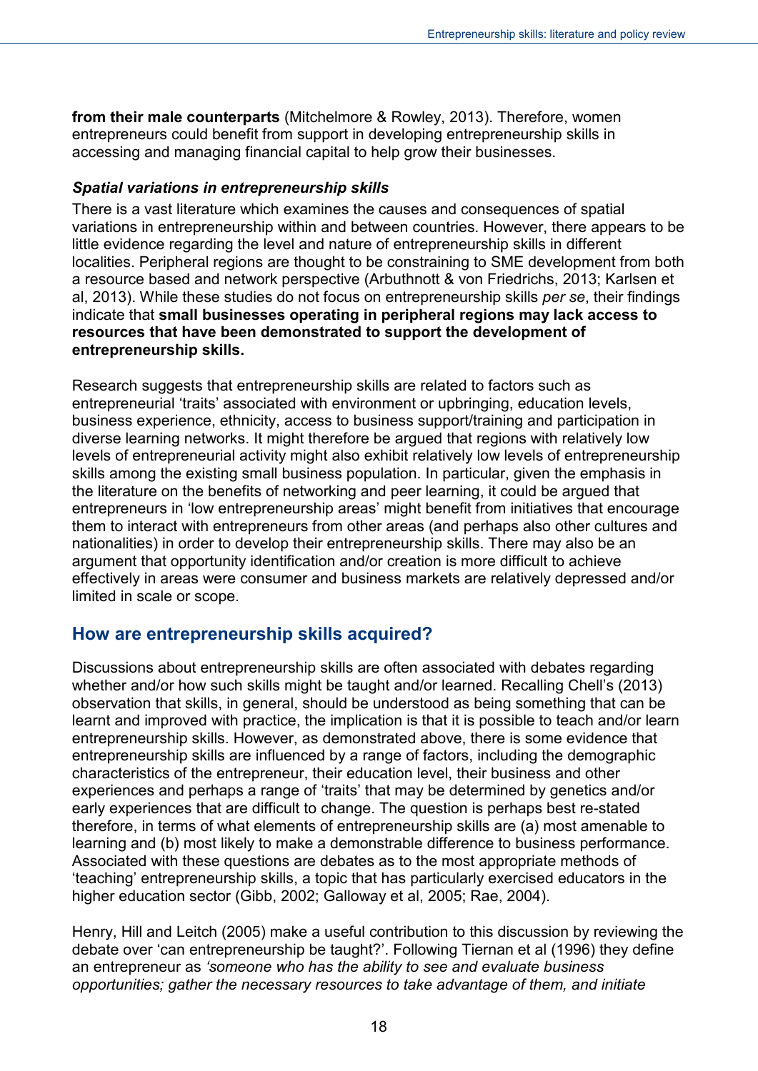**from their male counterparts** (Mitchelmore & Rowley, 2013). Therefore, women entrepreneurs could benefit from support in developing entrepreneurship skills in accessing and managing financial capital to help grow their businesses.

***Spatial variations in entrepreneurship skills***

There is a vast literature which examines the causes and consequences of spatial variations in entrepreneurship within and between countries. However, there appears to be little evidence regarding the level and nature of entrepreneurship skills in different localities. Peripheral regions are thought to be constraining to SME development from both a resource based and network perspective (Arbuthnott & von Friedrichs, 2013; Karlsen et al, 2013). While these studies do not focus on entrepreneurship skills *per se*, their findings indicate that **small businesses operating in peripheral regions may lack access to resources that have been demonstrated to support the development of entrepreneurship skills.**

Research suggests that entrepreneurship skills are related to factors such as entrepreneurial 'traits' associated with environment or upbringing, education levels, business experience, ethnicity, access to business support/training and participation in diverse learning networks. It might therefore be argued that regions with relatively low levels of entrepreneurial activity might also exhibit relatively low levels of entrepreneurship skills among the existing small business population. In particular, given the emphasis in the literature on the benefits of networking and peer learning, it could be argued that entrepreneurs in 'low entrepreneurship areas' might benefit from initiatives that encourage them to interact with entrepreneurs from other areas (and perhaps also other cultures and nationalities) in order to develop their entrepreneurship skills. There may also be an argument that opportunity identification and/or creation is more difficult to achieve effectively in areas were consumer and business markets are relatively depressed and/or limited in scale or scope.

## How are entrepreneurship skills acquired?

Discussions about entrepreneurship skills are often associated with debates regarding whether and/or how such skills might be taught and/or learned. Recalling Chell's (2013) observation that skills, in general, should be understood as being something that can be learnt and improved with practice, the implication is that it is possible to teach and/or learn entrepreneurship skills. However, as demonstrated above, there is some evidence that entrepreneurship skills are influenced by a range of factors, including the demographic characteristics of the entrepreneur, their education level, their business and other experiences and perhaps a range of 'traits' that may be determined by genetics and/or early experiences that are difficult to change. The question is perhaps best re-stated therefore, in terms of what elements of entrepreneurship skills are (a) most amenable to learning and (b) most likely to make a demonstrable difference to business performance. Associated with these questions are debates as to the most appropriate methods of 'teaching' entrepreneurship skills, a topic that has particularly exercised educators in the higher education sector (Gibb, 2002; Galloway et al, 2005; Rae, 2004).

Henry, Hill and Leitch (2005) make a useful contribution to this discussion by reviewing the debate over 'can entrepreneurship be taught?'. Following Tiernan et al (1996) they define an entrepreneur as *'someone who has the ability to see and evaluate business opportunities; gather the necessary resources to take advantage of them, and initiate*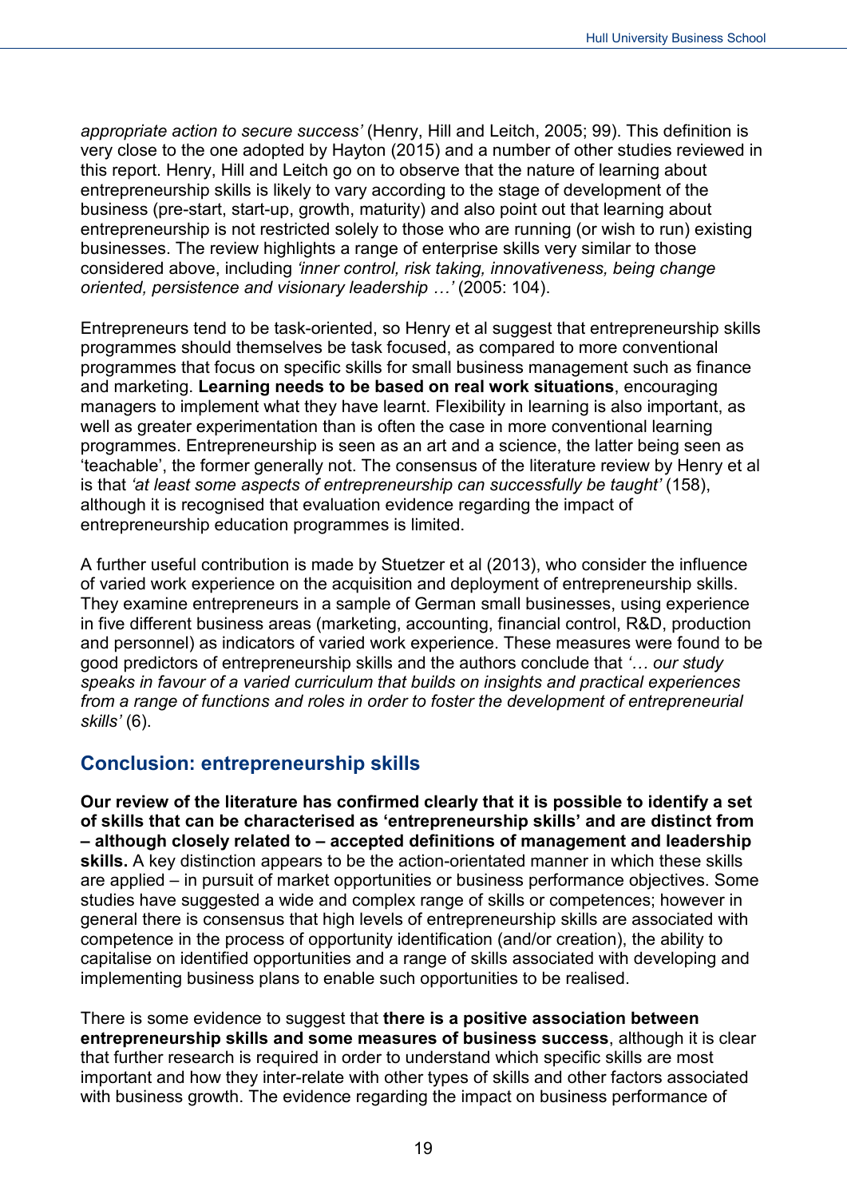*appropriate action to secure success'* (Henry, Hill and Leitch, 2005; 99). This definition is very close to the one adopted by Hayton (2015) and a number of other studies reviewed in this report. Henry, Hill and Leitch go on to observe that the nature of learning about entrepreneurship skills is likely to vary according to the stage of development of the business (pre-start, start-up, growth, maturity) and also point out that learning about entrepreneurship is not restricted solely to those who are running (or wish to run) existing businesses. The review highlights a range of enterprise skills very similar to those considered above, including *'inner control, risk taking, innovativeness, being change oriented, persistence and visionary leadership …'* (2005: 104).

Entrepreneurs tend to be task-oriented, so Henry et al suggest that entrepreneurship skills programmes should themselves be task focused, as compared to more conventional programmes that focus on specific skills for small business management such as finance and marketing. **Learning needs to be based on real work situations**, encouraging managers to implement what they have learnt. Flexibility in learning is also important, as well as greater experimentation than is often the case in more conventional learning programmes. Entrepreneurship is seen as an art and a science, the latter being seen as 'teachable', the former generally not. The consensus of the literature review by Henry et al is that *'at least some aspects of entrepreneurship can successfully be taught'* (158), although it is recognised that evaluation evidence regarding the impact of entrepreneurship education programmes is limited.

A further useful contribution is made by Stuetzer et al (2013), who consider the influence of varied work experience on the acquisition and deployment of entrepreneurship skills. They examine entrepreneurs in a sample of German small businesses, using experience in five different business areas (marketing, accounting, financial control, R&D, production and personnel) as indicators of varied work experience. These measures were found to be good predictors of entrepreneurship skills and the authors conclude that *'… our study speaks in favour of a varied curriculum that builds on insights and practical experiences from a range of functions and roles in order to foster the development of entrepreneurial skills'* (6).

## Conclusion: entrepreneurship skills

**Our review of the literature has confirmed clearly that it is possible to identify a set of skills that can be characterised as 'entrepreneurship skills' and are distinct from – although closely related to – accepted definitions of management and leadership skills.** A key distinction appears to be the action-orientated manner in which these skills are applied – in pursuit of market opportunities or business performance objectives. Some studies have suggested a wide and complex range of skills or competences; however in general there is consensus that high levels of entrepreneurship skills are associated with competence in the process of opportunity identification (and/or creation), the ability to capitalise on identified opportunities and a range of skills associated with developing and implementing business plans to enable such opportunities to be realised.

There is some evidence to suggest that **there is a positive association between entrepreneurship skills and some measures of business success**, although it is clear that further research is required in order to understand which specific skills are most important and how they inter-relate with other types of skills and other factors associated with business growth. The evidence regarding the impact on business performance of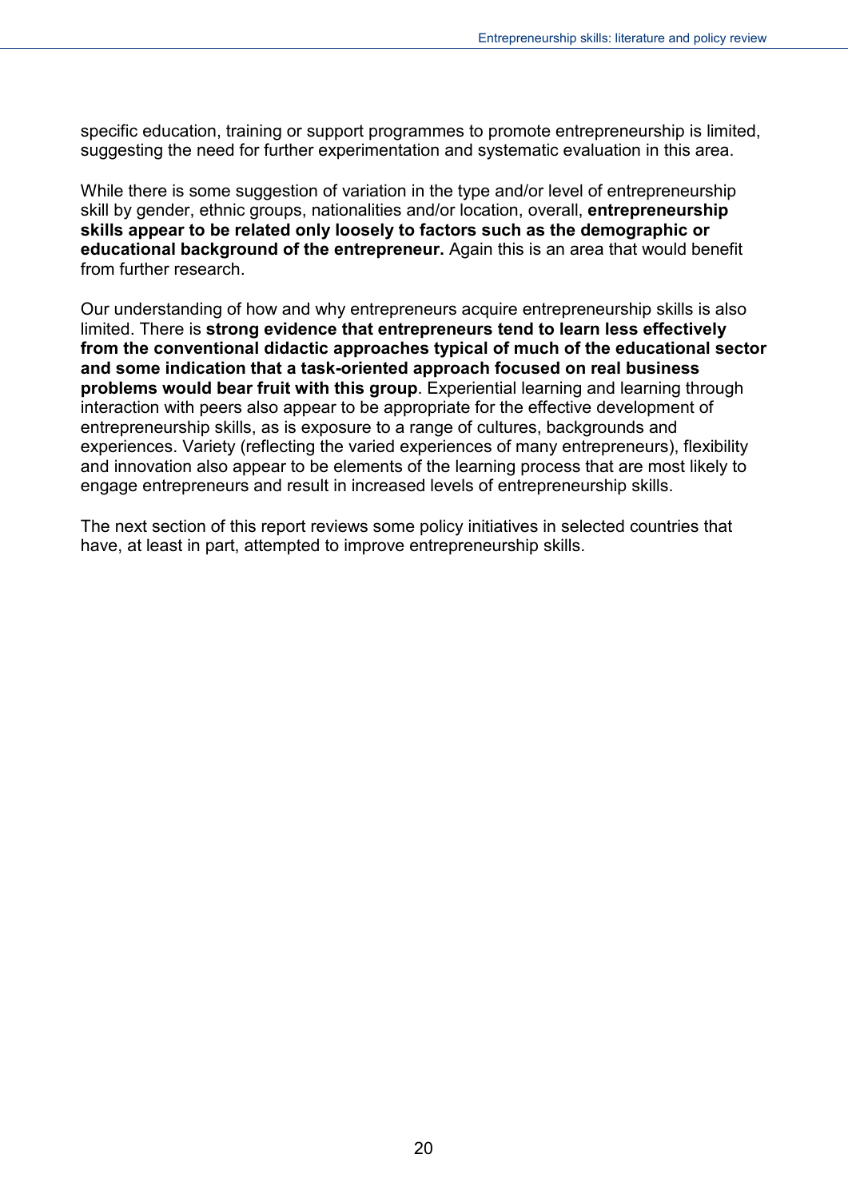specific education, training or support programmes to promote entrepreneurship is limited, suggesting the need for further experimentation and systematic evaluation in this area.

While there is some suggestion of variation in the type and/or level of entrepreneurship skill by gender, ethnic groups, nationalities and/or location, overall, **entrepreneurship skills appear to be related only loosely to factors such as the demographic or educational background of the entrepreneur.** Again this is an area that would benefit from further research.

Our understanding of how and why entrepreneurs acquire entrepreneurship skills is also limited. There is **strong evidence that entrepreneurs tend to learn less effectively from the conventional didactic approaches typical of much of the educational sector and some indication that a task-oriented approach focused on real business problems would bear fruit with this group**. Experiential learning and learning through interaction with peers also appear to be appropriate for the effective development of entrepreneurship skills, as is exposure to a range of cultures, backgrounds and experiences. Variety (reflecting the varied experiences of many entrepreneurs), flexibility and innovation also appear to be elements of the learning process that are most likely to engage entrepreneurs and result in increased levels of entrepreneurship skills.

The next section of this report reviews some policy initiatives in selected countries that have, at least in part, attempted to improve entrepreneurship skills.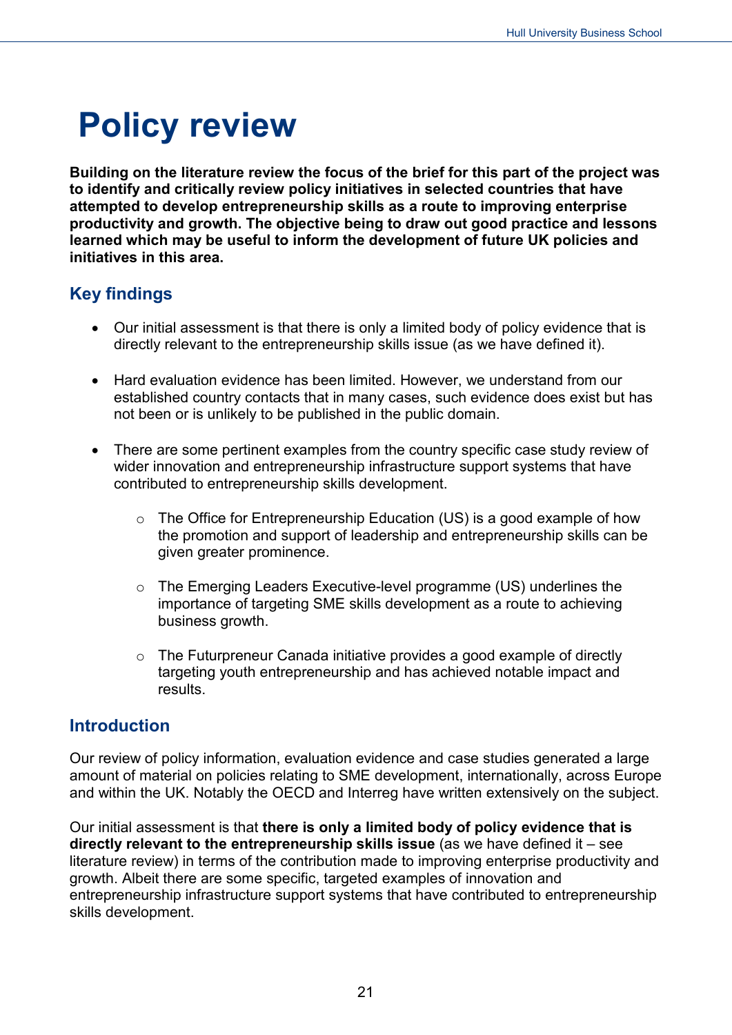# Policy review

**Building on the literature review the focus of the brief for this part of the project was to identify and critically review policy initiatives in selected countries that have attempted to develop entrepreneurship skills as a route to improving enterprise productivity and growth. The objective being to draw out good practice and lessons learned which may be useful to inform the development of future UK policies and initiatives in this area.**

## Key findings

- Our initial assessment is that there is only a limited body of policy evidence that is directly relevant to the entrepreneurship skills issue (as we have defined it).
- Hard evaluation evidence has been limited. However, we understand from our established country contacts that in many cases, such evidence does exist but has not been or is unlikely to be published in the public domain.
- There are some pertinent examples from the country specific case study review of wider innovation and entrepreneurship infrastructure support systems that have contributed to entrepreneurship skills development.
    - The Office for Entrepreneurship Education (US) is a good example of how the promotion and support of leadership and entrepreneurship skills can be given greater prominence.
    - The Emerging Leaders Executive-level programme (US) underlines the importance of targeting SME skills development as a route to achieving business growth.
    - The Futurpreneur Canada initiative provides a good example of directly targeting youth entrepreneurship and has achieved notable impact and results.

## Introduction

Our review of policy information, evaluation evidence and case studies generated a large amount of material on policies relating to SME development, internationally, across Europe and within the UK. Notably the OECD and Interreg have written extensively on the subject.

Our initial assessment is that **there is only a limited body of policy evidence that is directly relevant to the entrepreneurship skills issue** (as we have defined it – see literature review) in terms of the contribution made to improving enterprise productivity and growth. Albeit there are some specific, targeted examples of innovation and entrepreneurship infrastructure support systems that have contributed to entrepreneurship skills development.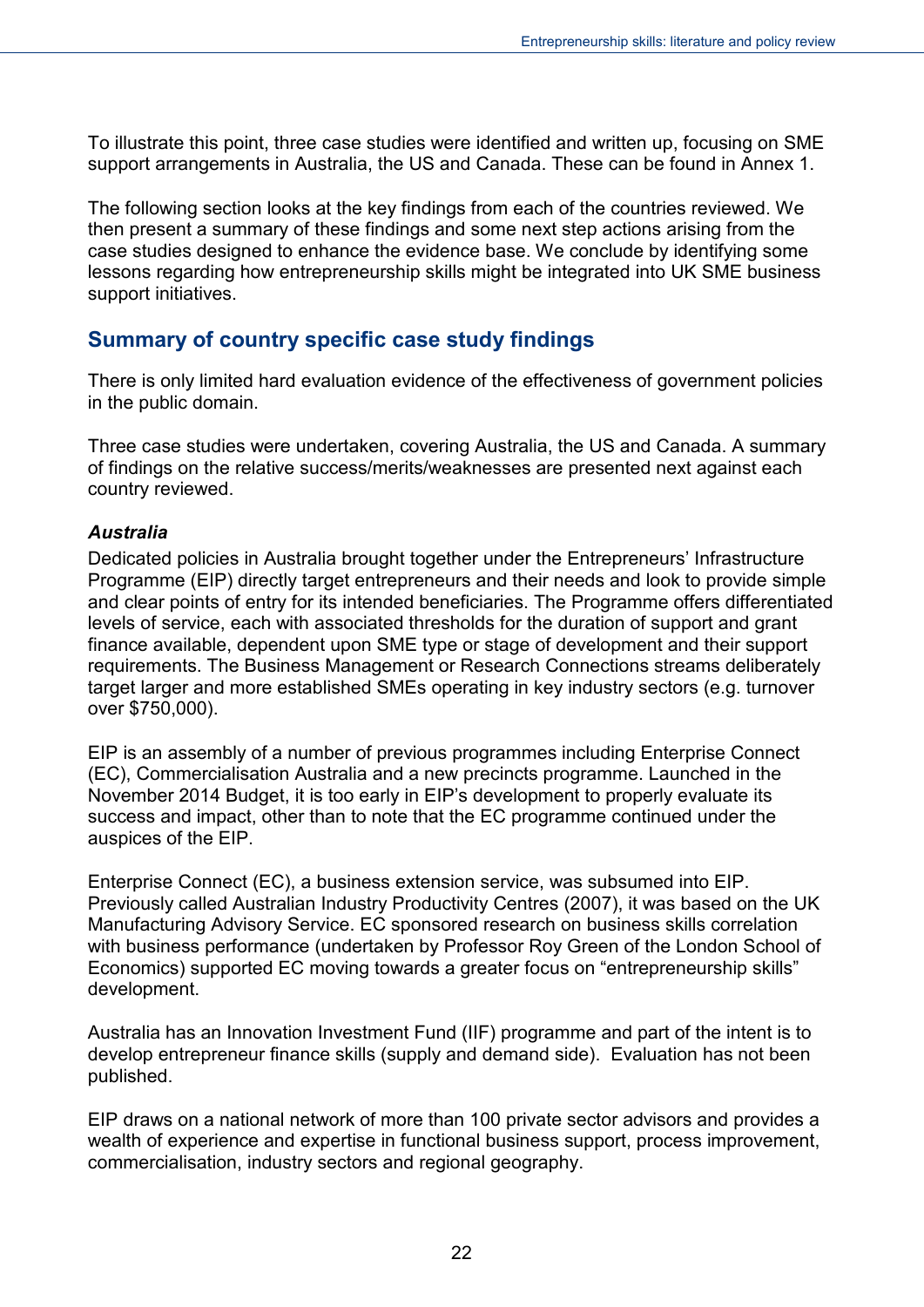To illustrate this point, three case studies were identified and written up, focusing on SME support arrangements in Australia, the US and Canada. These can be found in Annex 1.

The following section looks at the key findings from each of the countries reviewed. We then present a summary of these findings and some next step actions arising from the case studies designed to enhance the evidence base. We conclude by identifying some lessons regarding how entrepreneurship skills might be integrated into UK SME business support initiatives.

## Summary of country specific case study findings

There is only limited hard evaluation evidence of the effectiveness of government policies in the public domain.

Three case studies were undertaken, covering Australia, the US and Canada. A summary of findings on the relative success/merits/weaknesses are presented next against each country reviewed.

### *Australia*

Dedicated policies in Australia brought together under the Entrepreneurs' Infrastructure Programme (EIP) directly target entrepreneurs and their needs and look to provide simple and clear points of entry for its intended beneficiaries. The Programme offers differentiated levels of service, each with associated thresholds for the duration of support and grant finance available, dependent upon SME type or stage of development and their support requirements. The Business Management or Research Connections streams deliberately target larger and more established SMEs operating in key industry sectors (e.g. turnover over $750,000).

EIP is an assembly of a number of previous programmes including Enterprise Connect (EC), Commercialisation Australia and a new precincts programme. Launched in the November 2014 Budget, it is too early in EIP's development to properly evaluate its success and impact, other than to note that the EC programme continued under the auspices of the EIP.

Enterprise Connect (EC), a business extension service, was subsumed into EIP. Previously called Australian Industry Productivity Centres (2007), it was based on the UK Manufacturing Advisory Service. EC sponsored research on business skills correlation with business performance (undertaken by Professor Roy Green of the London School of Economics) supported EC moving towards a greater focus on "entrepreneurship skills" development.

Australia has an Innovation Investment Fund (IIF) programme and part of the intent is to develop entrepreneur finance skills (supply and demand side). Evaluation has not been published.

EIP draws on a national network of more than 100 private sector advisors and provides a wealth of experience and expertise in functional business support, process improvement, commercialisation, industry sectors and regional geography.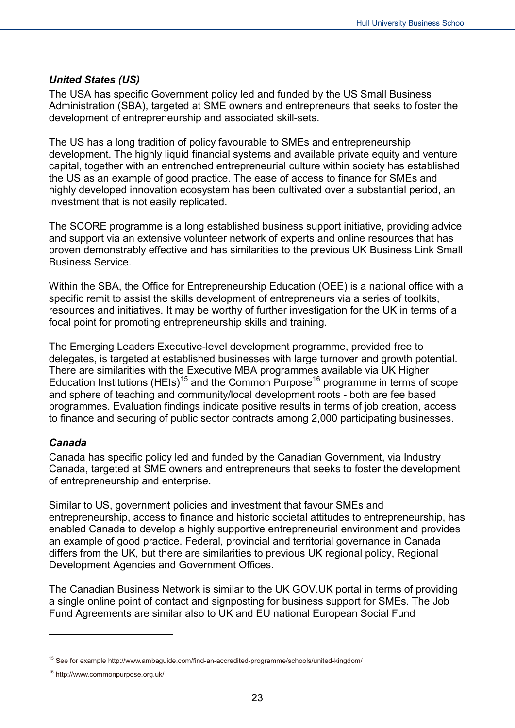***United States (US)***

The USA has specific Government policy led and funded by the US Small Business Administration (SBA), targeted at SME owners and entrepreneurs that seeks to foster the development of entrepreneurship and associated skill-sets.

The US has a long tradition of policy favourable to SMEs and entrepreneurship development. The highly liquid financial systems and available private equity and venture capital, together with an entrenched entrepreneurial culture within society has established the US as an example of good practice. The ease of access to finance for SMEs and highly developed innovation ecosystem has been cultivated over a substantial period, an investment that is not easily replicated.

The SCORE programme is a long established business support initiative, providing advice and support via an extensive volunteer network of experts and online resources that has proven demonstrably effective and has similarities to the previous UK Business Link Small Business Service.

Within the SBA, the Office for Entrepreneurship Education (OEE) is a national office with a specific remit to assist the skills development of entrepreneurs via a series of toolkits, resources and initiatives. It may be worthy of further investigation for the UK in terms of a focal point for promoting entrepreneurship skills and training.

The Emerging Leaders Executive-level development programme, provided free to delegates, is targeted at established businesses with large turnover and growth potential. There are similarities with the Executive MBA programmes available via UK Higher Education Institutions (HEIs)[15] and the Common Purpose[16] programme in terms of scope and sphere of teaching and community/local development roots - both are fee based programmes. Evaluation findings indicate positive results in terms of job creation, access to finance and securing of public sector contracts among 2,000 participating businesses.

***Canada***

Canada has specific policy led and funded by the Canadian Government, via Industry Canada, targeted at SME owners and entrepreneurs that seeks to foster the development of entrepreneurship and enterprise.

Similar to US, government policies and investment that favour SMEs and entrepreneurship, access to finance and historic societal attitudes to entrepreneurship, has enabled Canada to develop a highly supportive entrepreneurial environment and provides an example of good practice. Federal, provincial and territorial governance in Canada differs from the UK, but there are similarities to previous UK regional policy, Regional Development Agencies and Government Offices.

The Canadian Business Network is similar to the UK GOV.UK portal in terms of providing a single online point of contact and signposting for business support for SMEs. The Job Fund Agreements are similar also to UK and EU national European Social Fund

---

[15] See for example http://www.ambaguide.com/find-an-accredited-programme/schools/united-kingdom/

[16] http://www.commonpurpose.org.uk/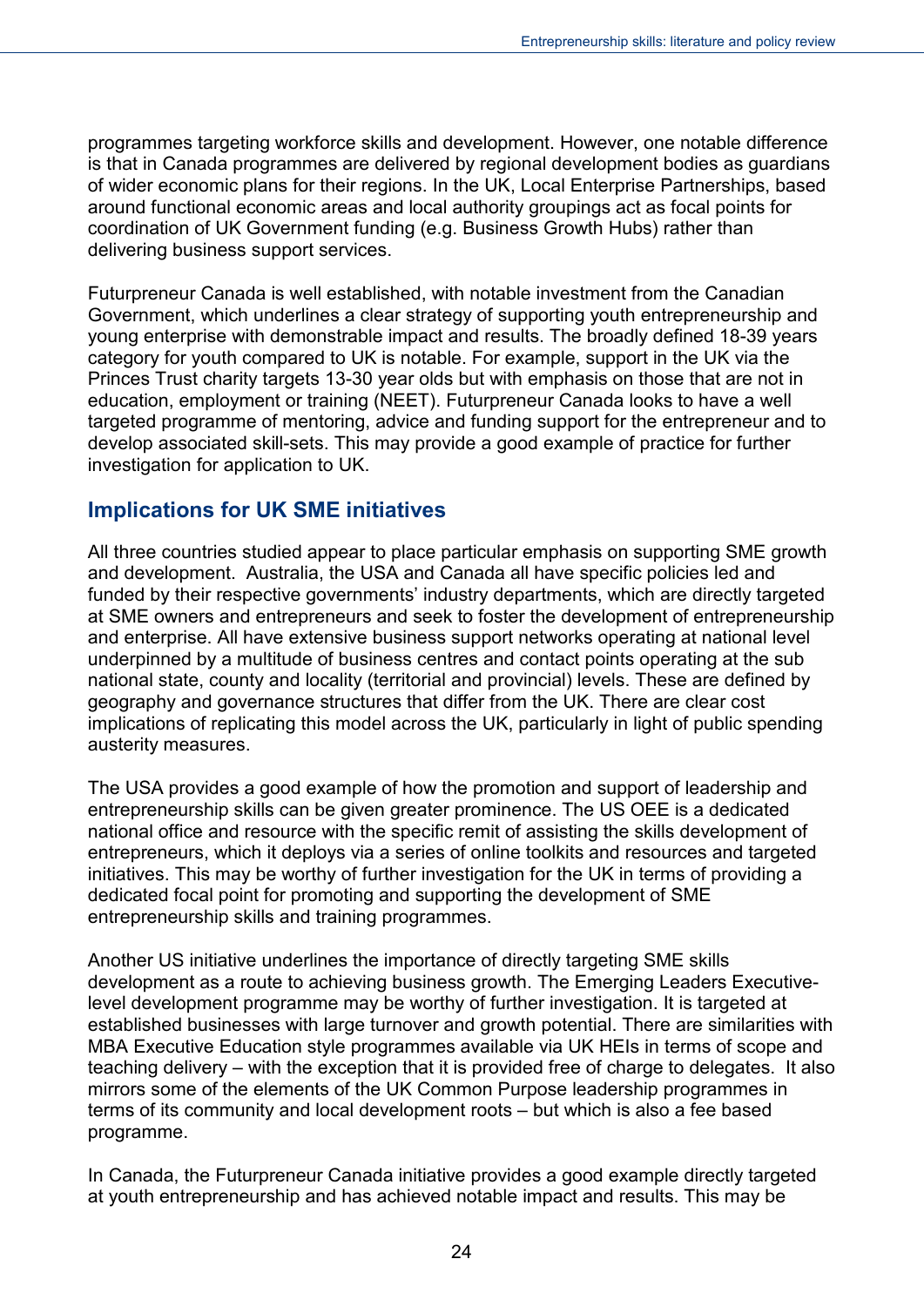programmes targeting workforce skills and development. However, one notable difference is that in Canada programmes are delivered by regional development bodies as guardians of wider economic plans for their regions. In the UK, Local Enterprise Partnerships, based around functional economic areas and local authority groupings act as focal points for coordination of UK Government funding (e.g. Business Growth Hubs) rather than delivering business support services.

Futurpreneur Canada is well established, with notable investment from the Canadian Government, which underlines a clear strategy of supporting youth entrepreneurship and young enterprise with demonstrable impact and results. The broadly defined 18-39 years category for youth compared to UK is notable. For example, support in the UK via the Princes Trust charity targets 13-30 year olds but with emphasis on those that are not in education, employment or training (NEET). Futurpreneur Canada looks to have a well targeted programme of mentoring, advice and funding support for the entrepreneur and to develop associated skill-sets. This may provide a good example of practice for further investigation for application to UK.

## Implications for UK SME initiatives

All three countries studied appear to place particular emphasis on supporting SME growth and development. Australia, the USA and Canada all have specific policies led and funded by their respective governments' industry departments, which are directly targeted at SME owners and entrepreneurs and seek to foster the development of entrepreneurship and enterprise. All have extensive business support networks operating at national level underpinned by a multitude of business centres and contact points operating at the sub national state, county and locality (territorial and provincial) levels. These are defined by geography and governance structures that differ from the UK. There are clear cost implications of replicating this model across the UK, particularly in light of public spending austerity measures.

The USA provides a good example of how the promotion and support of leadership and entrepreneurship skills can be given greater prominence. The US OEE is a dedicated national office and resource with the specific remit of assisting the skills development of entrepreneurs, which it deploys via a series of online toolkits and resources and targeted initiatives. This may be worthy of further investigation for the UK in terms of providing a dedicated focal point for promoting and supporting the development of SME entrepreneurship skills and training programmes.

Another US initiative underlines the importance of directly targeting SME skills development as a route to achieving business growth. The Emerging Leaders Executive-level development programme may be worthy of further investigation. It is targeted at established businesses with large turnover and growth potential. There are similarities with MBA Executive Education style programmes available via UK HEIs in terms of scope and teaching delivery – with the exception that it is provided free of charge to delegates. It also mirrors some of the elements of the UK Common Purpose leadership programmes in terms of its community and local development roots – but which is also a fee based programme.

In Canada, the Futurpreneur Canada initiative provides a good example directly targeted at youth entrepreneurship and has achieved notable impact and results. This may be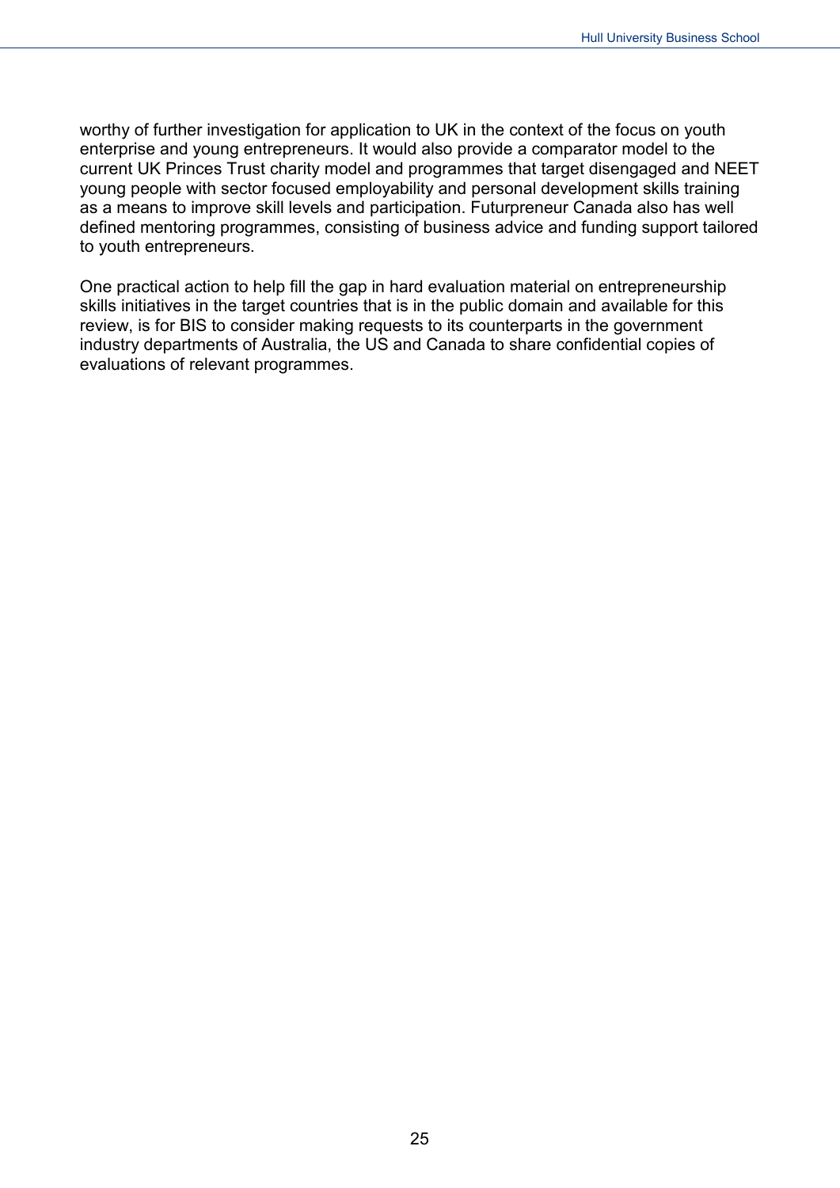worthy of further investigation for application to UK in the context of the focus on youth enterprise and young entrepreneurs. It would also provide a comparator model to the current UK Princes Trust charity model and programmes that target disengaged and NEET young people with sector focused employability and personal development skills training as a means to improve skill levels and participation. Futurpreneur Canada also has well defined mentoring programmes, consisting of business advice and funding support tailored to youth entrepreneurs.

One practical action to help fill the gap in hard evaluation material on entrepreneurship skills initiatives in the target countries that is in the public domain and available for this review, is for BIS to consider making requests to its counterparts in the government industry departments of Australia, the US and Canada to share confidential copies of evaluations of relevant programmes.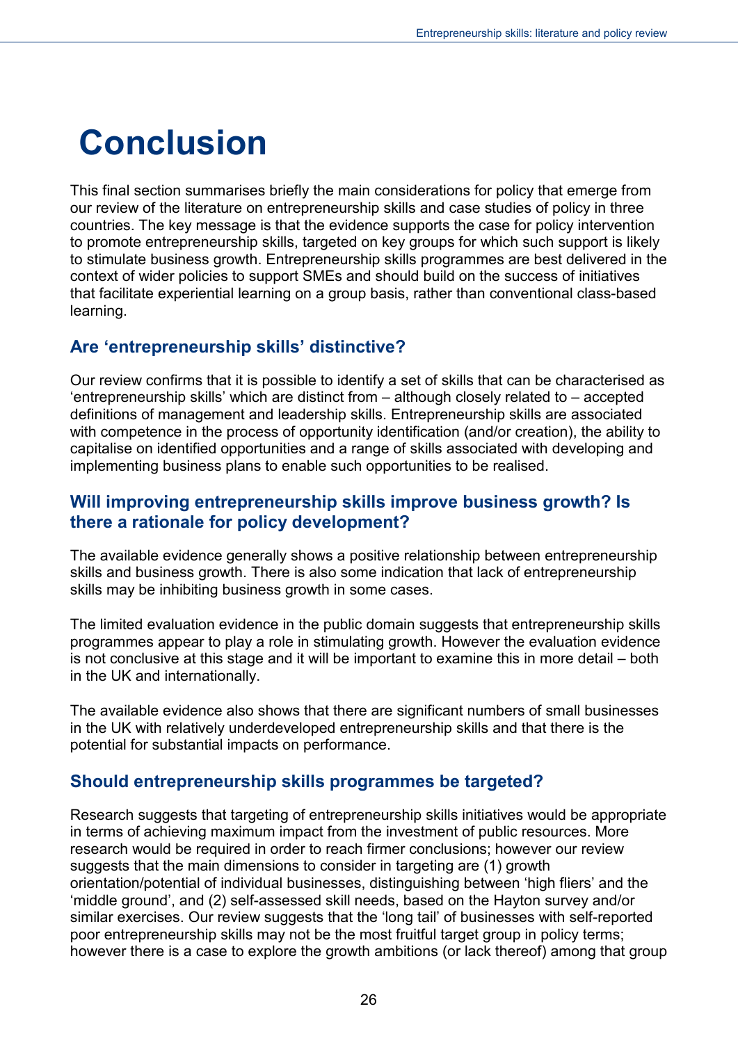# Conclusion

This final section summarises briefly the main considerations for policy that emerge from our review of the literature on entrepreneurship skills and case studies of policy in three countries. The key message is that the evidence supports the case for policy intervention to promote entrepreneurship skills, targeted on key groups for which such support is likely to stimulate business growth. Entrepreneurship skills programmes are best delivered in the context of wider policies to support SMEs and should build on the success of initiatives that facilitate experiential learning on a group basis, rather than conventional class-based learning.

## Are 'entrepreneurship skills' distinctive?

Our review confirms that it is possible to identify a set of skills that can be characterised as 'entrepreneurship skills' which are distinct from – although closely related to – accepted definitions of management and leadership skills. Entrepreneurship skills are associated with competence in the process of opportunity identification (and/or creation), the ability to capitalise on identified opportunities and a range of skills associated with developing and implementing business plans to enable such opportunities to be realised.

## Will improving entrepreneurship skills improve business growth? Is there a rationale for policy development?

The available evidence generally shows a positive relationship between entrepreneurship skills and business growth. There is also some indication that lack of entrepreneurship skills may be inhibiting business growth in some cases.

The limited evaluation evidence in the public domain suggests that entrepreneurship skills programmes appear to play a role in stimulating growth. However the evaluation evidence is not conclusive at this stage and it will be important to examine this in more detail – both in the UK and internationally.

The available evidence also shows that there are significant numbers of small businesses in the UK with relatively underdeveloped entrepreneurship skills and that there is the potential for substantial impacts on performance.

## Should entrepreneurship skills programmes be targeted?

Research suggests that targeting of entrepreneurship skills initiatives would be appropriate in terms of achieving maximum impact from the investment of public resources. More research would be required in order to reach firmer conclusions; however our review suggests that the main dimensions to consider in targeting are (1) growth orientation/potential of individual businesses, distinguishing between 'high fliers' and the 'middle ground', and (2) self-assessed skill needs, based on the Hayton survey and/or similar exercises. Our review suggests that the 'long tail' of businesses with self-reported poor entrepreneurship skills may not be the most fruitful target group in policy terms; however there is a case to explore the growth ambitions (or lack thereof) among that group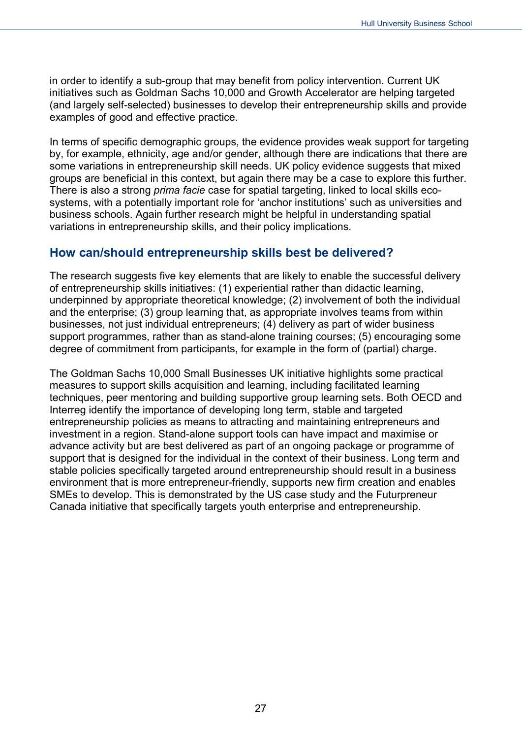in order to identify a sub-group that may benefit from policy intervention. Current UK initiatives such as Goldman Sachs 10,000 and Growth Accelerator are helping targeted (and largely self-selected) businesses to develop their entrepreneurship skills and provide examples of good and effective practice.

In terms of specific demographic groups, the evidence provides weak support for targeting by, for example, ethnicity, age and/or gender, although there are indications that there are some variations in entrepreneurship skill needs. UK policy evidence suggests that mixed groups are beneficial in this context, but again there may be a case to explore this further. There is also a strong *prima facie* case for spatial targeting, linked to local skills eco-systems, with a potentially important role for 'anchor institutions' such as universities and business schools. Again further research might be helpful in understanding spatial variations in entrepreneurship skills, and their policy implications.

## How can/should entrepreneurship skills best be delivered?

The research suggests five key elements that are likely to enable the successful delivery of entrepreneurship skills initiatives: (1) experiential rather than didactic learning, underpinned by appropriate theoretical knowledge; (2) involvement of both the individual and the enterprise; (3) group learning that, as appropriate involves teams from within businesses, not just individual entrepreneurs; (4) delivery as part of wider business support programmes, rather than as stand-alone training courses; (5) encouraging some degree of commitment from participants, for example in the form of (partial) charge.

The Goldman Sachs 10,000 Small Businesses UK initiative highlights some practical measures to support skills acquisition and learning, including facilitated learning techniques, peer mentoring and building supportive group learning sets. Both OECD and Interreg identify the importance of developing long term, stable and targeted entrepreneurship policies as means to attracting and maintaining entrepreneurs and investment in a region. Stand-alone support tools can have impact and maximise or advance activity but are best delivered as part of an ongoing package or programme of support that is designed for the individual in the context of their business. Long term and stable policies specifically targeted around entrepreneurship should result in a business environment that is more entrepreneur-friendly, supports new firm creation and enables SMEs to develop. This is demonstrated by the US case study and the Futurpreneur Canada initiative that specifically targets youth enterprise and entrepreneurship.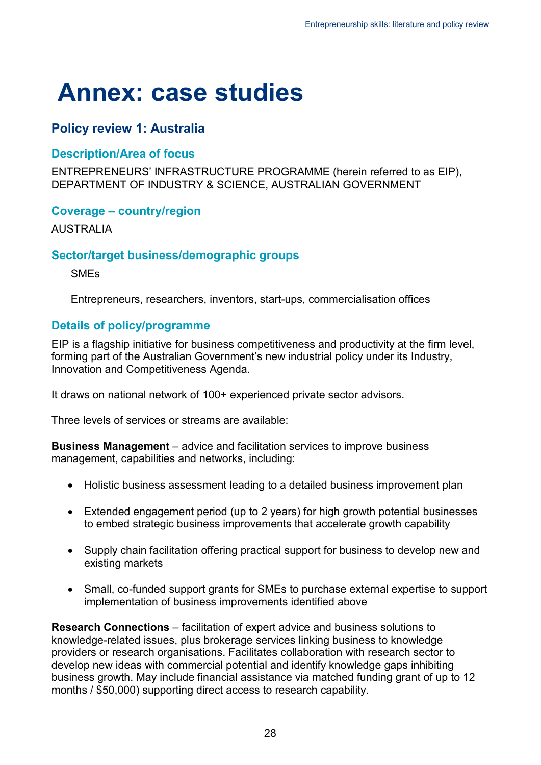# Annex: case studies

## Policy review 1: Australia

### Description/Area of focus

ENTREPRENEURS' INFRASTRUCTURE PROGRAMME (herein referred to as EIP), DEPARTMENT OF INDUSTRY & SCIENCE, AUSTRALIAN GOVERNMENT

### Coverage – country/region

AUSTRALIA

### Sector/target business/demographic groups

SMEs

Entrepreneurs, researchers, inventors, start-ups, commercialisation offices

### Details of policy/programme

EIP is a flagship initiative for business competitiveness and productivity at the firm level, forming part of the Australian Government's new industrial policy under its Industry, Innovation and Competitiveness Agenda.

It draws on national network of 100+ experienced private sector advisors.

Three levels of services or streams are available:

**Business Management** – advice and facilitation services to improve business management, capabilities and networks, including:

- Holistic business assessment leading to a detailed business improvement plan
- Extended engagement period (up to 2 years) for high growth potential businesses to embed strategic business improvements that accelerate growth capability
- Supply chain facilitation offering practical support for business to develop new and existing markets
- Small, co-funded support grants for SMEs to purchase external expertise to support implementation of business improvements identified above

**Research Connections** – facilitation of expert advice and business solutions to knowledge-related issues, plus brokerage services linking business to knowledge providers or research organisations. Facilitates collaboration with research sector to develop new ideas with commercial potential and identify knowledge gaps inhibiting business growth. May include financial assistance via matched funding grant of up to 12 months / $50,000) supporting direct access to research capability.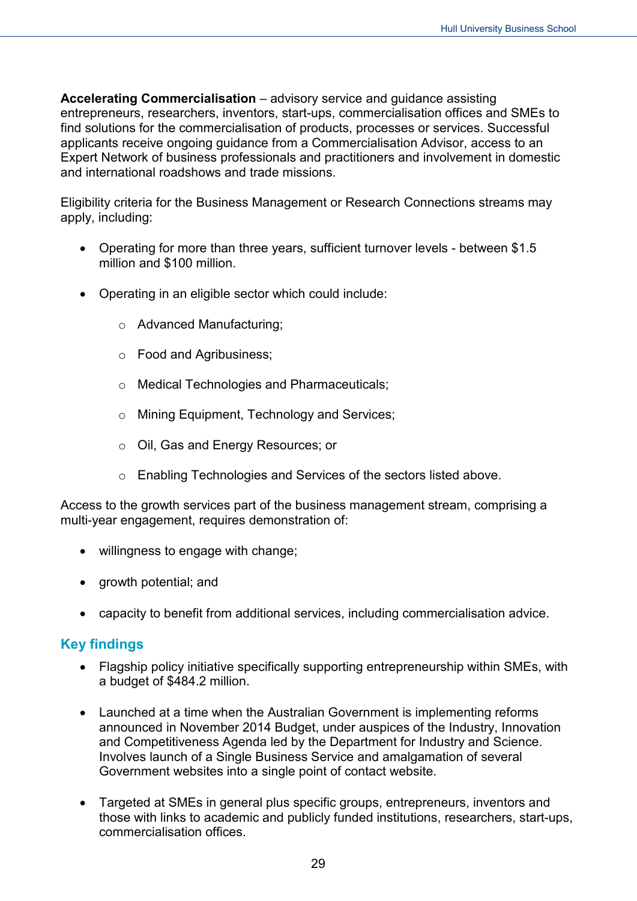**Accelerating Commercialisation** – advisory service and guidance assisting entrepreneurs, researchers, inventors, start-ups, commercialisation offices and SMEs to find solutions for the commercialisation of products, processes or services. Successful applicants receive ongoing guidance from a Commercialisation Advisor, access to an Expert Network of business professionals and practitioners and involvement in domestic and international roadshows and trade missions.

Eligibility criteria for the Business Management or Research Connections streams may apply, including:

- Operating for more than three years, sufficient turnover levels - between $1.5 million and $100 million.
- Operating in an eligible sector which could include:
    - Advanced Manufacturing;
    - Food and Agribusiness;
    - Medical Technologies and Pharmaceuticals;
    - Mining Equipment, Technology and Services;
    - Oil, Gas and Energy Resources; or
    - Enabling Technologies and Services of the sectors listed above.

Access to the growth services part of the business management stream, comprising a multi-year engagement, requires demonstration of:

- willingness to engage with change;
- growth potential; and
- capacity to benefit from additional services, including commercialisation advice.

## Key findings

- Flagship policy initiative specifically supporting entrepreneurship within SMEs, with a budget of $484.2 million.
- Launched at a time when the Australian Government is implementing reforms announced in November 2014 Budget, under auspices of the Industry, Innovation and Competitiveness Agenda led by the Department for Industry and Science. Involves launch of a Single Business Service and amalgamation of several Government websites into a single point of contact website.
- Targeted at SMEs in general plus specific groups, entrepreneurs, inventors and those with links to academic and publicly funded institutions, researchers, start-ups, commercialisation offices.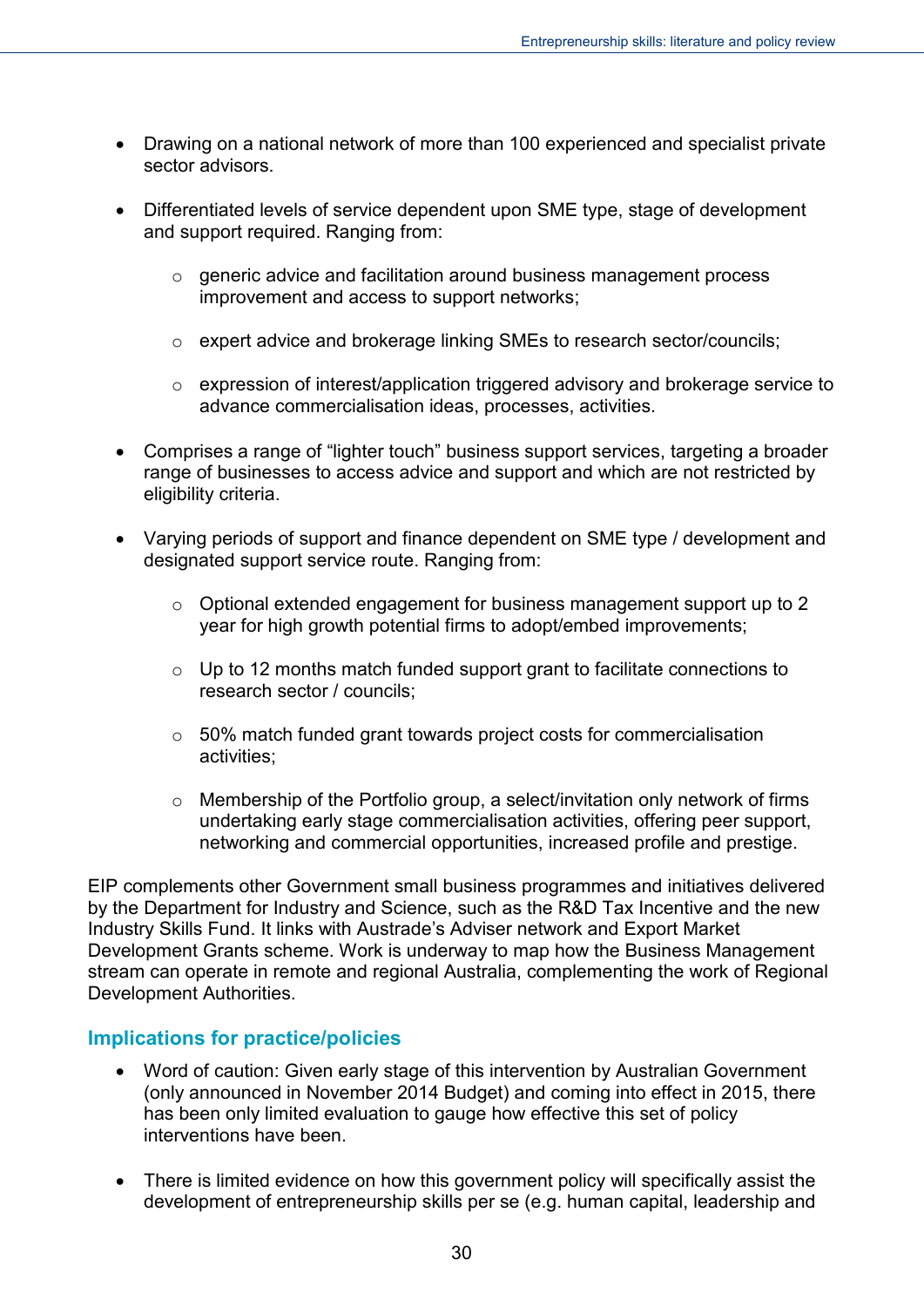- Drawing on a national network of more than 100 experienced and specialist private sector advisors.
- Differentiated levels of service dependent upon SME type, stage of development and support required. Ranging from:
    - generic advice and facilitation around business management process improvement and access to support networks;
    - expert advice and brokerage linking SMEs to research sector/councils;
    - expression of interest/application triggered advisory and brokerage service to advance commercialisation ideas, processes, activities.
- Comprises a range of "lighter touch" business support services, targeting a broader range of businesses to access advice and support and which are not restricted by eligibility criteria.
- Varying periods of support and finance dependent on SME type / development and designated support service route. Ranging from:
    - Optional extended engagement for business management support up to 2 year for high growth potential firms to adopt/embed improvements;
    - Up to 12 months match funded support grant to facilitate connections to research sector / councils;
    - 50% match funded grant towards project costs for commercialisation activities;
    - Membership of the Portfolio group, a select/invitation only network of firms undertaking early stage commercialisation activities, offering peer support, networking and commercial opportunities, increased profile and prestige.

EIP complements other Government small business programmes and initiatives delivered by the Department for Industry and Science, such as the R&D Tax Incentive and the new Industry Skills Fund. It links with Austrade's Adviser network and Export Market Development Grants scheme. Work is underway to map how the Business Management stream can operate in remote and regional Australia, complementing the work of Regional Development Authorities.

### Implications for practice/policies

- Word of caution: Given early stage of this intervention by Australian Government (only announced in November 2014 Budget) and coming into effect in 2015, there has been only limited evaluation to gauge how effective this set of policy interventions have been.
- There is limited evidence on how this government policy will specifically assist the development of entrepreneurship skills per se (e.g. human capital, leadership and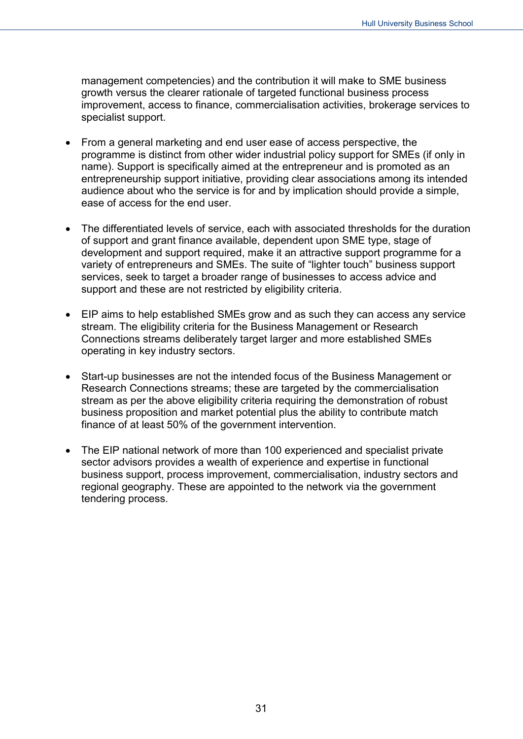management competencies) and the contribution it will make to SME business growth versus the clearer rationale of targeted functional business process improvement, access to finance, commercialisation activities, brokerage services to specialist support.

- From a general marketing and end user ease of access perspective, the programme is distinct from other wider industrial policy support for SMEs (if only in name). Support is specifically aimed at the entrepreneur and is promoted as an entrepreneurship support initiative, providing clear associations among its intended audience about who the service is for and by implication should provide a simple, ease of access for the end user.

- The differentiated levels of service, each with associated thresholds for the duration of support and grant finance available, dependent upon SME type, stage of development and support required, make it an attractive support programme for a variety of entrepreneurs and SMEs. The suite of "lighter touch" business support services, seek to target a broader range of businesses to access advice and support and these are not restricted by eligibility criteria.

- EIP aims to help established SMEs grow and as such they can access any service stream. The eligibility criteria for the Business Management or Research Connections streams deliberately target larger and more established SMEs operating in key industry sectors.

- Start-up businesses are not the intended focus of the Business Management or Research Connections streams; these are targeted by the commercialisation stream as per the above eligibility criteria requiring the demonstration of robust business proposition and market potential plus the ability to contribute match finance of at least 50% of the government intervention.

- The EIP national network of more than 100 experienced and specialist private sector advisors provides a wealth of experience and expertise in functional business support, process improvement, commercialisation, industry sectors and regional geography. These are appointed to the network via the government tendering process.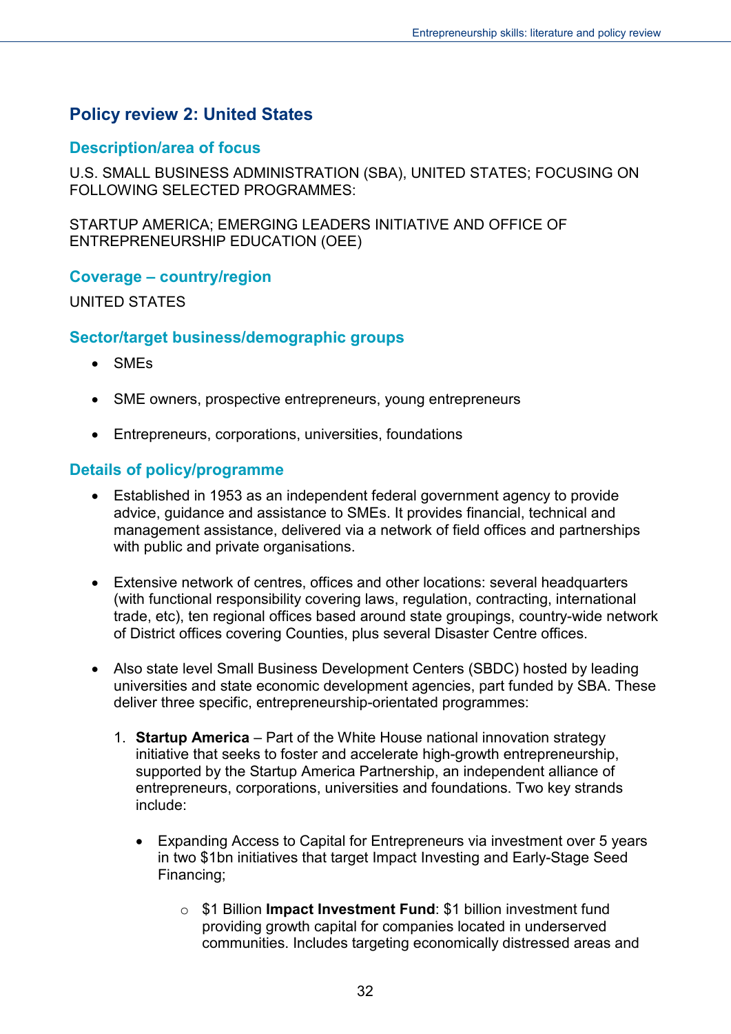## Policy review 2: United States

### Description/area of focus

U.S. SMALL BUSINESS ADMINISTRATION (SBA), UNITED STATES; FOCUSING ON FOLLOWING SELECTED PROGRAMMES:

STARTUP AMERICA; EMERGING LEADERS INITIATIVE AND OFFICE OF ENTREPRENEURSHIP EDUCATION (OEE)

### Coverage – country/region

UNITED STATES

### Sector/target business/demographic groups

- SMEs
- SME owners, prospective entrepreneurs, young entrepreneurs
- Entrepreneurs, corporations, universities, foundations

### Details of policy/programme

- Established in 1953 as an independent federal government agency to provide advice, guidance and assistance to SMEs. It provides financial, technical and management assistance, delivered via a network of field offices and partnerships with public and private organisations.
- Extensive network of centres, offices and other locations: several headquarters (with functional responsibility covering laws, regulation, contracting, international trade, etc), ten regional offices based around state groupings, country-wide network of District offices covering Counties, plus several Disaster Centre offices.
- Also state level Small Business Development Centers (SBDC) hosted by leading universities and state economic development agencies, part funded by SBA. These deliver three specific, entrepreneurship-orientated programmes:

  1. **Startup America** – Part of the White House national innovation strategy initiative that seeks to foster and accelerate high-growth entrepreneurship, supported by the Startup America Partnership, an independent alliance of entrepreneurs, corporations, universities and foundations. Two key strands include:

     - Expanding Access to Capital for Entrepreneurs via investment over 5 years in two $1bn initiatives that target Impact Investing and Early-Stage Seed Financing;

       - $1 Billion **Impact Investment Fund**: $1 billion investment fund providing growth capital for companies located in underserved communities. Includes targeting economically distressed areas and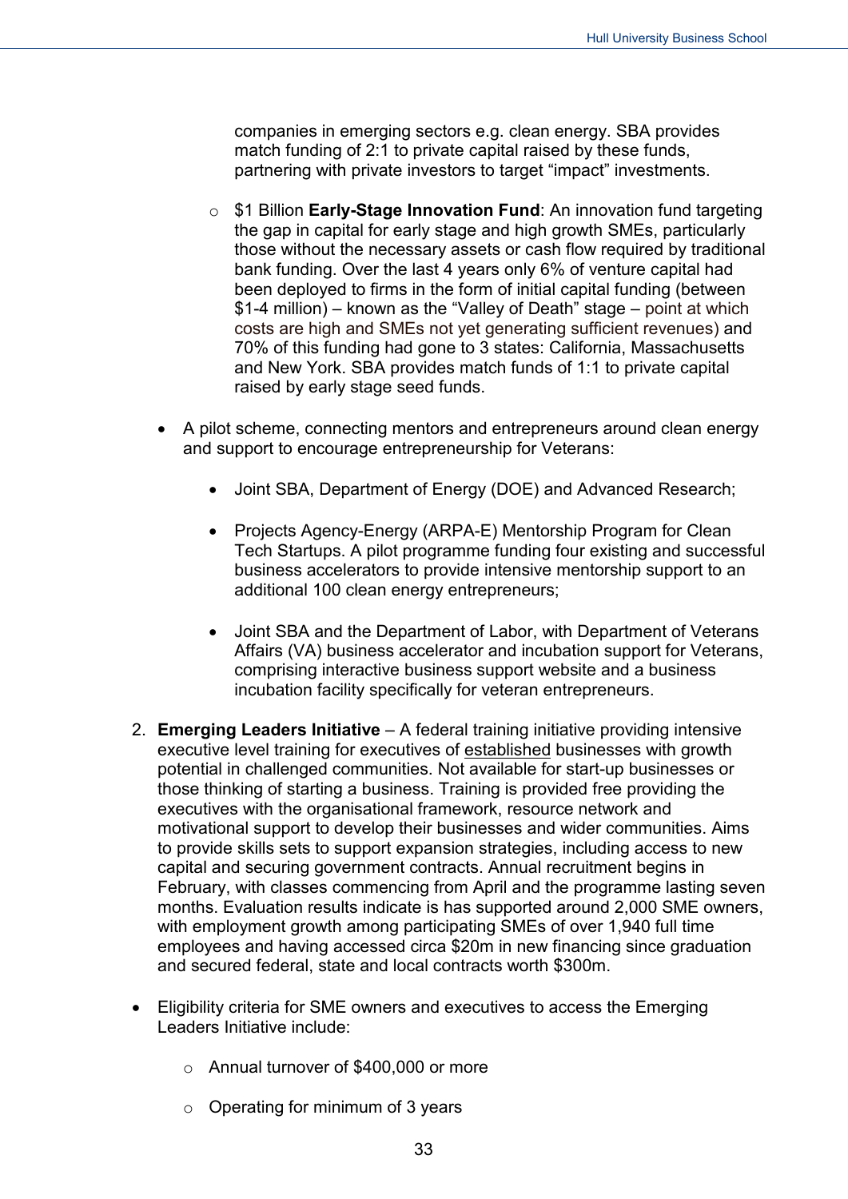companies in emerging sectors e.g. clean energy. SBA provides match funding of 2:1 to private capital raised by these funds, partnering with private investors to target "impact" investments.

    - $1 Billion **Early-Stage Innovation Fund**: An innovation fund targeting the gap in capital for early stage and high growth SMEs, particularly those without the necessary assets or cash flow required by traditional bank funding. Over the last 4 years only 6% of venture capital had been deployed to firms in the form of initial capital funding (between $1-4 million) – known as the "Valley of Death" stage – point at which costs are high and SMEs not yet generating sufficient revenues) and 70% of this funding had gone to 3 states: California, Massachusetts and New York. SBA provides match funds of 1:1 to private capital raised by early stage seed funds.

- A pilot scheme, connecting mentors and entrepreneurs around clean energy and support to encourage entrepreneurship for Veterans:

    - Joint SBA, Department of Energy (DOE) and Advanced Research;

    - Projects Agency-Energy (ARPA-E) Mentorship Program for Clean Tech Startups. A pilot programme funding four existing and successful business accelerators to provide intensive mentorship support to an additional 100 clean energy entrepreneurs;

    - Joint SBA and the Department of Labor, with Department of Veterans Affairs (VA) business accelerator and incubation support for Veterans, comprising interactive business support website and a business incubation facility specifically for veteran entrepreneurs.

2. **Emerging Leaders Initiative** – A federal training initiative providing intensive executive level training for executives of <u>established</u> businesses with growth potential in challenged communities. Not available for start-up businesses or those thinking of starting a business. Training is provided free providing the executives with the organisational framework, resource network and motivational support to develop their businesses and wider communities. Aims to provide skills sets to support expansion strategies, including access to new capital and securing government contracts. Annual recruitment begins in February, with classes commencing from April and the programme lasting seven months. Evaluation results indicate is has supported around 2,000 SME owners, with employment growth among participating SMEs of over 1,940 full time employees and having accessed circa $20m in new financing since graduation and secured federal, state and local contracts worth $300m.

- Eligibility criteria for SME owners and executives to access the Emerging Leaders Initiative include:

    - Annual turnover of $400,000 or more

    - Operating for minimum of 3 years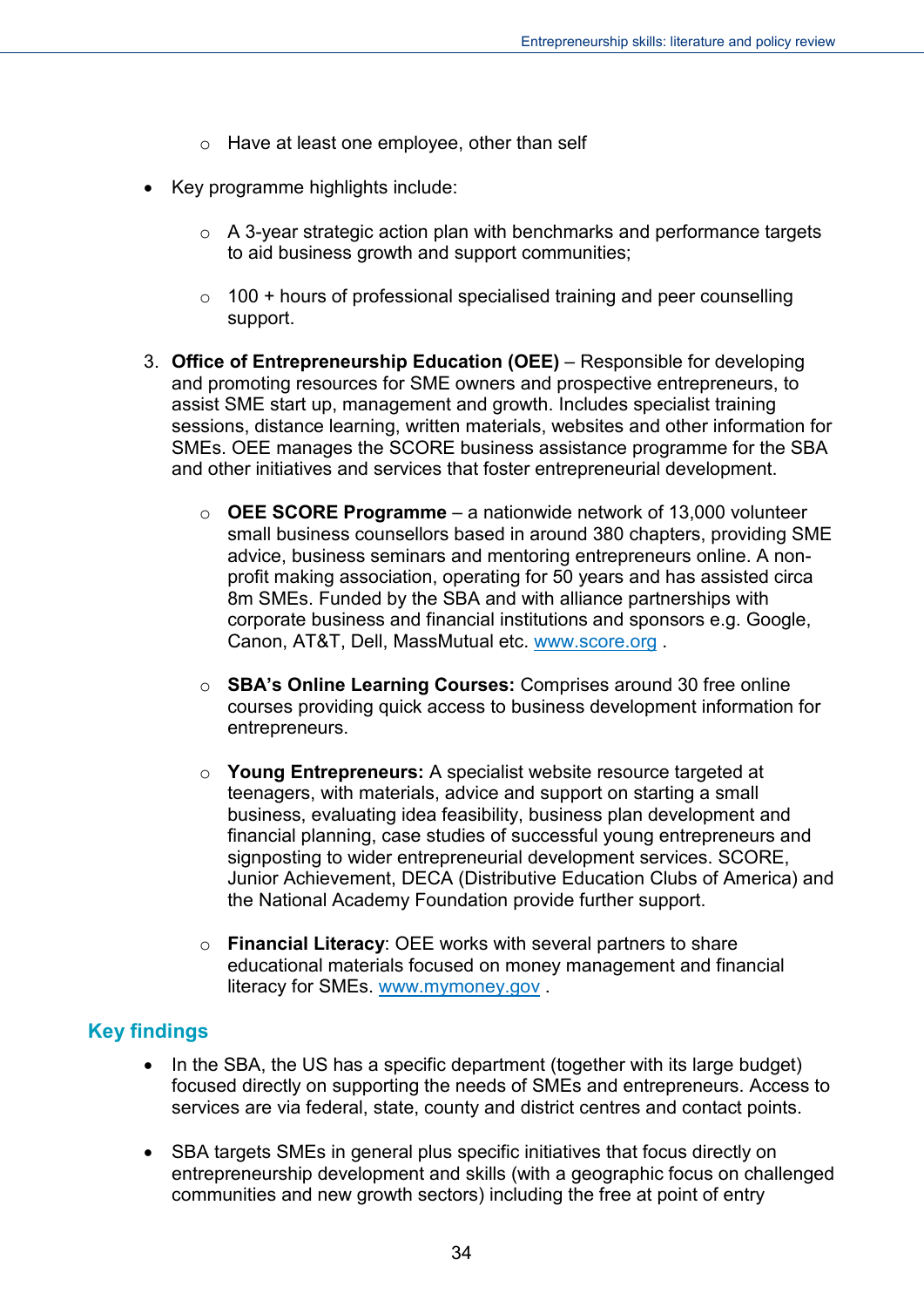- Have at least one employee, other than self

- Key programme highlights include:

  - A 3-year strategic action plan with benchmarks and performance targets to aid business growth and support communities;

  - 100 + hours of professional specialised training and peer counselling support.

3. **Office of Entrepreneurship Education (OEE)** – Responsible for developing and promoting resources for SME owners and prospective entrepreneurs, to assist SME start up, management and growth. Includes specialist training sessions, distance learning, written materials, websites and other information for SMEs. OEE manages the SCORE business assistance programme for the SBA and other initiatives and services that foster entrepreneurial development.

   - **OEE SCORE Programme** – a nationwide network of 13,000 volunteer small business counsellors based in around 380 chapters, providing SME advice, business seminars and mentoring entrepreneurs online. A non-profit making association, operating for 50 years and has assisted circa 8m SMEs. Funded by the SBA and with alliance partnerships with corporate business and financial institutions and sponsors e.g. Google, Canon, AT&T, Dell, MassMutual etc. [www.score.org](http://www.score.org) .

   - **SBA's Online Learning Courses:** Comprises around 30 free online courses providing quick access to business development information for entrepreneurs.

   - **Young Entrepreneurs:** A specialist website resource targeted at teenagers, with materials, advice and support on starting a small business, evaluating idea feasibility, business plan development and financial planning, case studies of successful young entrepreneurs and signposting to wider entrepreneurial development services. SCORE, Junior Achievement, DECA (Distributive Education Clubs of America) and the National Academy Foundation provide further support.

   - **Financial Literacy**: OEE works with several partners to share educational materials focused on money management and financial literacy for SMEs. [www.mymoney.gov](http://www.mymoney.gov) .

### Key findings

- In the SBA, the US has a specific department (together with its large budget) focused directly on supporting the needs of SMEs and entrepreneurs. Access to services are via federal, state, county and district centres and contact points.

- SBA targets SMEs in general plus specific initiatives that focus directly on entrepreneurship development and skills (with a geographic focus on challenged communities and new growth sectors) including the free at point of entry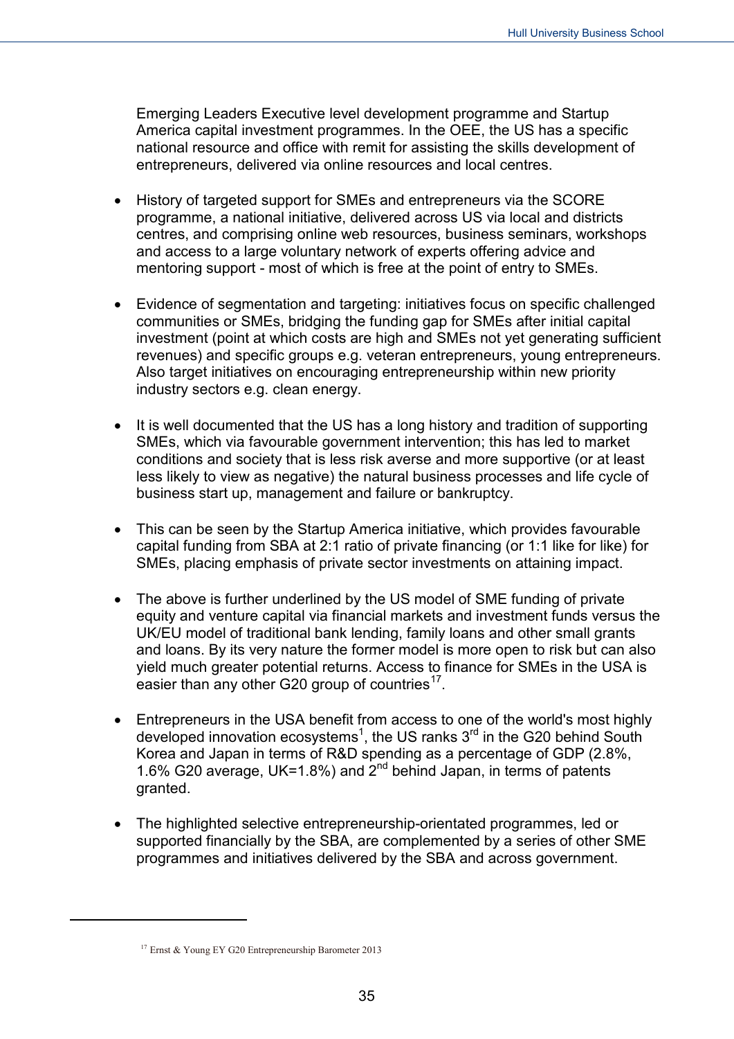Emerging Leaders Executive level development programme and Startup America capital investment programmes. In the OEE, the US has a specific national resource and office with remit for assisting the skills development of entrepreneurs, delivered via online resources and local centres.

- History of targeted support for SMEs and entrepreneurs via the SCORE programme, a national initiative, delivered across US via local and districts centres, and comprising online web resources, business seminars, workshops and access to a large voluntary network of experts offering advice and mentoring support - most of which is free at the point of entry to SMEs.

- Evidence of segmentation and targeting: initiatives focus on specific challenged communities or SMEs, bridging the funding gap for SMEs after initial capital investment (point at which costs are high and SMEs not yet generating sufficient revenues) and specific groups e.g. veteran entrepreneurs, young entrepreneurs. Also target initiatives on encouraging entrepreneurship within new priority industry sectors e.g. clean energy.

- It is well documented that the US has a long history and tradition of supporting SMEs, which via favourable government intervention; this has led to market conditions and society that is less risk averse and more supportive (or at least less likely to view as negative) the natural business processes and life cycle of business start up, management and failure or bankruptcy.

- This can be seen by the Startup America initiative, which provides favourable capital funding from SBA at 2:1 ratio of private financing (or 1:1 like for like) for SMEs, placing emphasis of private sector investments on attaining impact.

- The above is further underlined by the US model of SME funding of private equity and venture capital via financial markets and investment funds versus the UK/EU model of traditional bank lending, family loans and other small grants and loans. By its very nature the former model is more open to risk but can also yield much greater potential returns. Access to finance for SMEs in the USA is easier than any other G20 group of countries[17].

- Entrepreneurs in the USA benefit from access to one of the world's most highly developed innovation ecosystems[1], the US ranks 3rd in the G20 behind South Korea and Japan in terms of R&D spending as a percentage of GDP (2.8%, 1.6% G20 average, UK=1.8%) and 2nd behind Japan, in terms of patents granted.

- The highlighted selective entrepreneurship-orientated programmes, led or supported financially by the SBA, are complemented by a series of other SME programmes and initiatives delivered by the SBA and across government.

---

[17] Ernst & Young EY G20 Entrepreneurship Barometer 2013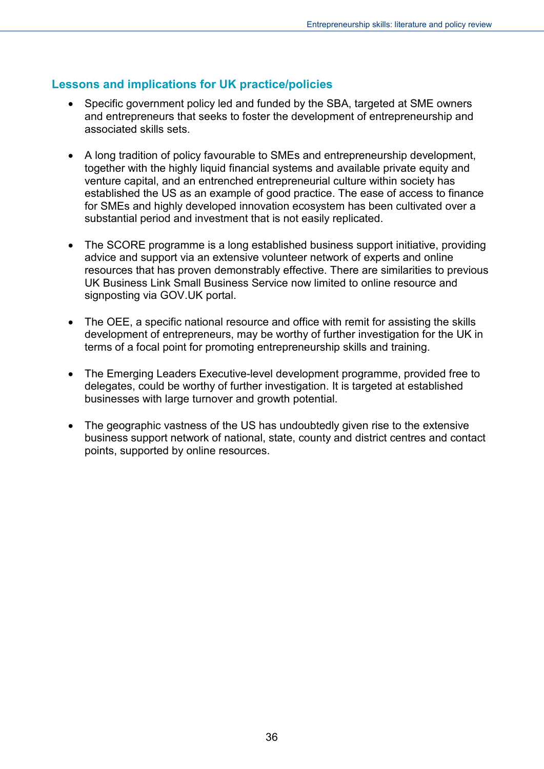## Lessons and implications for UK practice/policies

- Specific government policy led and funded by the SBA, targeted at SME owners and entrepreneurs that seeks to foster the development of entrepreneurship and associated skills sets.

- A long tradition of policy favourable to SMEs and entrepreneurship development, together with the highly liquid financial systems and available private equity and venture capital, and an entrenched entrepreneurial culture within society has established the US as an example of good practice. The ease of access to finance for SMEs and highly developed innovation ecosystem has been cultivated over a substantial period and investment that is not easily replicated.

- The SCORE programme is a long established business support initiative, providing advice and support via an extensive volunteer network of experts and online resources that has proven demonstrably effective. There are similarities to previous UK Business Link Small Business Service now limited to online resource and signposting via GOV.UK portal.

- The OEE, a specific national resource and office with remit for assisting the skills development of entrepreneurs, may be worthy of further investigation for the UK in terms of a focal point for promoting entrepreneurship skills and training.

- The Emerging Leaders Executive-level development programme, provided free to delegates, could be worthy of further investigation. It is targeted at established businesses with large turnover and growth potential.

- The geographic vastness of the US has undoubtedly given rise to the extensive business support network of national, state, county and district centres and contact points, supported by online resources.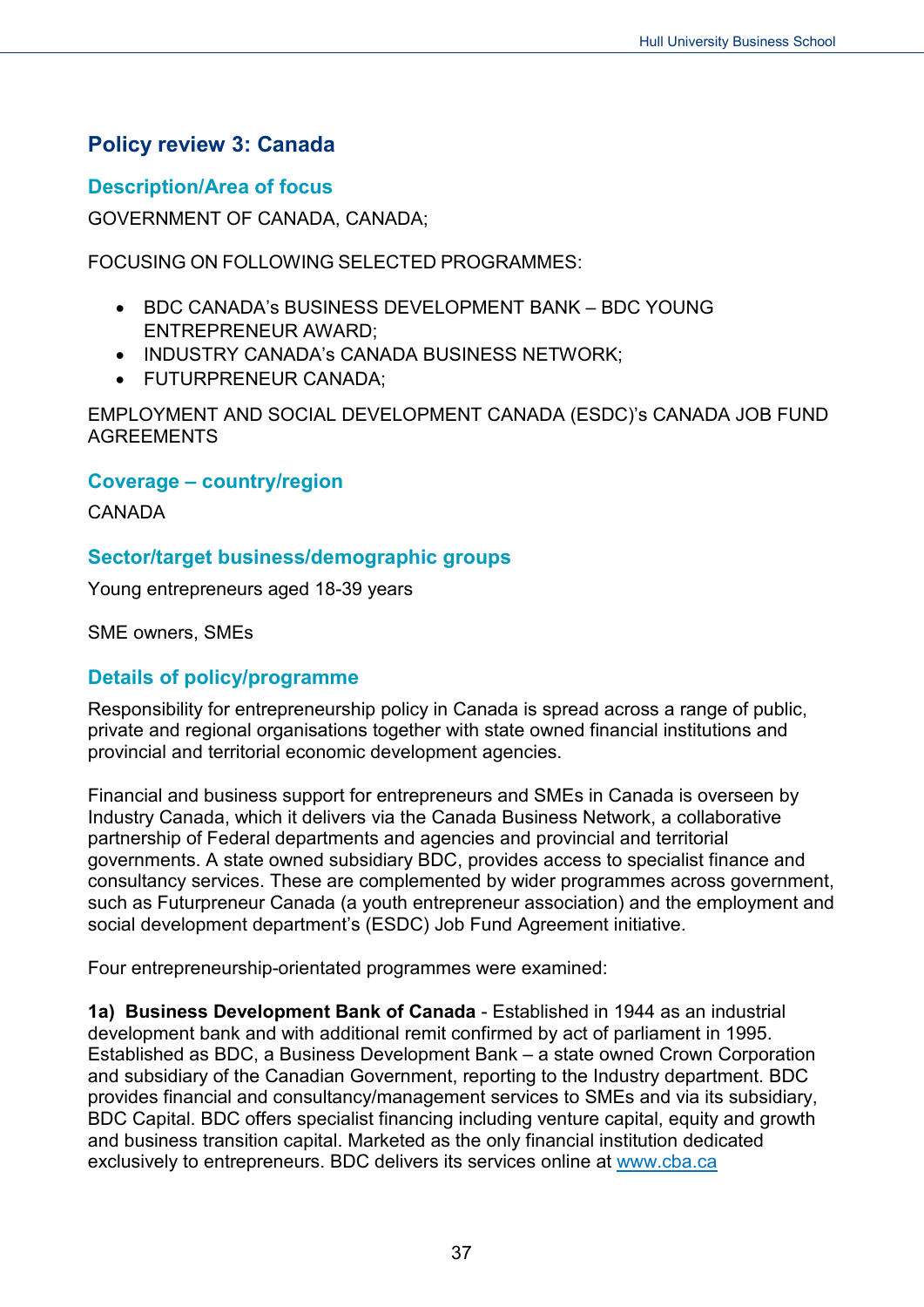## Policy review 3: Canada

### Description/Area of focus

GOVERNMENT OF CANADA, CANADA;

FOCUSING ON FOLLOWING SELECTED PROGRAMMES:

- BDC CANADA's BUSINESS DEVELOPMENT BANK – BDC YOUNG ENTREPRENEUR AWARD;
- INDUSTRY CANADA's CANADA BUSINESS NETWORK;
- FUTURPRENEUR CANADA;

EMPLOYMENT AND SOCIAL DEVELOPMENT CANADA (ESDC)'s CANADA JOB FUND AGREEMENTS

### Coverage – country/region

CANADA

### Sector/target business/demographic groups

Young entrepreneurs aged 18-39 years

SME owners, SMEs

### Details of policy/programme

Responsibility for entrepreneurship policy in Canada is spread across a range of public, private and regional organisations together with state owned financial institutions and provincial and territorial economic development agencies.

Financial and business support for entrepreneurs and SMEs in Canada is overseen by Industry Canada, which it delivers via the Canada Business Network, a collaborative partnership of Federal departments and agencies and provincial and territorial governments. A state owned subsidiary BDC, provides access to specialist finance and consultancy services. These are complemented by wider programmes across government, such as Futurpreneur Canada (a youth entrepreneur association) and the employment and social development department's (ESDC) Job Fund Agreement initiative.

Four entrepreneurship-orientated programmes were examined:

**1a) Business Development Bank of Canada** - Established in 1944 as an industrial development bank and with additional remit confirmed by act of parliament in 1995. Established as BDC, a Business Development Bank – a state owned Crown Corporation and subsidiary of the Canadian Government, reporting to the Industry department. BDC provides financial and consultancy/management services to SMEs and via its subsidiary, BDC Capital. BDC offers specialist financing including venture capital, equity and growth and business transition capital. Marketed as the only financial institution dedicated exclusively to entrepreneurs. BDC delivers its services online at [www.cba.ca](http://www.cba.ca)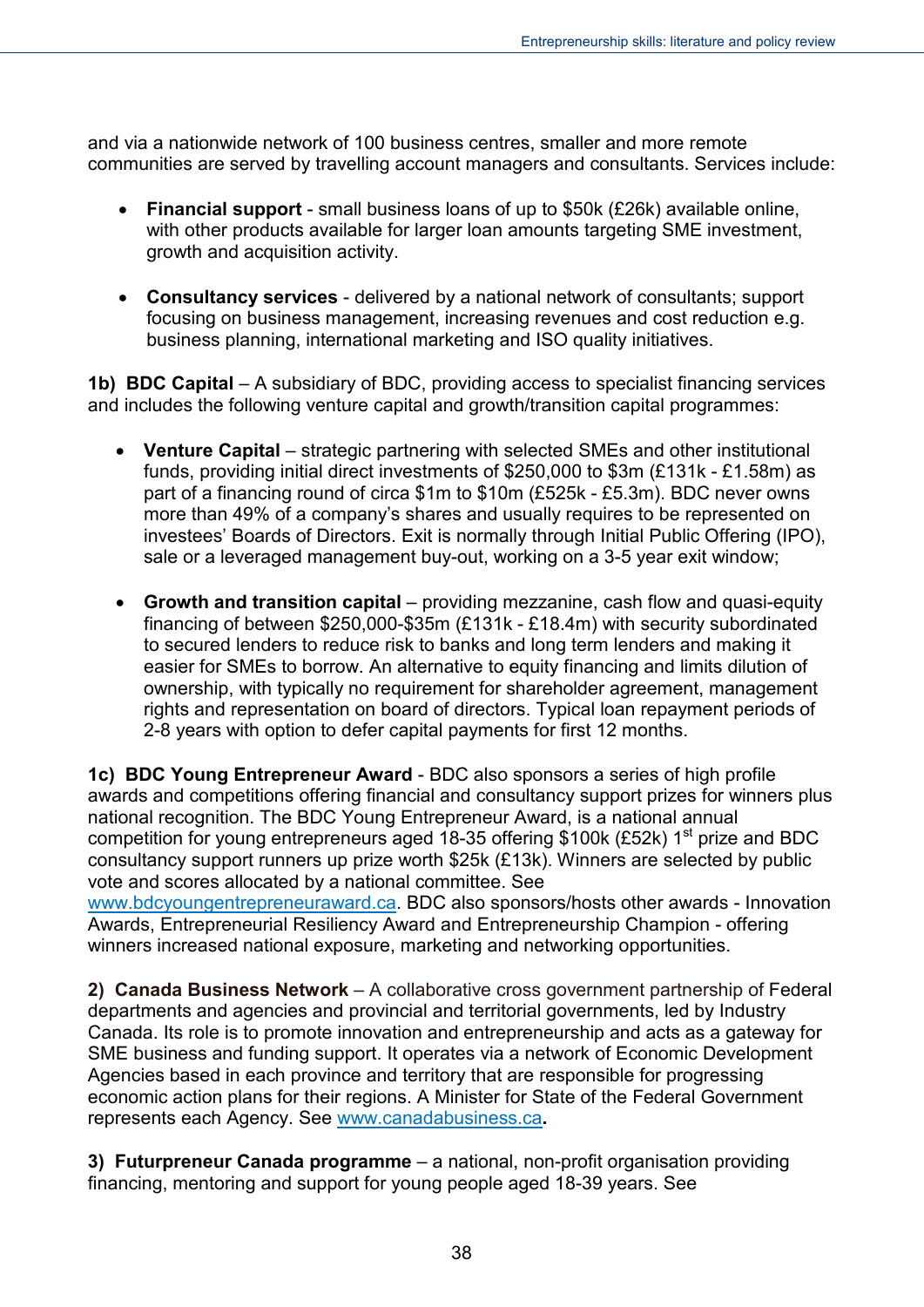and via a nationwide network of 100 business centres, smaller and more remote communities are served by travelling account managers and consultants. Services include:

- **Financial support** - small business loans of up to $50k (£26k) available online, with other products available for larger loan amounts targeting SME investment, growth and acquisition activity.

- **Consultancy services** - delivered by a national network of consultants; support focusing on business management, increasing revenues and cost reduction e.g. business planning, international marketing and ISO quality initiatives.

**1b) BDC Capital** – A subsidiary of BDC, providing access to specialist financing services and includes the following venture capital and growth/transition capital programmes:

- **Venture Capital** – strategic partnering with selected SMEs and other institutional funds, providing initial direct investments of $250,000 to $3m (£131k - £1.58m) as part of a financing round of circa $1m to $10m (£525k - £5.3m). BDC never owns more than 49% of a company's shares and usually requires to be represented on investees' Boards of Directors. Exit is normally through Initial Public Offering (IPO), sale or a leveraged management buy-out, working on a 3-5 year exit window;

- **Growth and transition capital** – providing mezzanine, cash flow and quasi-equity financing of between $250,000-$35m (£131k - £18.4m) with security subordinated to secured lenders to reduce risk to banks and long term lenders and making it easier for SMEs to borrow. An alternative to equity financing and limits dilution of ownership, with typically no requirement for shareholder agreement, management rights and representation on board of directors. Typical loan repayment periods of 2-8 years with option to defer capital payments for first 12 months.

**1c) BDC Young Entrepreneur Award** - BDC also sponsors a series of high profile awards and competitions offering financial and consultancy support prizes for winners plus national recognition. The BDC Young Entrepreneur Award, is a national annual competition for young entrepreneurs aged 18-35 offering $100k (£52k) 1st prize and BDC consultancy support runners up prize worth $25k (£13k). Winners are selected by public vote and scores allocated by a national committee. See www.bdcyoungentrepreneuraward.ca. BDC also sponsors/hosts other awards - Innovation Awards, Entrepreneurial Resiliency Award and Entrepreneurship Champion - offering winners increased national exposure, marketing and networking opportunities.

**2) Canada Business Network** – A collaborative cross government partnership of Federal departments and agencies and provincial and territorial governments, led by Industry Canada. Its role is to promote innovation and entrepreneurship and acts as a gateway for SME business and funding support. It operates via a network of Economic Development Agencies based in each province and territory that are responsible for progressing economic action plans for their regions. A Minister for State of the Federal Government represents each Agency. See www.canadabusiness.ca.

**3) Futurpreneur Canada programme** – a national, non-profit organisation providing financing, mentoring and support for young people aged 18-39 years. See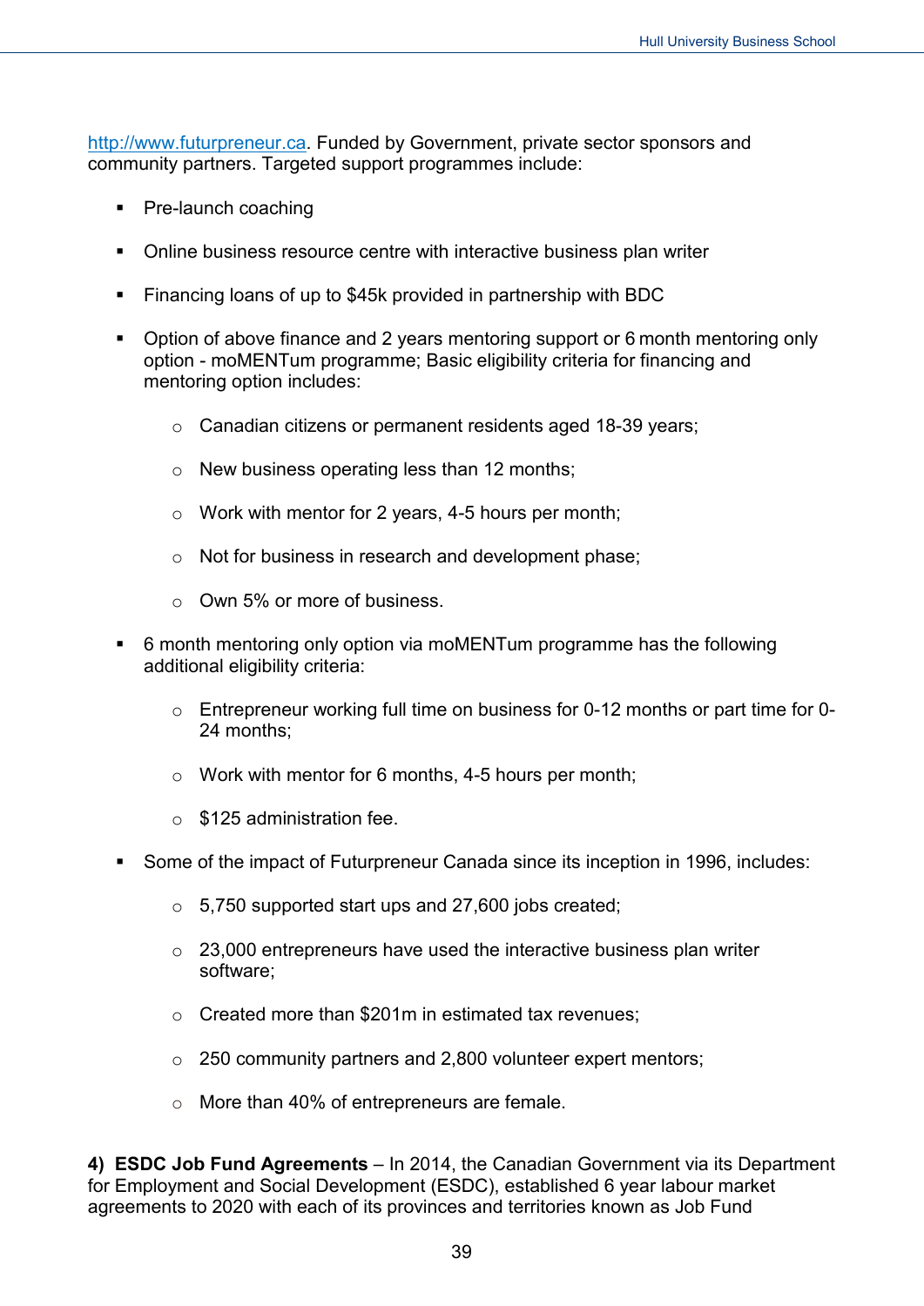http://www.futurpreneur.ca. Funded by Government, private sector sponsors and community partners. Targeted support programmes include:

- Pre-launch coaching
- Online business resource centre with interactive business plan writer
- Financing loans of up to $45k provided in partnership with BDC
- Option of above finance and 2 years mentoring support or 6 month mentoring only option - moMENTum programme; Basic eligibility criteria for financing and mentoring option includes:
  - Canadian citizens or permanent residents aged 18-39 years;
  - New business operating less than 12 months;
  - Work with mentor for 2 years, 4-5 hours per month;
  - Not for business in research and development phase;
  - Own 5% or more of business.
- 6 month mentoring only option via moMENTum programme has the following additional eligibility criteria:
  - Entrepreneur working full time on business for 0-12 months or part time for 0-24 months;
  - Work with mentor for 6 months, 4-5 hours per month;
  - $125 administration fee.
- Some of the impact of Futurpreneur Canada since its inception in 1996, includes:
  - 5,750 supported start ups and 27,600 jobs created;
  - 23,000 entrepreneurs have used the interactive business plan writer software;
  - Created more than $201m in estimated tax revenues;
  - 250 community partners and 2,800 volunteer expert mentors;
  - More than 40% of entrepreneurs are female.

**4) ESDC Job Fund Agreements** – In 2014, the Canadian Government via its Department for Employment and Social Development (ESDC), established 6 year labour market agreements to 2020 with each of its provinces and territories known as Job Fund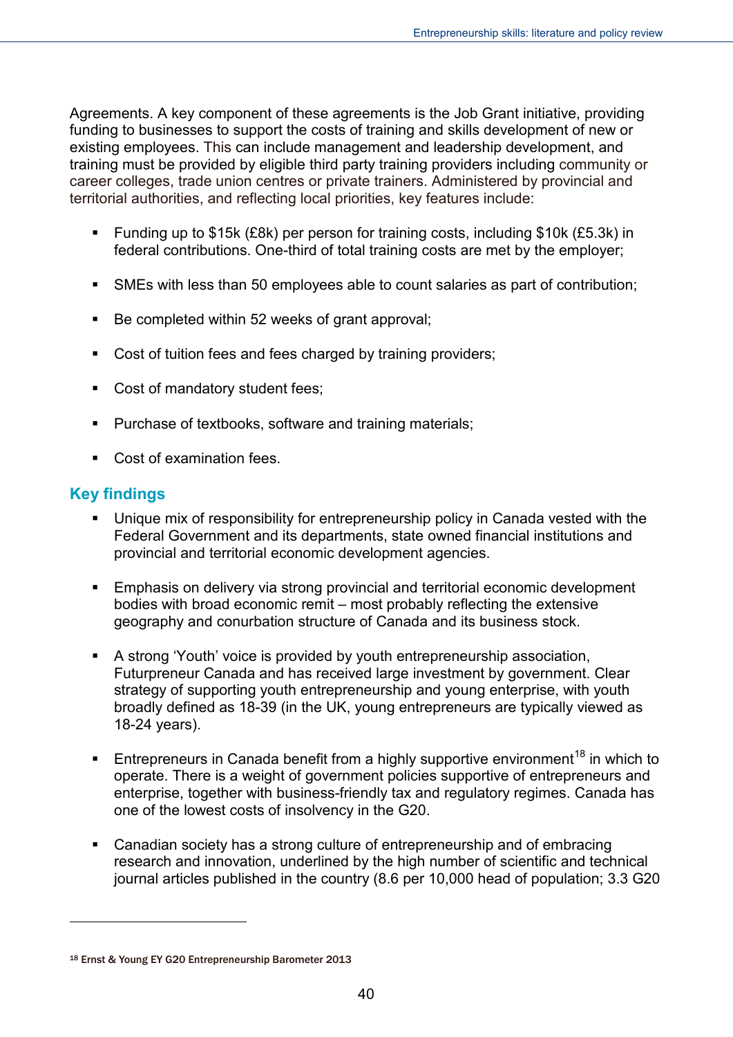Agreements. A key component of these agreements is the Job Grant initiative, providing funding to businesses to support the costs of training and skills development of new or existing employees. This can include management and leadership development, and training must be provided by eligible third party training providers including community or career colleges, trade union centres or private trainers. Administered by provincial and territorial authorities, and reflecting local priorities, key features include:

- Funding up to $15k (£8k) per person for training costs, including $10k (£5.3k) in federal contributions. One-third of total training costs are met by the employer;
- SMEs with less than 50 employees able to count salaries as part of contribution;
- Be completed within 52 weeks of grant approval;
- Cost of tuition fees and fees charged by training providers;
- Cost of mandatory student fees;
- Purchase of textbooks, software and training materials;
- Cost of examination fees.

## Key findings

- Unique mix of responsibility for entrepreneurship policy in Canada vested with the Federal Government and its departments, state owned financial institutions and provincial and territorial economic development agencies.
- Emphasis on delivery via strong provincial and territorial economic development bodies with broad economic remit – most probably reflecting the extensive geography and conurbation structure of Canada and its business stock.
- A strong 'Youth' voice is provided by youth entrepreneurship association, Futurpreneur Canada and has received large investment by government. Clear strategy of supporting youth entrepreneurship and young enterprise, with youth broadly defined as 18-39 (in the UK, young entrepreneurs are typically viewed as 18-24 years).
- Entrepreneurs in Canada benefit from a highly supportive environment[18] in which to operate. There is a weight of government policies supportive of entrepreneurs and enterprise, together with business-friendly tax and regulatory regimes. Canada has one of the lowest costs of insolvency in the G20.
- Canadian society has a strong culture of entrepreneurship and of embracing research and innovation, underlined by the high number of scientific and technical journal articles published in the country (8.6 per 10,000 head of population; 3.3 G20

[18] Ernst & Young EY G20 Entrepreneurship Barometer 2013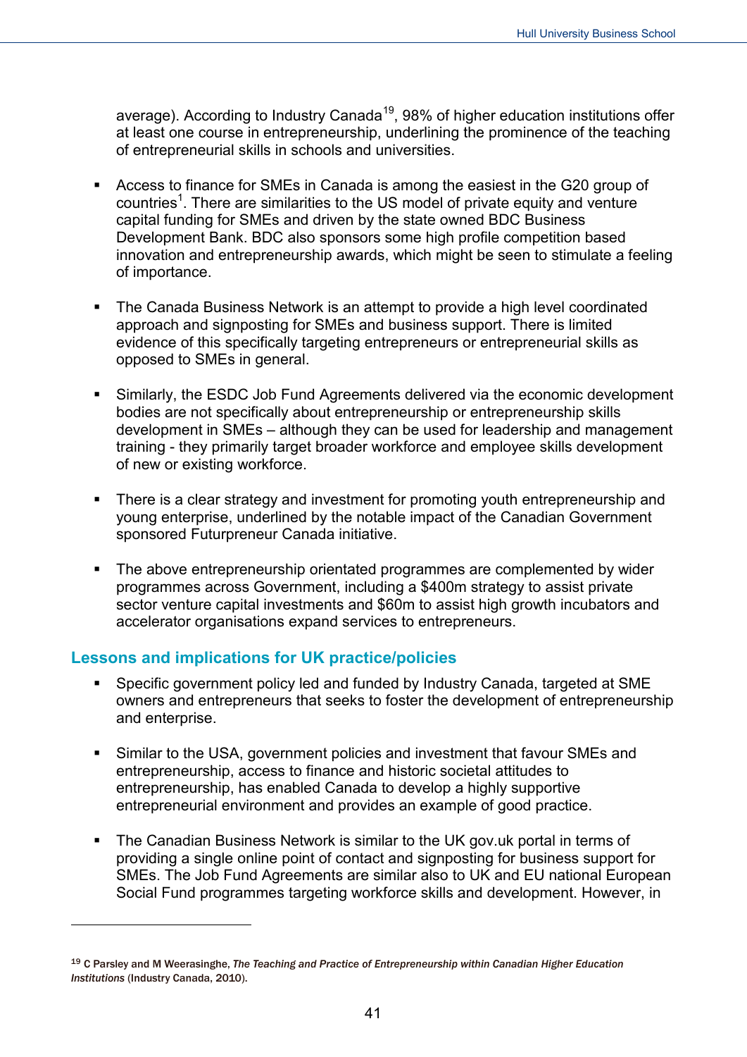average). According to Industry Canada[19], 98% of higher education institutions offer at least one course in entrepreneurship, underlining the prominence of the teaching of entrepreneurial skills in schools and universities.

- Access to finance for SMEs in Canada is among the easiest in the G20 group of countries[1]. There are similarities to the US model of private equity and venture capital funding for SMEs and driven by the state owned BDC Business Development Bank. BDC also sponsors some high profile competition based innovation and entrepreneurship awards, which might be seen to stimulate a feeling of importance.

- The Canada Business Network is an attempt to provide a high level coordinated approach and signposting for SMEs and business support. There is limited evidence of this specifically targeting entrepreneurs or entrepreneurial skills as opposed to SMEs in general.

- Similarly, the ESDC Job Fund Agreements delivered via the economic development bodies are not specifically about entrepreneurship or entrepreneurship skills development in SMEs – although they can be used for leadership and management training - they primarily target broader workforce and employee skills development of new or existing workforce.

- There is a clear strategy and investment for promoting youth entrepreneurship and young enterprise, underlined by the notable impact of the Canadian Government sponsored Futurpreneur Canada initiative.

- The above entrepreneurship orientated programmes are complemented by wider programmes across Government, including a $400m strategy to assist private sector venture capital investments and $60m to assist high growth incubators and accelerator organisations expand services to entrepreneurs.

## Lessons and implications for UK practice/policies

- Specific government policy led and funded by Industry Canada, targeted at SME owners and entrepreneurs that seeks to foster the development of entrepreneurship and enterprise.

- Similar to the USA, government policies and investment that favour SMEs and entrepreneurship, access to finance and historic societal attitudes to entrepreneurship, has enabled Canada to develop a highly supportive entrepreneurial environment and provides an example of good practice.

- The Canadian Business Network is similar to the UK gov.uk portal in terms of providing a single online point of contact and signposting for business support for SMEs. The Job Fund Agreements are similar also to UK and EU national European Social Fund programmes targeting workforce skills and development. However, in

---

[19] C Parsley and M Weerasinghe, *The Teaching and Practice of Entrepreneurship within Canadian Higher Education Institutions* (Industry Canada, 2010).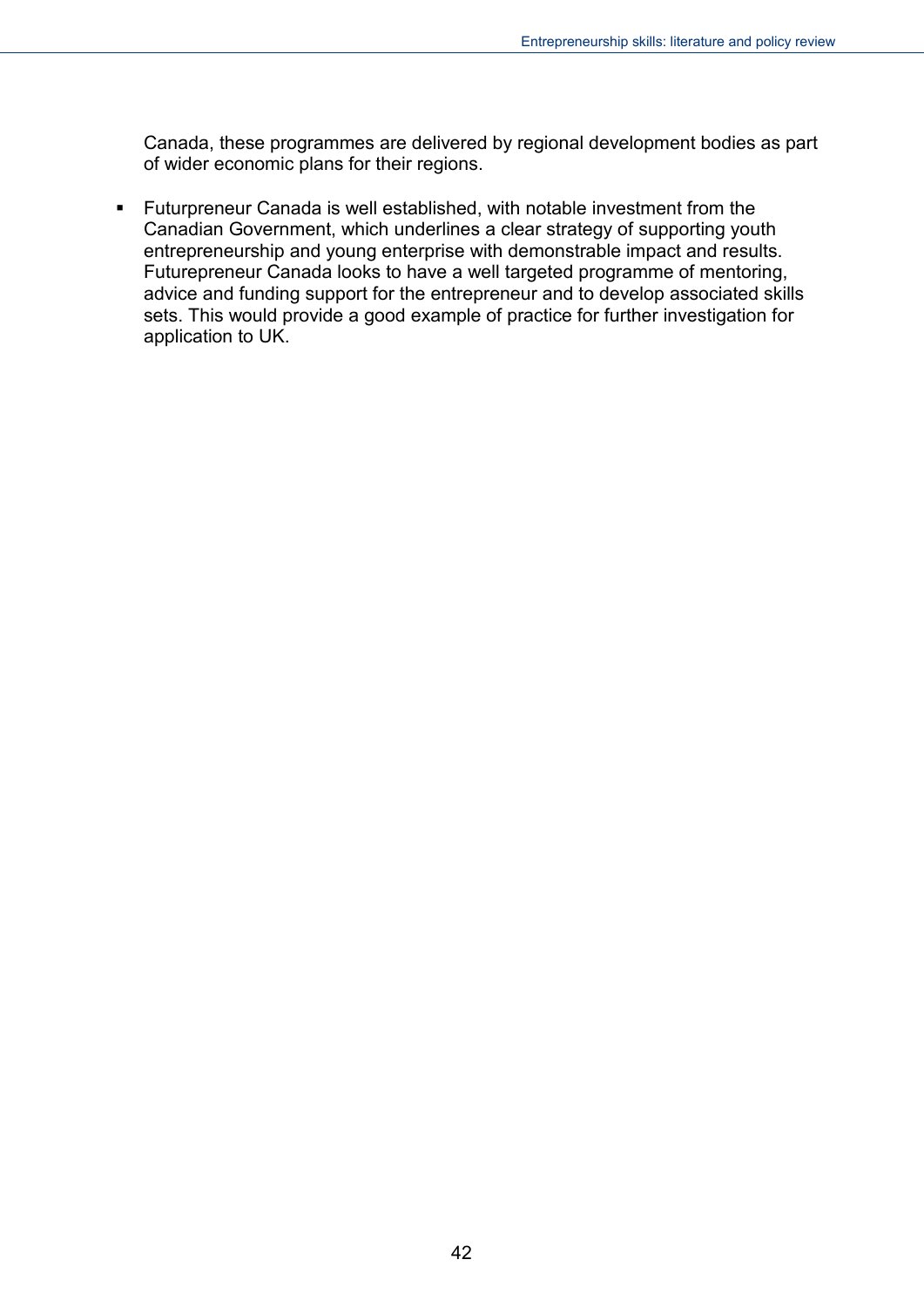Canada, these programmes are delivered by regional development bodies as part of wider economic plans for their regions.

- Futurpreneur Canada is well established, with notable investment from the Canadian Government, which underlines a clear strategy of supporting youth entrepreneurship and young enterprise with demonstrable impact and results. Futurepreneur Canada looks to have a well targeted programme of mentoring, advice and funding support for the entrepreneur and to develop associated skills sets. This would provide a good example of practice for further investigation for application to UK.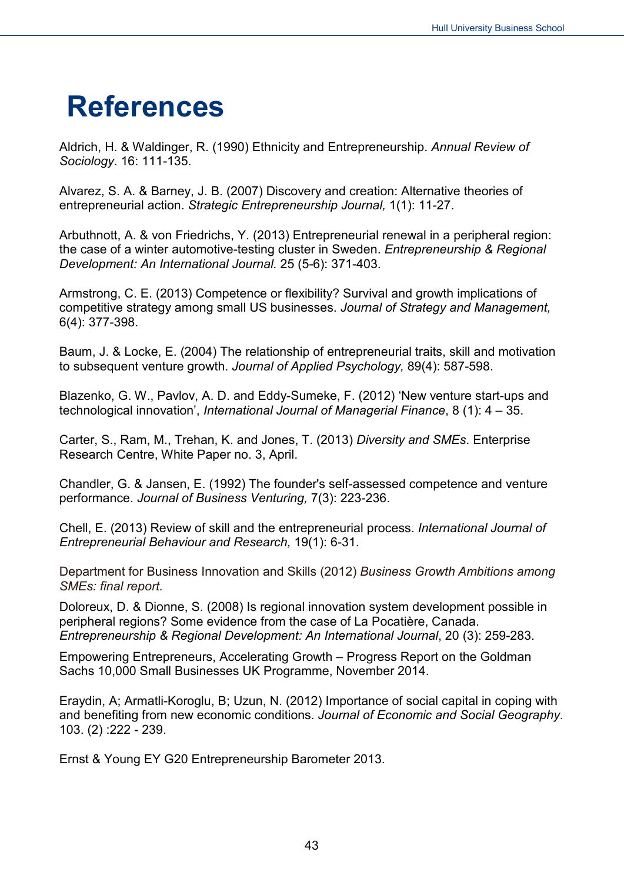# References

Aldrich, H. & Waldinger, R. (1990) Ethnicity and Entrepreneurship. *Annual Review of Sociology*. 16: 111-135.

Alvarez, S. A. & Barney, J. B. (2007) Discovery and creation: Alternative theories of entrepreneurial action. *Strategic Entrepreneurship Journal,* 1(1): 11-27.

Arbuthnott, A. & von Friedrichs, Y. (2013) Entrepreneurial renewal in a peripheral region: the case of a winter automotive-testing cluster in Sweden. *Entrepreneurship & Regional Development: An International Journal.* 25 (5-6): 371-403.

Armstrong, C. E. (2013) Competence or flexibility? Survival and growth implications of competitive strategy among small US businesses. *Journal of Strategy and Management,* 6(4): 377-398.

Baum, J. & Locke, E. (2004) The relationship of entrepreneurial traits, skill and motivation to subsequent venture growth. *Journal of Applied Psychology,* 89(4): 587-598.

Blazenko, G. W., Pavlov, A. D. and Eddy-Sumeke, F. (2012) 'New venture start-ups and technological innovation', *International Journal of Managerial Finance*, 8 (1): 4 – 35.

Carter, S., Ram, M., Trehan, K. and Jones, T. (2013) *Diversity and SMEs*. Enterprise Research Centre, White Paper no. 3, April.

Chandler, G. & Jansen, E. (1992) The founder's self-assessed competence and venture performance. *Journal of Business Venturing,* 7(3): 223-236.

Chell, E. (2013) Review of skill and the entrepreneurial process. *International Journal of Entrepreneurial Behaviour and Research,* 19(1): 6-31.

Department for Business Innovation and Skills (2012) *Business Growth Ambitions among SMEs: final report.*

Doloreux, D. & Dionne, S. (2008) Is regional innovation system development possible in peripheral regions? Some evidence from the case of La Pocatière, Canada. *Entrepreneurship & Regional Development: An International Journal*, 20 (3): 259-283.

Empowering Entrepreneurs, Accelerating Growth – Progress Report on the Goldman Sachs 10,000 Small Businesses UK Programme, November 2014.

Eraydin, A; Armatli-Koroglu, B; Uzun, N. (2012) Importance of social capital in coping with and benefiting from new economic conditions. *Journal of Economic and Social Geography*. 103. (2) :222 - 239.

Ernst & Young EY G20 Entrepreneurship Barometer 2013.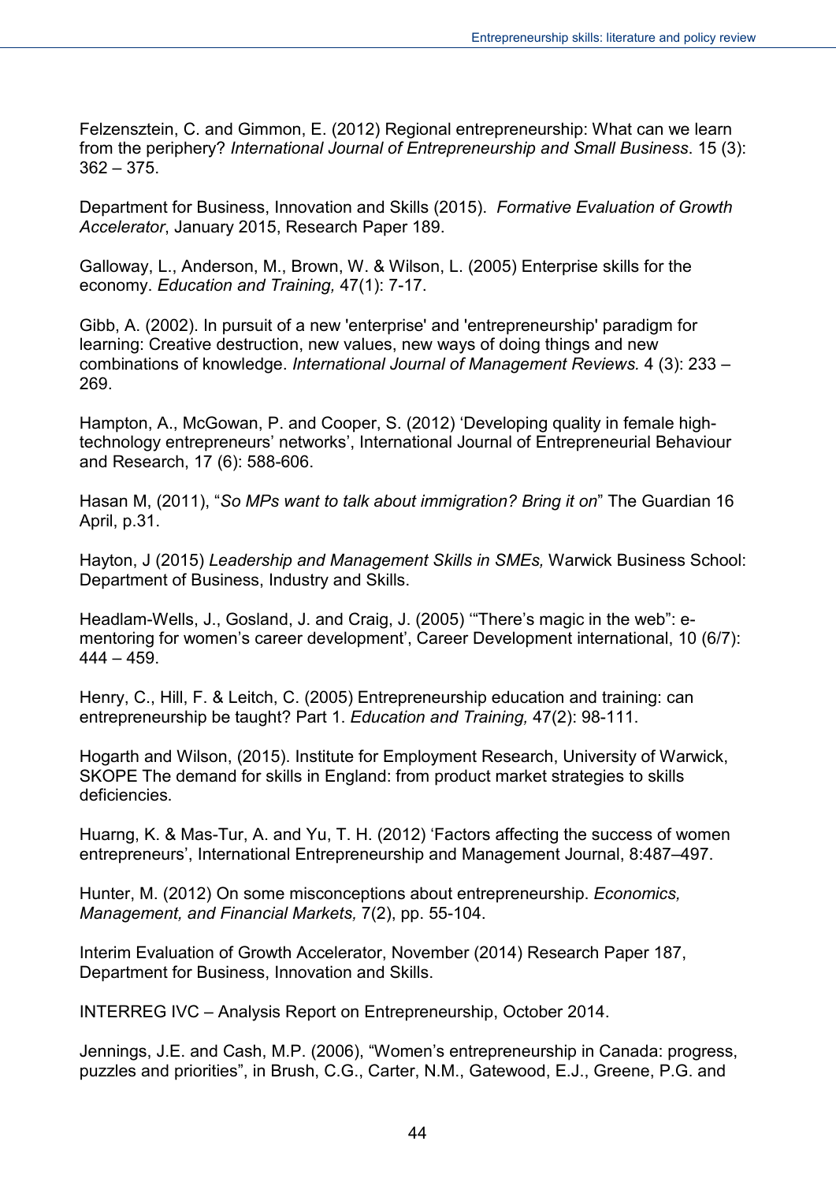Felzensztein, C. and Gimmon, E. (2012) Regional entrepreneurship: What can we learn from the periphery? *International Journal of Entrepreneurship and Small Business*. 15 (3): 362 – 375.

Department for Business, Innovation and Skills (2015). *Formative Evaluation of Growth Accelerator*, January 2015, Research Paper 189.

Galloway, L., Anderson, M., Brown, W. & Wilson, L. (2005) Enterprise skills for the economy. *Education and Training,* 47(1): 7-17.

Gibb, A. (2002). In pursuit of a new 'enterprise' and 'entrepreneurship' paradigm for learning: Creative destruction, new values, new ways of doing things and new combinations of knowledge. *International Journal of Management Reviews.* 4 (3): 233 – 269.

Hampton, A., McGowan, P. and Cooper, S. (2012) 'Developing quality in female high-technology entrepreneurs' networks', International Journal of Entrepreneurial Behaviour and Research, 17 (6): 588-606.

Hasan M, (2011), "*So MPs want to talk about immigration? Bring it on*" The Guardian 16 April, p.31.

Hayton, J (2015) *Leadership and Management Skills in SMEs,* Warwick Business School: Department of Business, Industry and Skills.

Headlam-Wells, J., Gosland, J. and Craig, J. (2005) '"There's magic in the web": e-mentoring for women's career development', Career Development international, 10 (6/7): 444 – 459.

Henry, C., Hill, F. & Leitch, C. (2005) Entrepreneurship education and training: can entrepreneurship be taught? Part 1. *Education and Training,* 47(2): 98-111.

Hogarth and Wilson, (2015). Institute for Employment Research, University of Warwick, SKOPE The demand for skills in England: from product market strategies to skills deficiencies.

Huarng, K. & Mas-Tur, A. and Yu, T. H. (2012) 'Factors affecting the success of women entrepreneurs', International Entrepreneurship and Management Journal, 8:487–497.

Hunter, M. (2012) On some misconceptions about entrepreneurship. *Economics, Management, and Financial Markets,* 7(2), pp. 55-104.

Interim Evaluation of Growth Accelerator, November (2014) Research Paper 187, Department for Business, Innovation and Skills.

INTERREG IVC – Analysis Report on Entrepreneurship, October 2014.

Jennings, J.E. and Cash, M.P. (2006), "Women's entrepreneurship in Canada: progress, puzzles and priorities", in Brush, C.G., Carter, N.M., Gatewood, E.J., Greene, P.G. and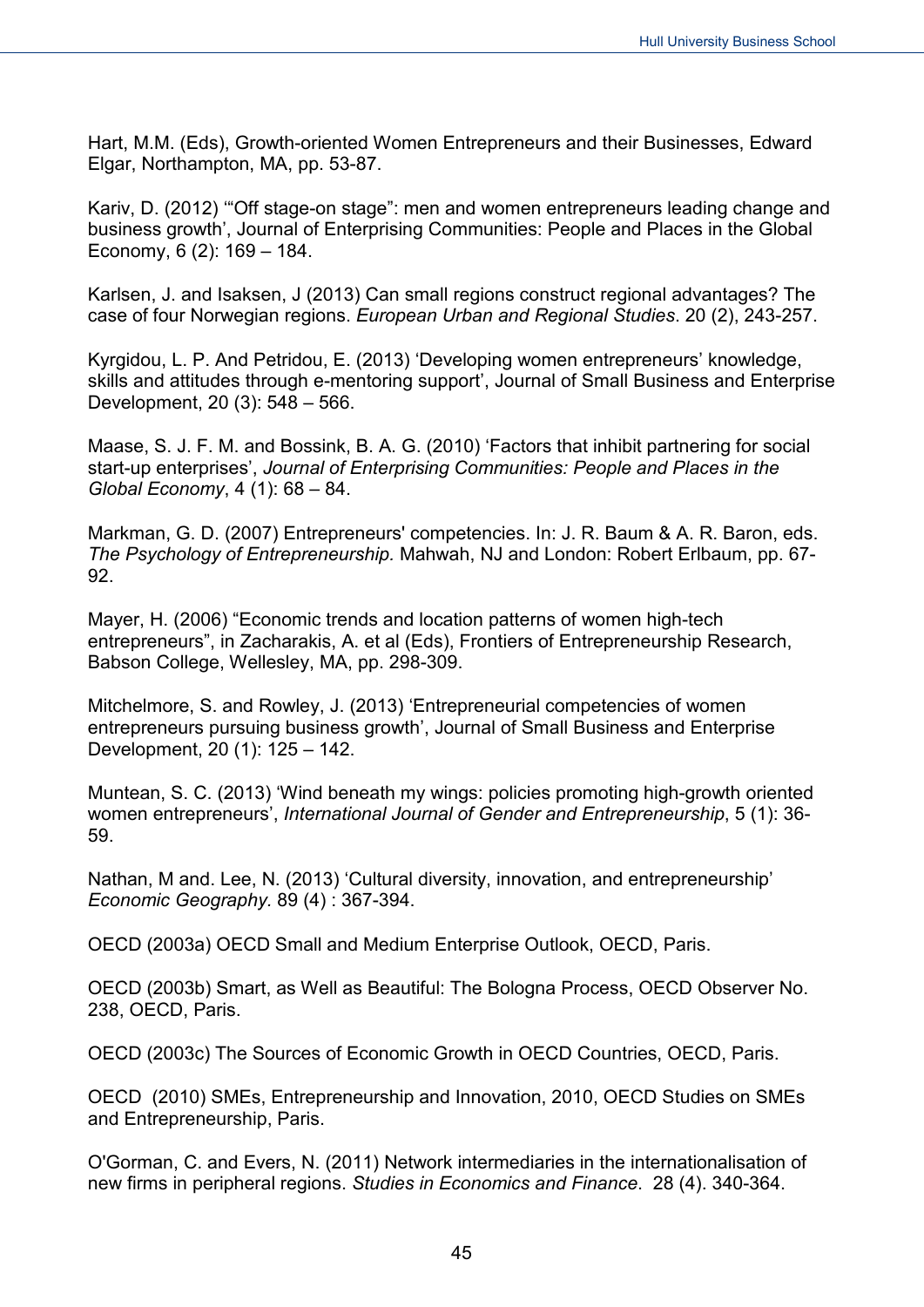Hart, M.M. (Eds), Growth-oriented Women Entrepreneurs and their Businesses, Edward Elgar, Northampton, MA, pp. 53-87.

Kariv, D. (2012) '"Off stage-on stage": men and women entrepreneurs leading change and business growth', Journal of Enterprising Communities: People and Places in the Global Economy, 6 (2): 169 – 184.

Karlsen, J. and Isaksen, J (2013) Can small regions construct regional advantages? The case of four Norwegian regions. *European Urban and Regional Studies*. 20 (2), 243-257.

Kyrgidou, L. P. And Petridou, E. (2013) 'Developing women entrepreneurs' knowledge, skills and attitudes through e-mentoring support', Journal of Small Business and Enterprise Development, 20 (3): 548 – 566.

Maase, S. J. F. M. and Bossink, B. A. G. (2010) 'Factors that inhibit partnering for social start-up enterprises', *Journal of Enterprising Communities: People and Places in the Global Economy*, 4 (1): 68 – 84.

Markman, G. D. (2007) Entrepreneurs' competencies. In: J. R. Baum & A. R. Baron, eds. *The Psychology of Entrepreneurship.* Mahwah, NJ and London: Robert Erlbaum, pp. 67-92.

Mayer, H. (2006) "Economic trends and location patterns of women high-tech entrepreneurs", in Zacharakis, A. et al (Eds), Frontiers of Entrepreneurship Research, Babson College, Wellesley, MA, pp. 298-309.

Mitchelmore, S. and Rowley, J. (2013) 'Entrepreneurial competencies of women entrepreneurs pursuing business growth', Journal of Small Business and Enterprise Development, 20 (1): 125 – 142.

Muntean, S. C. (2013) 'Wind beneath my wings: policies promoting high-growth oriented women entrepreneurs', *International Journal of Gender and Entrepreneurship*, 5 (1): 36-59.

Nathan, M and. Lee, N. (2013) 'Cultural diversity, innovation, and entrepreneurship' *Economic Geography.* 89 (4) : 367-394.

OECD (2003a) OECD Small and Medium Enterprise Outlook, OECD, Paris.

OECD (2003b) Smart, as Well as Beautiful: The Bologna Process, OECD Observer No. 238, OECD, Paris.

OECD (2003c) The Sources of Economic Growth in OECD Countries, OECD, Paris.

OECD (2010) SMEs, Entrepreneurship and Innovation, 2010, OECD Studies on SMEs and Entrepreneurship, Paris.

O'Gorman, C. and Evers, N. (2011) Network intermediaries in the internationalisation of new firms in peripheral regions. *Studies in Economics and Finance*. 28 (4). 340-364.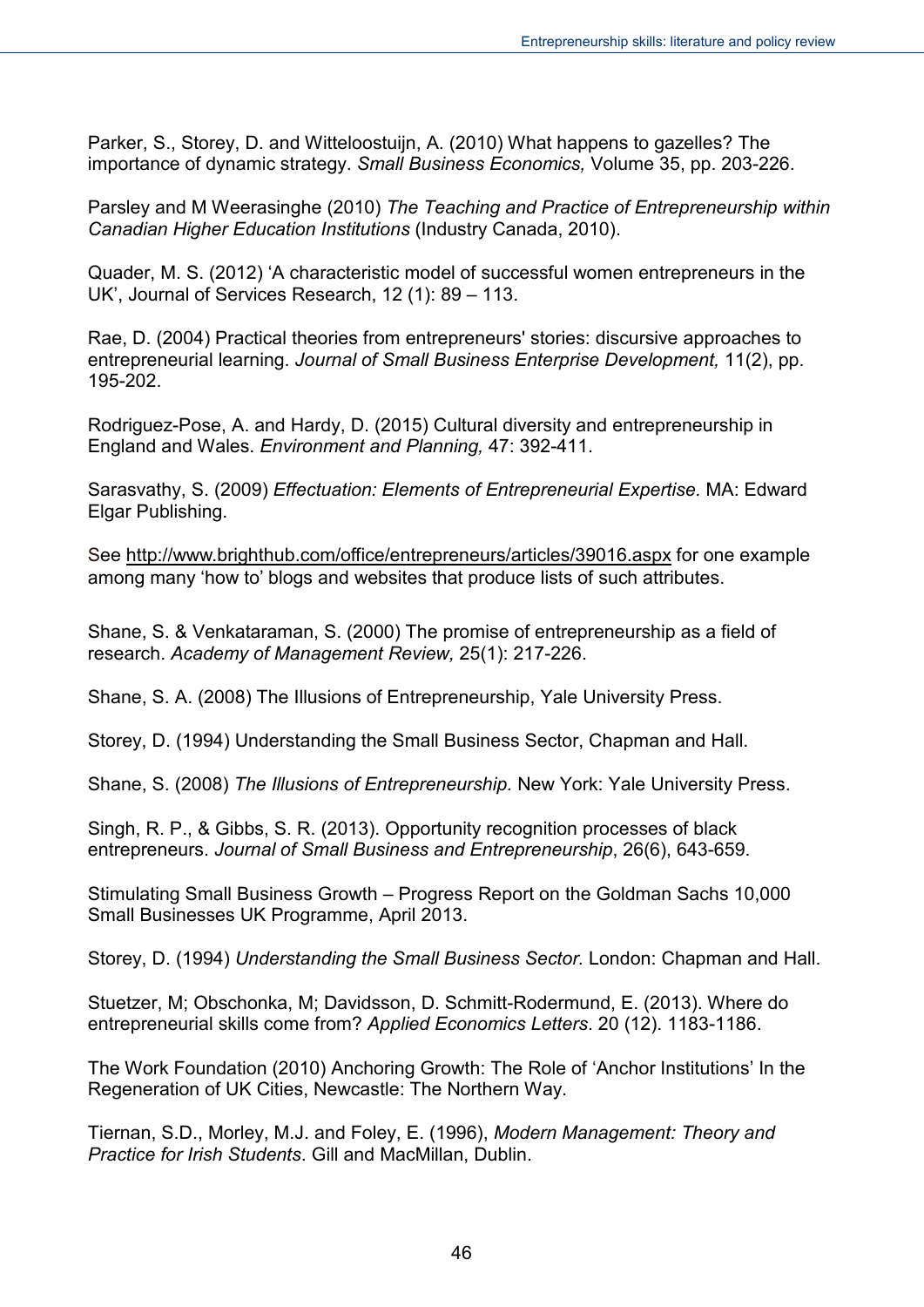Parker, S., Storey, D. and Witteloostuijn, A. (2010) What happens to gazelles? The importance of dynamic strategy. *Small Business Economics,* Volume 35, pp. 203-226.

Parsley and M Weerasinghe (2010) *The Teaching and Practice of Entrepreneurship within Canadian Higher Education Institutions* (Industry Canada, 2010).

Quader, M. S. (2012) 'A characteristic model of successful women entrepreneurs in the UK', Journal of Services Research, 12 (1): 89 – 113.

Rae, D. (2004) Practical theories from entrepreneurs' stories: discursive approaches to entrepreneurial learning. *Journal of Small Business Enterprise Development,* 11(2), pp. 195-202.

Rodriguez-Pose, A. and Hardy, D. (2015) Cultural diversity and entrepreneurship in England and Wales. *Environment and Planning,* 47: 392-411.

Sarasvathy, S. (2009) *Effectuation: Elements of Entrepreneurial Expertise.* MA: Edward Elgar Publishing.

See http://www.brighthub.com/office/entrepreneurs/articles/39016.aspx for one example among many 'how to' blogs and websites that produce lists of such attributes.

Shane, S. & Venkataraman, S. (2000) The promise of entrepreneurship as a field of research. *Academy of Management Review,* 25(1): 217-226.

Shane, S. A. (2008) The Illusions of Entrepreneurship, Yale University Press.

Storey, D. (1994) Understanding the Small Business Sector, Chapman and Hall.

Shane, S. (2008) *The Illusions of Entrepreneurship.* New York: Yale University Press.

Singh, R. P., & Gibbs, S. R. (2013). Opportunity recognition processes of black entrepreneurs. *Journal of Small Business and Entrepreneurship*, 26(6), 643-659.

Stimulating Small Business Growth – Progress Report on the Goldman Sachs 10,000 Small Businesses UK Programme, April 2013.

Storey, D. (1994) *Understanding the Small Business Sector.* London: Chapman and Hall.

Stuetzer, M; Obschonka, M; Davidsson, D. Schmitt-Rodermund, E. (2013). Where do entrepreneurial skills come from? *Applied Economics Letters*. 20 (12). 1183-1186.

The Work Foundation (2010) Anchoring Growth: The Role of 'Anchor Institutions' In the Regeneration of UK Cities, Newcastle: The Northern Way.

Tiernan, S.D., Morley, M.J. and Foley, E. (1996), *Modern Management: Theory and Practice for Irish Students*. Gill and MacMillan, Dublin.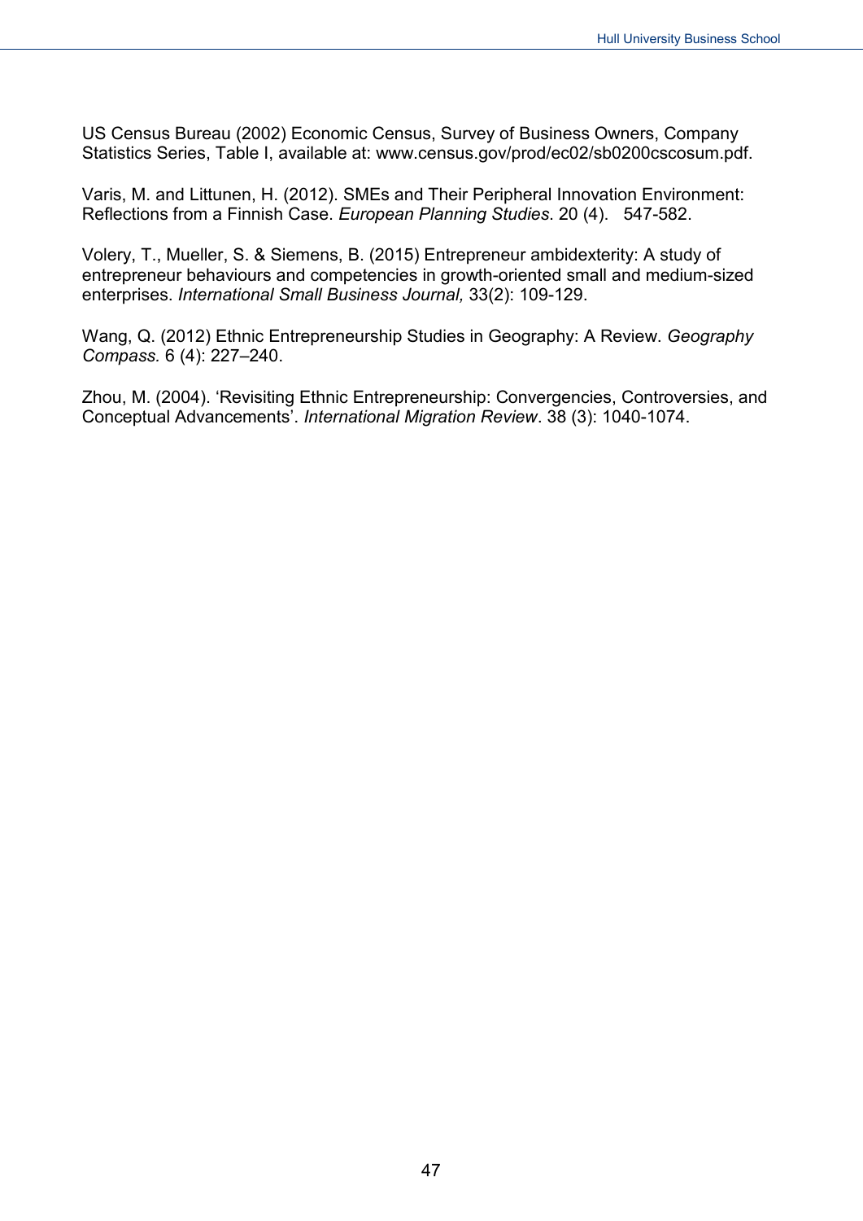US Census Bureau (2002) Economic Census, Survey of Business Owners, Company Statistics Series, Table I, available at: www.census.gov/prod/ec02/sb0200cscosum.pdf.

Varis, M. and Littunen, H. (2012). SMEs and Their Peripheral Innovation Environment: Reflections from a Finnish Case. *European Planning Studies*. 20 (4). 547-582.

Volery, T., Mueller, S. & Siemens, B. (2015) Entrepreneur ambidexterity: A study of entrepreneur behaviours and competencies in growth-oriented small and medium-sized enterprises. *International Small Business Journal,* 33(2): 109-129.

Wang, Q. (2012) Ethnic Entrepreneurship Studies in Geography: A Review. *Geography Compass.* 6 (4): 227–240.

Zhou, M. (2004). 'Revisiting Ethnic Entrepreneurship: Convergencies, Controversies, and Conceptual Advancements'. *International Migration Review*. 38 (3): 1040-1074.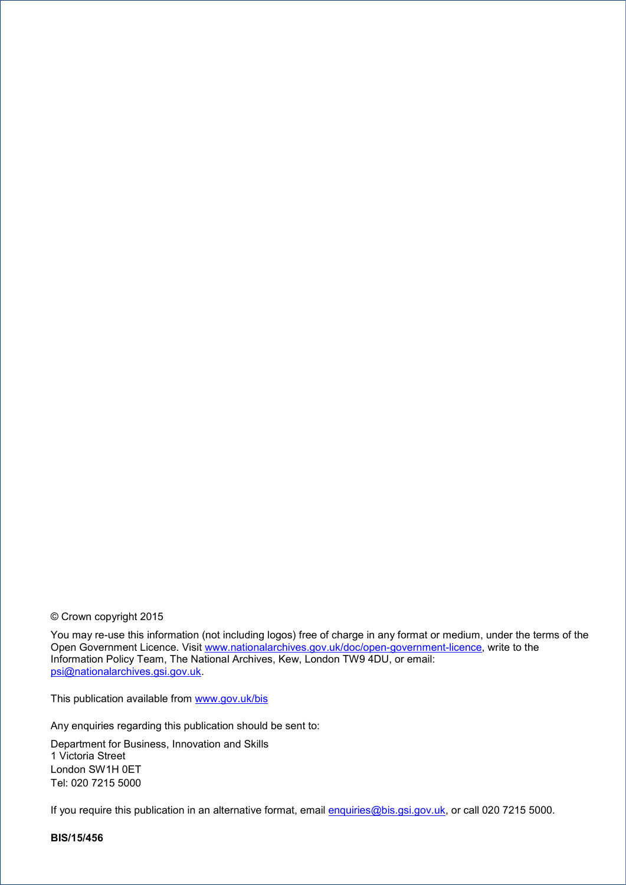© Crown copyright 2015

You may re-use this information (not including logos) free of charge in any format or medium, under the terms of the Open Government Licence. Visit www.nationalarchives.gov.uk/doc/open-government-licence, write to the Information Policy Team, The National Archives, Kew, London TW9 4DU, or email: psi@nationalarchives.gsi.gov.uk.

This publication available from www.gov.uk/bis

Any enquiries regarding this publication should be sent to:

Department for Business, Innovation and Skills
1 Victoria Street
London SW1H 0ET
Tel: 020 7215 5000

If you require this publication in an alternative format, email enquiries@bis.gsi.gov.uk, or call 020 7215 5000.

**BIS/15/456**